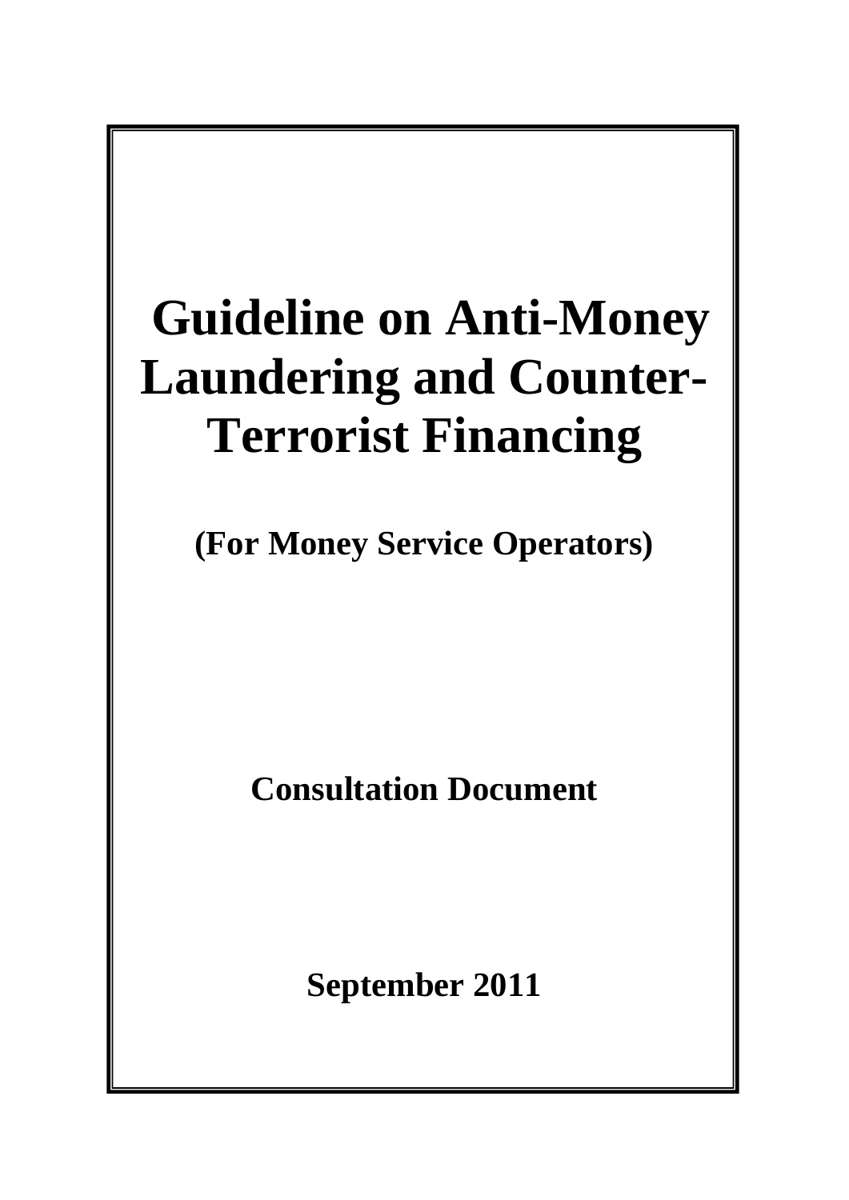# Guideline on Anti-Money Laundering and Counter-Terrorist Financing

**(For Money Service Operators)**

**Consultation Document**

**September 2011**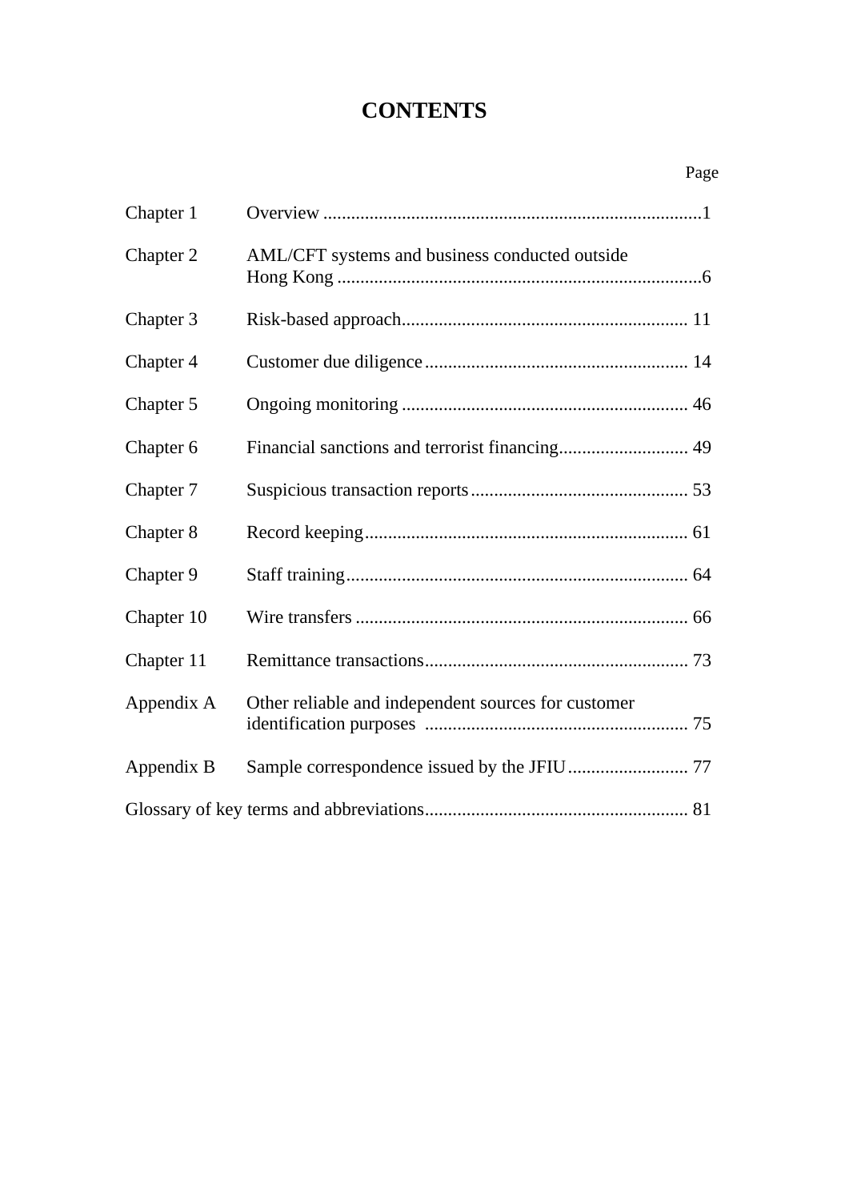# CONTENTS

| | | Page |
|---|---|---|
| Chapter 1 | Overview | 1 |
| Chapter 2 | AML/CFT systems and business conducted outside Hong Kong | 6 |
| Chapter 3 | Risk-based approach | 11 |
| Chapter 4 | Customer due diligence | 14 |
| Chapter 5 | Ongoing monitoring | 46 |
| Chapter 6 | Financial sanctions and terrorist financing | 49 |
| Chapter 7 | Suspicious transaction reports | 53 |
| Chapter 8 | Record keeping | 61 |
| Chapter 9 | Staff training | 64 |
| Chapter 10 | Wire transfers | 66 |
| Chapter 11 | Remittance transactions | 73 |
| Appendix A | Other reliable and independent sources for customer identification purposes | 75 |
| Appendix B | Sample correspondence issued by the JFIU | 77 |
| Glossary of key terms and abbreviations | | 81 |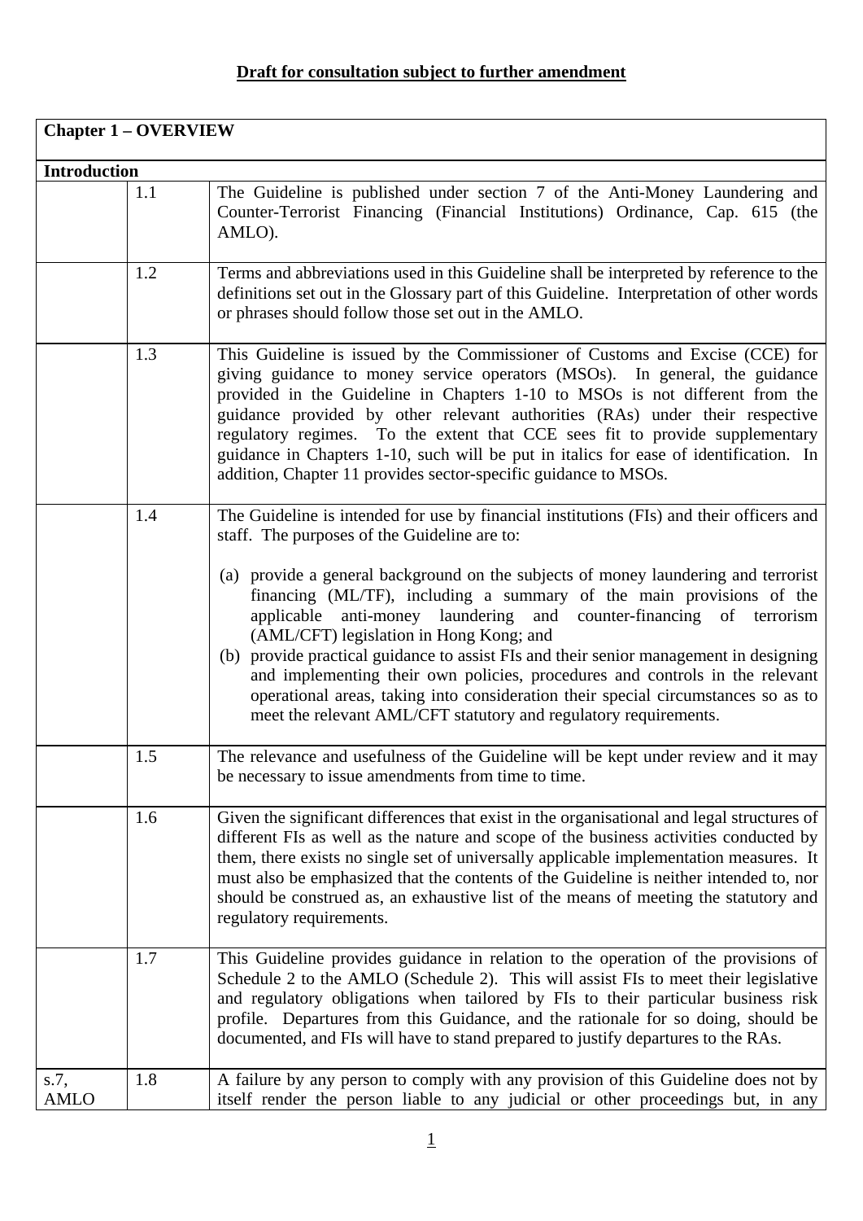**Draft for consultation subject to further amendment**

| **Chapter 1 – OVERVIEW** | | |
|---|---|---|
| **Introduction** | | |
| | 1.1 | The Guideline is published under section 7 of the Anti-Money Laundering and Counter-Terrorist Financing (Financial Institutions) Ordinance, Cap. 615 (the AMLO). |
| | 1.2 | Terms and abbreviations used in this Guideline shall be interpreted by reference to the definitions set out in the Glossary part of this Guideline. Interpretation of other words or phrases should follow those set out in the AMLO. |
| | 1.3 | This Guideline is issued by the Commissioner of Customs and Excise (CCE) for giving guidance to money service operators (MSOs). In general, the guidance provided in the Guideline in Chapters 1-10 to MSOs is not different from the guidance provided by other relevant authorities (RAs) under their respective regulatory regimes. To the extent that CCE sees fit to provide supplementary guidance in Chapters 1-10, such will be put in italics for ease of identification. In addition, Chapter 11 provides sector-specific guidance to MSOs. |
| | 1.4 | The Guideline is intended for use by financial institutions (FIs) and their officers and staff. The purposes of the Guideline are to:<br><br>(a) provide a general background on the subjects of money laundering and terrorist financing (ML/TF), including a summary of the main provisions of the applicable anti-money laundering and counter-financing of terrorism (AML/CFT) legislation in Hong Kong; and<br>(b) provide practical guidance to assist FIs and their senior management in designing and implementing their own policies, procedures and controls in the relevant operational areas, taking into consideration their special circumstances so as to meet the relevant AML/CFT statutory and regulatory requirements. |
| | 1.5 | The relevance and usefulness of the Guideline will be kept under review and it may be necessary to issue amendments from time to time. |
| | 1.6 | Given the significant differences that exist in the organisational and legal structures of different FIs as well as the nature and scope of the business activities conducted by them, there exists no single set of universally applicable implementation measures. It must also be emphasized that the contents of the Guideline is neither intended to, nor should be construed as, an exhaustive list of the means of meeting the statutory and regulatory requirements. |
| | 1.7 | This Guideline provides guidance in relation to the operation of the provisions of Schedule 2 to the AMLO (Schedule 2). This will assist FIs to meet their legislative and regulatory obligations when tailored by FIs to their particular business risk profile. Departures from this Guidance, and the rationale for so doing, should be documented, and FIs will have to stand prepared to justify departures to the RAs. |
| s.7, AMLO | 1.8 | A failure by any person to comply with any provision of this Guideline does not by itself render the person liable to any judicial or other proceedings but, in any |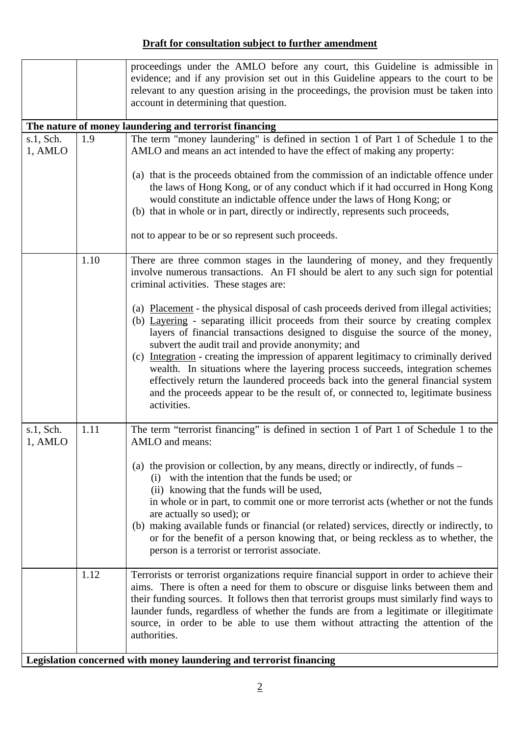**Draft for consultation subject to further amendment**

| | | |
|---|---|---|
| | | proceedings under the AMLO before any court, this Guideline is admissible in evidence; and if any provision set out in this Guideline appears to the court to be relevant to any question arising in the proceedings, the provision must be taken into account in determining that question. |
| **The nature of money laundering and terrorist financing** | | |
| s.1, Sch. 1, AMLO | 1.9 | The term "money laundering" is defined in section 1 of Part 1 of Schedule 1 to the AMLO and means an act intended to have the effect of making any property:<br><br>(a) that is the proceeds obtained from the commission of an indictable offence under the laws of Hong Kong, or of any conduct which if it had occurred in Hong Kong would constitute an indictable offence under the laws of Hong Kong; or<br>(b) that in whole or in part, directly or indirectly, represents such proceeds,<br><br>not to appear to be or so represent such proceeds. |
| | 1.10 | There are three common stages in the laundering of money, and they frequently involve numerous transactions. An FI should be alert to any such sign for potential criminal activities. These stages are:<br><br>(a) Placement - the physical disposal of cash proceeds derived from illegal activities;<br>(b) Layering - separating illicit proceeds from their source by creating complex layers of financial transactions designed to disguise the source of the money, subvert the audit trail and provide anonymity; and<br>(c) Integration - creating the impression of apparent legitimacy to criminally derived wealth. In situations where the layering process succeeds, integration schemes effectively return the laundered proceeds back into the general financial system and the proceeds appear to be the result of, or connected to, legitimate business activities. |
| s.1, Sch. 1, AMLO | 1.11 | The term "terrorist financing" is defined in section 1 of Part 1 of Schedule 1 to the AMLO and means:<br><br>(a) the provision or collection, by any means, directly or indirectly, of funds –<br>(i) with the intention that the funds be used; or<br>(ii) knowing that the funds will be used,<br>in whole or in part, to commit one or more terrorist acts (whether or not the funds are actually so used); or<br>(b) making available funds or financial (or related) services, directly or indirectly, to or for the benefit of a person knowing that, or being reckless as to whether, the person is a terrorist or terrorist associate. |
| | 1.12 | Terrorists or terrorist organizations require financial support in order to achieve their aims. There is often a need for them to obscure or disguise links between them and their funding sources. It follows then that terrorist groups must similarly find ways to launder funds, regardless of whether the funds are from a legitimate or illegitimate source, in order to be able to use them without attracting the attention of the authorities. |
| **Legislation concerned with money laundering and terrorist financing** | | |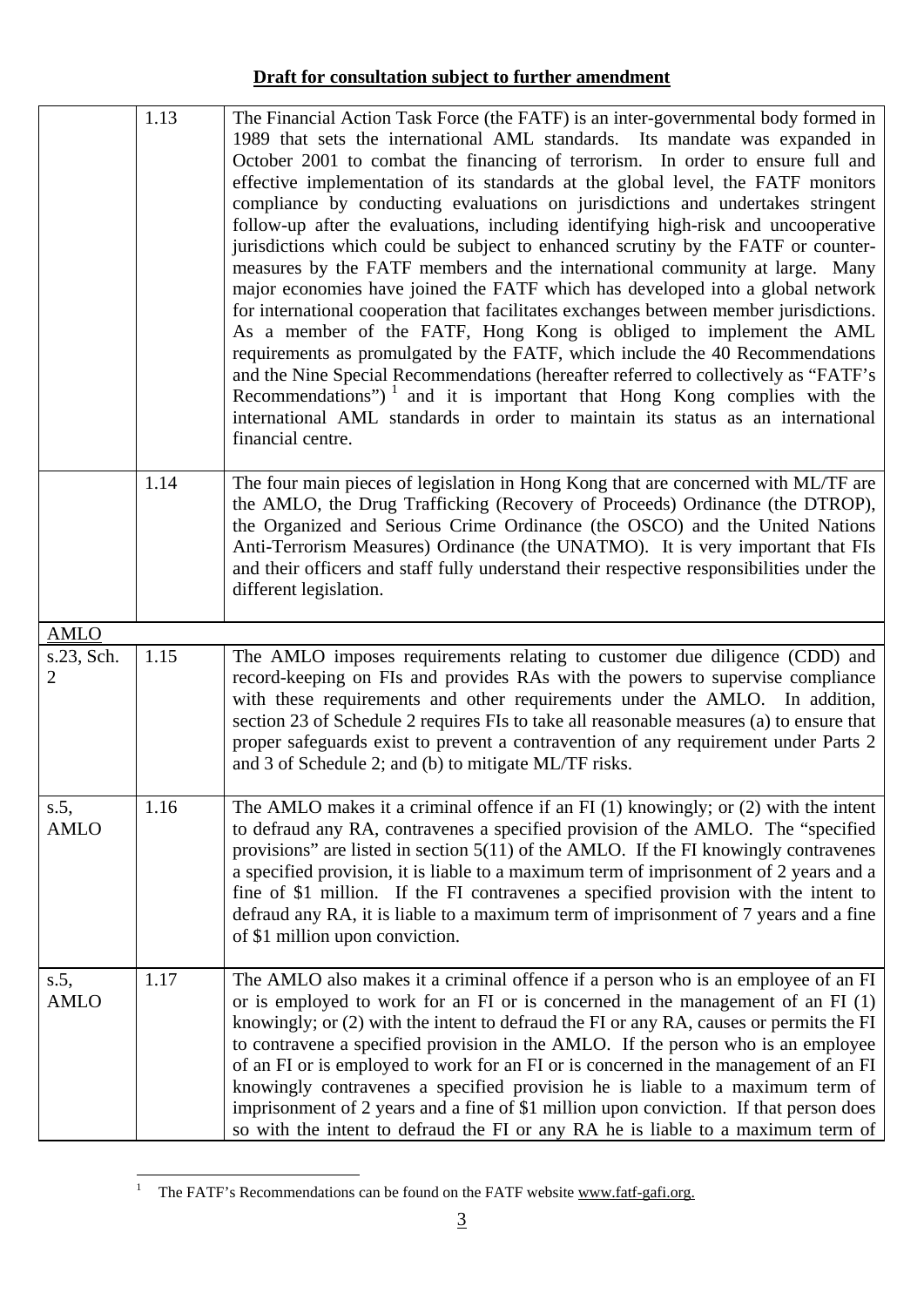**Draft for consultation subject to further amendment**

| | | |
|---|---|---|
| | 1.13 | The Financial Action Task Force (the FATF) is an inter-governmental body formed in 1989 that sets the international AML standards. Its mandate was expanded in October 2001 to combat the financing of terrorism. In order to ensure full and effective implementation of its standards at the global level, the FATF monitors compliance by conducting evaluations on jurisdictions and undertakes stringent follow-up after the evaluations, including identifying high-risk and uncooperative jurisdictions which could be subject to enhanced scrutiny by the FATF or counter-measures by the FATF members and the international community at large. Many major economies have joined the FATF which has developed into a global network for international cooperation that facilitates exchanges between member jurisdictions. As a member of the FATF, Hong Kong is obliged to implement the AML requirements as promulgated by the FATF, which include the 40 Recommendations and the Nine Special Recommendations (hereafter referred to collectively as "FATF's Recommendations") [1] and it is important that Hong Kong complies with the international AML standards in order to maintain its status as an international financial centre. |
| | 1.14 | The four main pieces of legislation in Hong Kong that are concerned with ML/TF are the AMLO, the Drug Trafficking (Recovery of Proceeds) Ordinance (the DTROP), the Organized and Serious Crime Ordinance (the OSCO) and the United Nations Anti-Terrorism Measures) Ordinance (the UNATMO). It is very important that FIs and their officers and staff fully understand their respective responsibilities under the different legislation. |
| <u>AMLO</u> | | |
| s.23, Sch. 2 | 1.15 | The AMLO imposes requirements relating to customer due diligence (CDD) and record-keeping on FIs and provides RAs with the powers to supervise compliance with these requirements and other requirements under the AMLO. In addition, section 23 of Schedule 2 requires FIs to take all reasonable measures (a) to ensure that proper safeguards exist to prevent a contravention of any requirement under Parts 2 and 3 of Schedule 2; and (b) to mitigate ML/TF risks. |
| s.5, AMLO | 1.16 | The AMLO makes it a criminal offence if an FI (1) knowingly; or (2) with the intent to defraud any RA, contravenes a specified provision of the AMLO. The "specified provisions" are listed in section 5(11) of the AMLO. If the FI knowingly contravenes a specified provision, it is liable to a maximum term of imprisonment of 2 years and a fine of $1 million. If the FI contravenes a specified provision with the intent to defraud any RA, it is liable to a maximum term of imprisonment of 7 years and a fine of $1 million upon conviction. |
| s.5, AMLO | 1.17 | The AMLO also makes it a criminal offence if a person who is an employee of an FI or is employed to work for an FI or is concerned in the management of an FI (1) knowingly; or (2) with the intent to defraud the FI or any RA, causes or permits the FI to contravene a specified provision in the AMLO. If the person who is an employee of an FI or is employed to work for an FI or is concerned in the management of an FI knowingly contravenes a specified provision he is liable to a maximum term of imprisonment of 2 years and a fine of $1 million upon conviction. If that person does so with the intent to defraud the FI or any RA he is liable to a maximum term of |

[1] The FATF's Recommendations can be found on the FATF website www.fatf-gafi.org.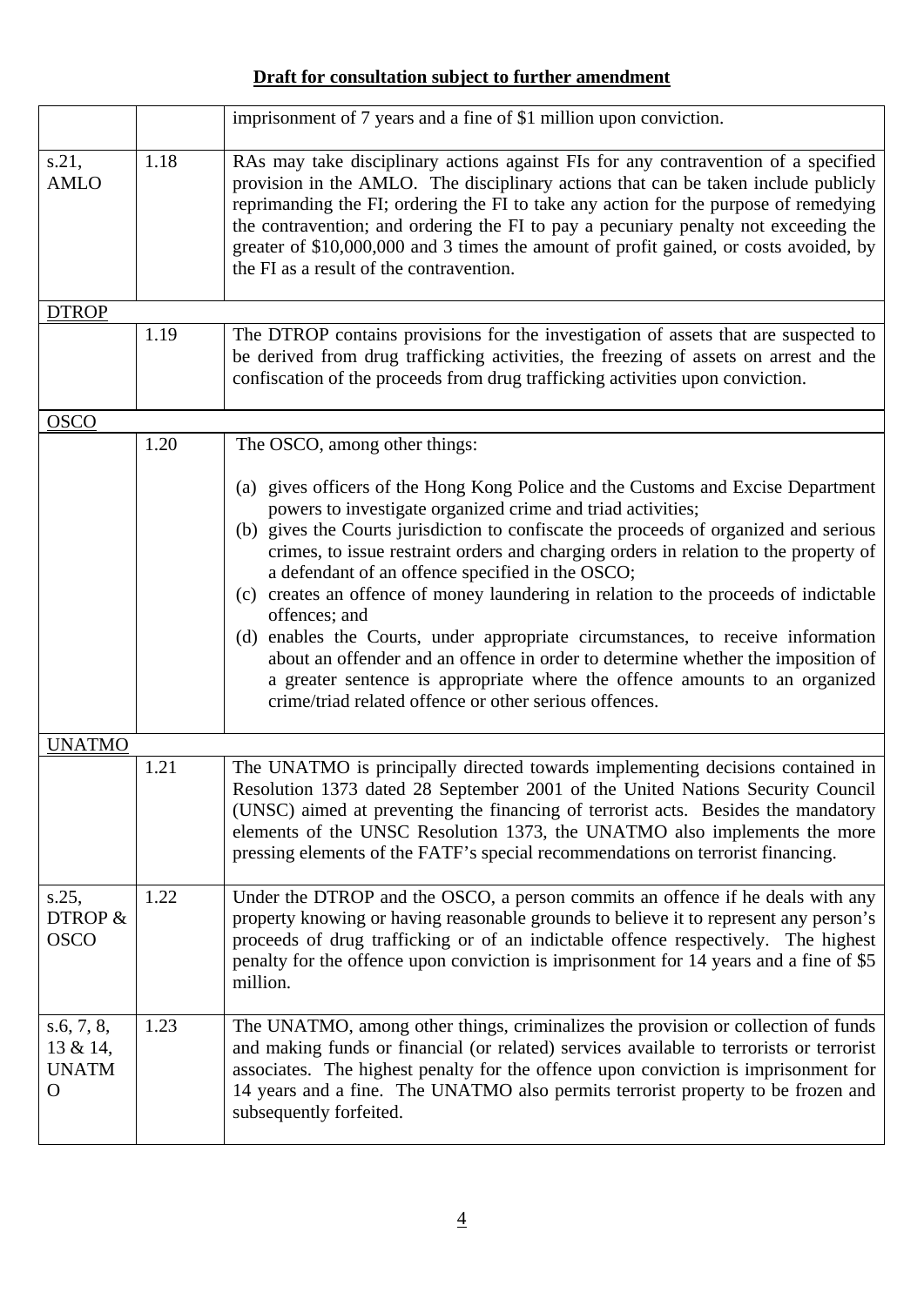**Draft for consultation subject to further amendment**

| | | |
|---|---|---|
| | | imprisonment of 7 years and a fine of $1 million upon conviction. |
| s.21, AMLO | 1.18 | RAs may take disciplinary actions against FIs for any contravention of a specified provision in the AMLO. The disciplinary actions that can be taken include publicly reprimanding the FI; ordering the FI to take any action for the purpose of remedying the contravention; and ordering the FI to pay a pecuniary penalty not exceeding the greater of $10,000,000 and 3 times the amount of profit gained, or costs avoided, by the FI as a result of the contravention. |
| <u>DTROP</u> | | |
| | 1.19 | The DTROP contains provisions for the investigation of assets that are suspected to be derived from drug trafficking activities, the freezing of assets on arrest and the confiscation of the proceeds from drug trafficking activities upon conviction. |
| <u>OSCO</u> | | |
| | 1.20 | The OSCO, among other things:<br><br>(a) gives officers of the Hong Kong Police and the Customs and Excise Department powers to investigate organized crime and triad activities;<br>(b) gives the Courts jurisdiction to confiscate the proceeds of organized and serious crimes, to issue restraint orders and charging orders in relation to the property of a defendant of an offence specified in the OSCO;<br>(c) creates an offence of money laundering in relation to the proceeds of indictable offences; and<br>(d) enables the Courts, under appropriate circumstances, to receive information about an offender and an offence in order to determine whether the imposition of a greater sentence is appropriate where the offence amounts to an organized crime/triad related offence or other serious offences. |
| <u>UNATMO</u> | | |
| | 1.21 | The UNATMO is principally directed towards implementing decisions contained in Resolution 1373 dated 28 September 2001 of the United Nations Security Council (UNSC) aimed at preventing the financing of terrorist acts. Besides the mandatory elements of the UNSC Resolution 1373, the UNATMO also implements the more pressing elements of the FATF's special recommendations on terrorist financing. |
| s.25, DTROP & OSCO | 1.22 | Under the DTROP and the OSCO, a person commits an offence if he deals with any property knowing or having reasonable grounds to believe it to represent any person's proceeds of drug trafficking or of an indictable offence respectively. The highest penalty for the offence upon conviction is imprisonment for 14 years and a fine of $5 million. |
| s.6, 7, 8, 13 & 14, UNATMO | 1.23 | The UNATMO, among other things, criminalizes the provision or collection of funds and making funds or financial (or related) services available to terrorists or terrorist associates. The highest penalty for the offence upon conviction is imprisonment for 14 years and a fine. The UNATMO also permits terrorist property to be frozen and subsequently forfeited. |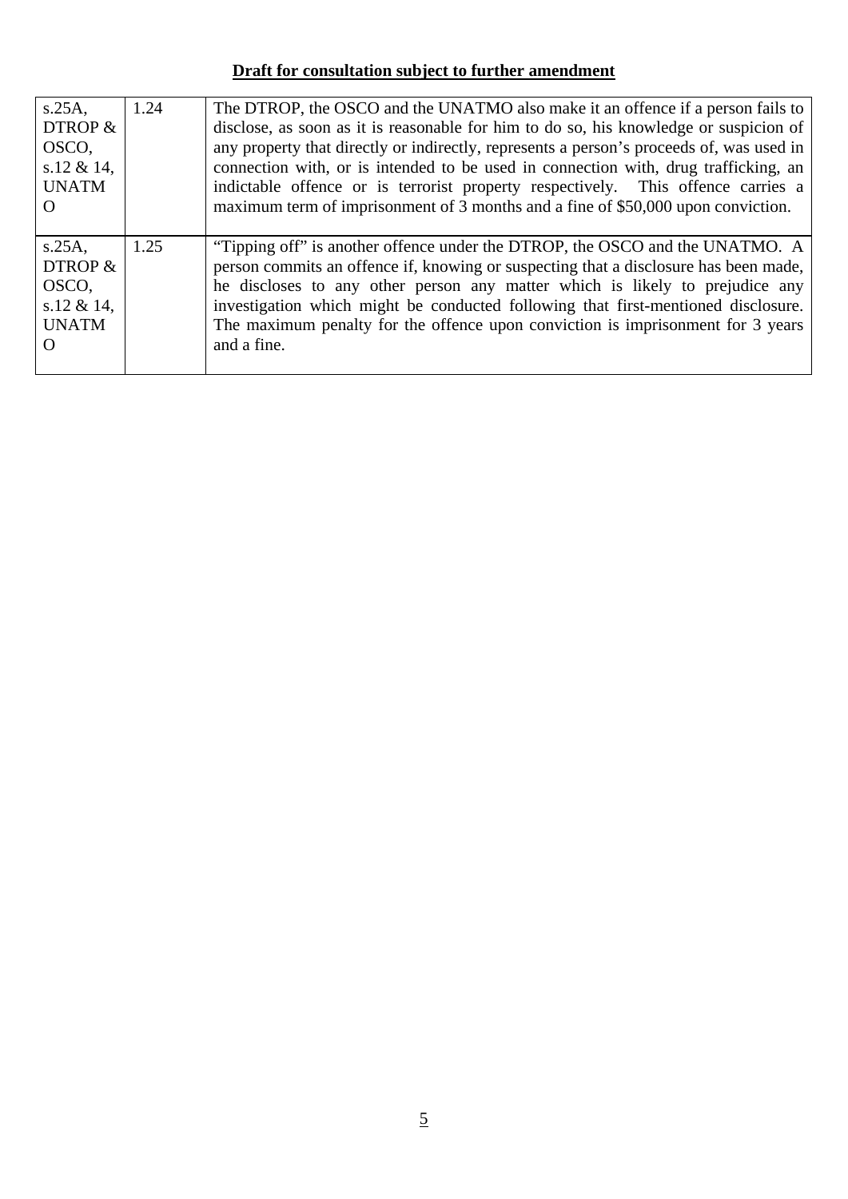**Draft for consultation subject to further amendment**

| | | |
|---|---|---|
| s.25A, DTROP & OSCO, s.12 & 14, UNATMO | 1.24 | The DTROP, the OSCO and the UNATMO also make it an offence if a person fails to disclose, as soon as it is reasonable for him to do so, his knowledge or suspicion of any property that directly or indirectly, represents a person's proceeds of, was used in connection with, or is intended to be used in connection with, drug trafficking, an indictable offence or is terrorist property respectively. This offence carries a maximum term of imprisonment of 3 months and a fine of $50,000 upon conviction. |
| s.25A, DTROP & OSCO, s.12 & 14, UNATMO | 1.25 | "Tipping off" is another offence under the DTROP, the OSCO and the UNATMO. A person commits an offence if, knowing or suspecting that a disclosure has been made, he discloses to any other person any matter which is likely to prejudice any investigation which might be conducted following that first-mentioned disclosure. The maximum penalty for the offence upon conviction is imprisonment for 3 years and a fine. |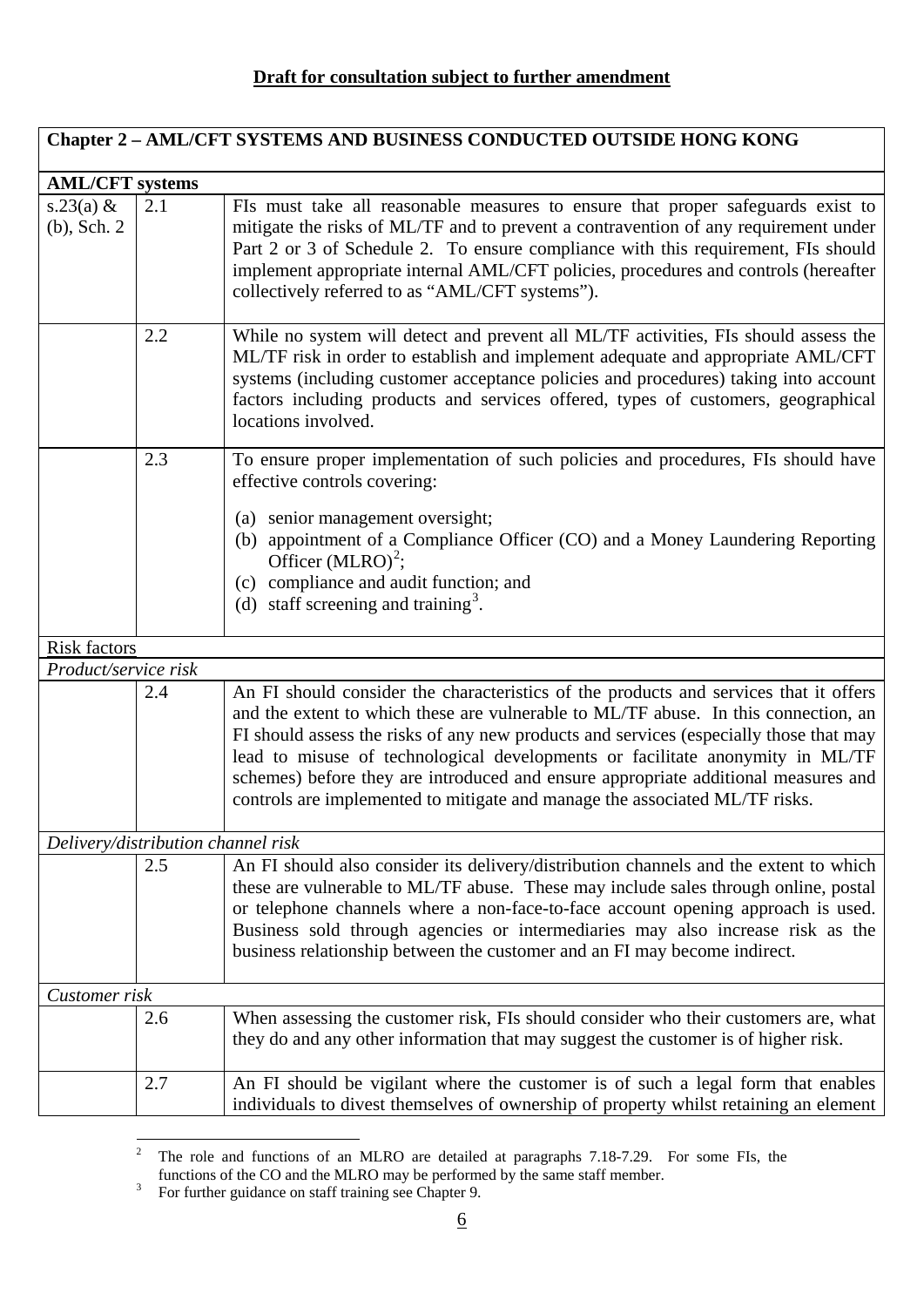**Draft for consultation subject to further amendment**

| **Chapter 2 – AML/CFT SYSTEMS AND BUSINESS CONDUCTED OUTSIDE HONG KONG** | | |
|---|---|---|
| **AML/CFT systems** | | |
| s.23(a) & (b), Sch. 2 | 2.1 | FIs must take all reasonable measures to ensure that proper safeguards exist to mitigate the risks of ML/TF and to prevent a contravention of any requirement under Part 2 or 3 of Schedule 2. To ensure compliance with this requirement, FIs should implement appropriate internal AML/CFT policies, procedures and controls (hereafter collectively referred to as "AML/CFT systems"). |
| | 2.2 | While no system will detect and prevent all ML/TF activities, FIs should assess the ML/TF risk in order to establish and implement adequate and appropriate AML/CFT systems (including customer acceptance policies and procedures) taking into account factors including products and services offered, types of customers, geographical locations involved. |
| | 2.3 | To ensure proper implementation of such policies and procedures, FIs should have effective controls covering:<br>(a) senior management oversight;<br>(b) appointment of a Compliance Officer (CO) and a Money Laundering Reporting Officer (MLRO)[2];<br>(c) compliance and audit function; and<br>(d) staff screening and training[3]. |
| Risk factors | | |
| *Product/service risk* | | |
| | 2.4 | An FI should consider the characteristics of the products and services that it offers and the extent to which these are vulnerable to ML/TF abuse. In this connection, an FI should assess the risks of any new products and services (especially those that may lead to misuse of technological developments or facilitate anonymity in ML/TF schemes) before they are introduced and ensure appropriate additional measures and controls are implemented to mitigate and manage the associated ML/TF risks. |
| *Delivery/distribution channel risk* | | |
| | 2.5 | An FI should also consider its delivery/distribution channels and the extent to which these are vulnerable to ML/TF abuse. These may include sales through online, postal or telephone channels where a non-face-to-face account opening approach is used. Business sold through agencies or intermediaries may also increase risk as the business relationship between the customer and an FI may become indirect. |
| *Customer risk* | | |
| | 2.6 | When assessing the customer risk, FIs should consider who their customers are, what they do and any other information that may suggest the customer is of higher risk. |
| | 2.7 | An FI should be vigilant where the customer is of such a legal form that enables individuals to divest themselves of ownership of property whilst retaining an element |

[2] The role and functions of an MLRO are detailed at paragraphs 7.18-7.29. For some FIs, the functions of the CO and the MLRO may be performed by the same staff member.

[3] For further guidance on staff training see Chapter 9.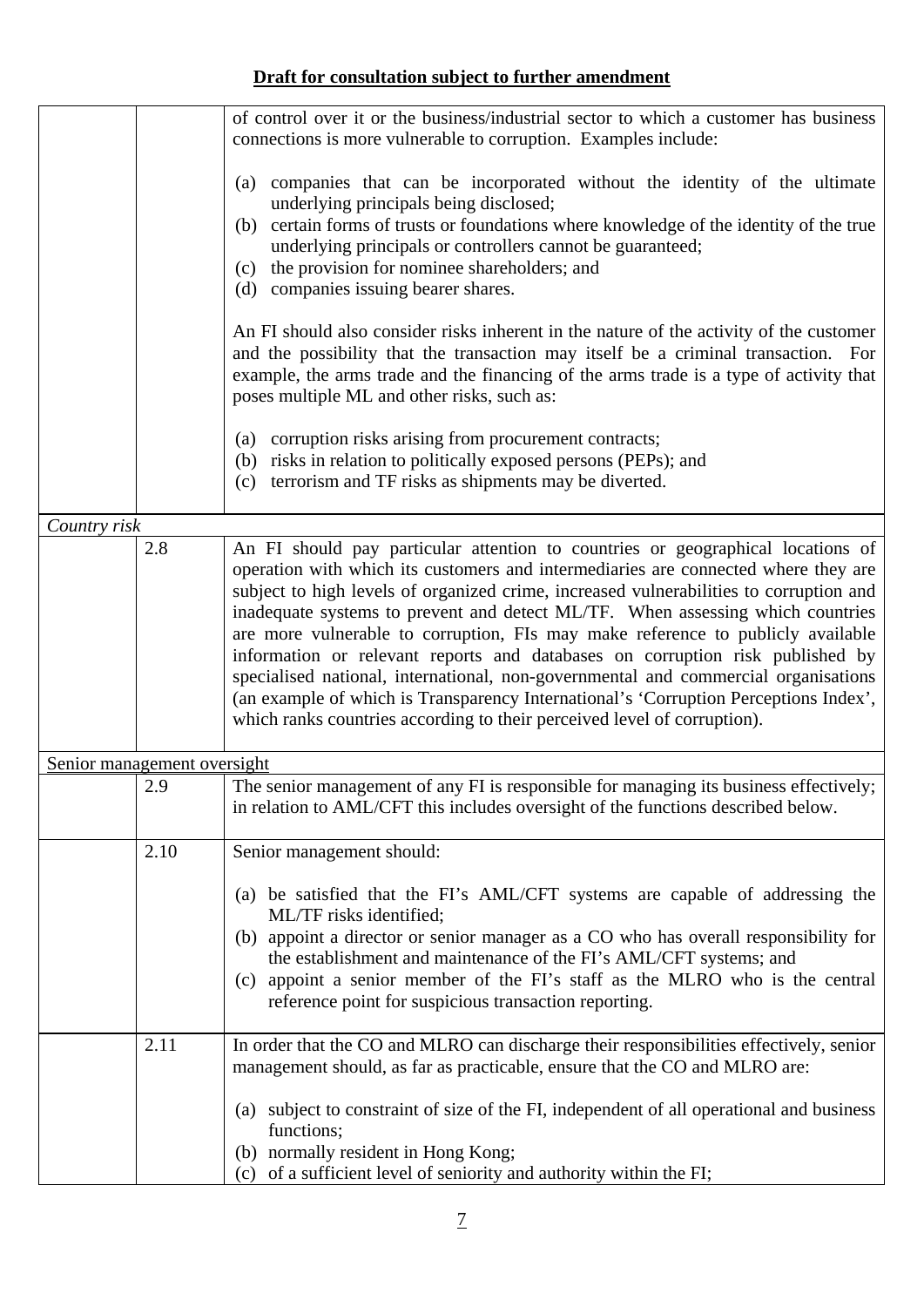**Draft for consultation subject to further amendment**

| | | |
|---|---|---|
| | | of control over it or the business/industrial sector to which a customer has business connections is more vulnerable to corruption. Examples include:<br><br>(a) companies that can be incorporated without the identity of the ultimate underlying principals being disclosed;<br>(b) certain forms of trusts or foundations where knowledge of the identity of the true underlying principals or controllers cannot be guaranteed;<br>(c) the provision for nominee shareholders; and<br>(d) companies issuing bearer shares.<br><br>An FI should also consider risks inherent in the nature of the activity of the customer and the possibility that the transaction may itself be a criminal transaction. For example, the arms trade and the financing of the arms trade is a type of activity that poses multiple ML and other risks, such as:<br><br>(a) corruption risks arising from procurement contracts;<br>(b) risks in relation to politically exposed persons (PEPs); and<br>(c) terrorism and TF risks as shipments may be diverted. |
| *Country risk* | | |
| | 2.8 | An FI should pay particular attention to countries or geographical locations of operation with which its customers and intermediaries are connected where they are subject to high levels of organized crime, increased vulnerabilities to corruption and inadequate systems to prevent and detect ML/TF. When assessing which countries are more vulnerable to corruption, FIs may make reference to publicly available information or relevant reports and databases on corruption risk published by specialised national, international, non-governmental and commercial organisations (an example of which is Transparency International's 'Corruption Perceptions Index', which ranks countries according to their perceived level of corruption). |
| Senior management oversight | | |
| | 2.9 | The senior management of any FI is responsible for managing its business effectively; in relation to AML/CFT this includes oversight of the functions described below. |
| | 2.10 | Senior management should:<br><br>(a) be satisfied that the FI's AML/CFT systems are capable of addressing the ML/TF risks identified;<br>(b) appoint a director or senior manager as a CO who has overall responsibility for the establishment and maintenance of the FI's AML/CFT systems; and<br>(c) appoint a senior member of the FI's staff as the MLRO who is the central reference point for suspicious transaction reporting. |
| | 2.11 | In order that the CO and MLRO can discharge their responsibilities effectively, senior management should, as far as practicable, ensure that the CO and MLRO are:<br><br>(a) subject to constraint of size of the FI, independent of all operational and business functions;<br>(b) normally resident in Hong Kong;<br>(c) of a sufficient level of seniority and authority within the FI; |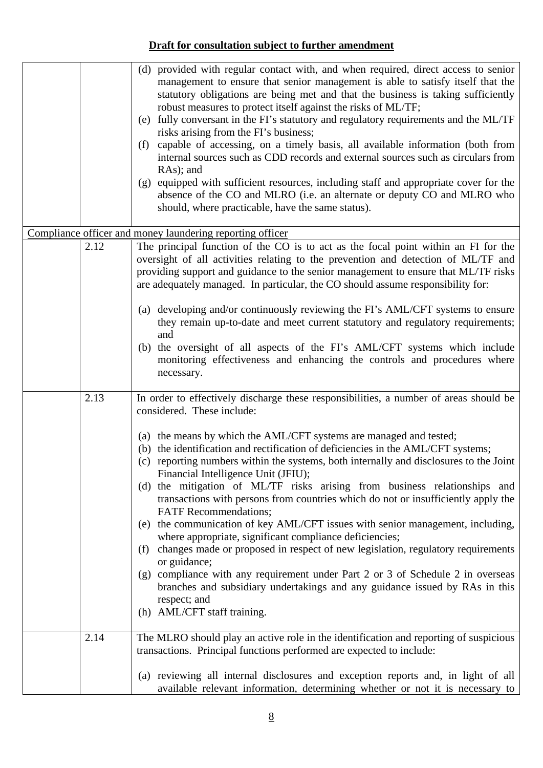**Draft for consultation subject to further amendment**

(d) provided with regular contact with, and when required, direct access to senior management to ensure that senior management is able to satisfy itself that the statutory obligations are being met and that the business is taking sufficiently robust measures to protect itself against the risks of ML/TF;

(e) fully conversant in the FI's statutory and regulatory requirements and the ML/TF risks arising from the FI's business;

(f) capable of accessing, on a timely basis, all available information (both from internal sources such as CDD records and external sources such as circulars from RAs); and

(g) equipped with sufficient resources, including staff and appropriate cover for the absence of the CO and MLRO (i.e. an alternate or deputy CO and MLRO who should, where practicable, have the same status).

<u>Compliance officer and money laundering reporting officer</u>

2.12 The principal function of the CO is to act as the focal point within an FI for the oversight of all activities relating to the prevention and detection of ML/TF and providing support and guidance to the senior management to ensure that ML/TF risks are adequately managed. In particular, the CO should assume responsibility for:

(a) developing and/or continuously reviewing the FI's AML/CFT systems to ensure they remain up-to-date and meet current statutory and regulatory requirements; and

(b) the oversight of all aspects of the FI's AML/CFT systems which include monitoring effectiveness and enhancing the controls and procedures where necessary.

2.13 In order to effectively discharge these responsibilities, a number of areas should be considered. These include:

(a) the means by which the AML/CFT systems are managed and tested;

(b) the identification and rectification of deficiencies in the AML/CFT systems;

(c) reporting numbers within the systems, both internally and disclosures to the Joint Financial Intelligence Unit (JFIU);

(d) the mitigation of ML/TF risks arising from business relationships and transactions with persons from countries which do not or insufficiently apply the FATF Recommendations;

(e) the communication of key AML/CFT issues with senior management, including, where appropriate, significant compliance deficiencies;

(f) changes made or proposed in respect of new legislation, regulatory requirements or guidance;

(g) compliance with any requirement under Part 2 or 3 of Schedule 2 in overseas branches and subsidiary undertakings and any guidance issued by RAs in this respect; and

(h) AML/CFT staff training.

2.14 The MLRO should play an active role in the identification and reporting of suspicious transactions. Principal functions performed are expected to include:

(a) reviewing all internal disclosures and exception reports and, in light of all available relevant information, determining whether or not it is necessary to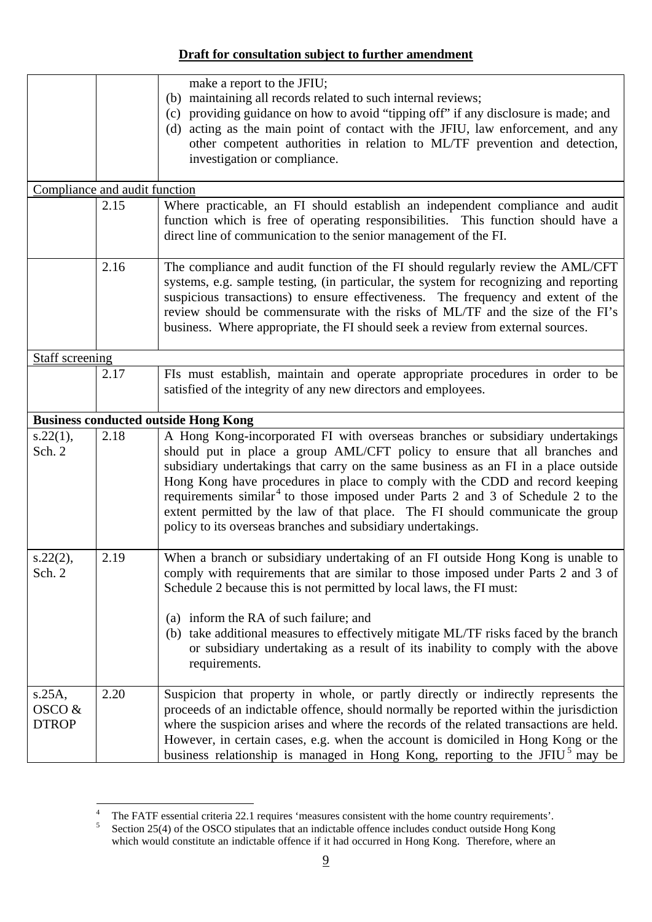**Draft for consultation subject to further amendment**

| | | |
|---|---|---|
| | | make a report to the JFIU;<br>(b) maintaining all records related to such internal reviews;<br>(c) providing guidance on how to avoid "tipping off" if any disclosure is made; and<br>(d) acting as the main point of contact with the JFIU, law enforcement, and any other competent authorities in relation to ML/TF prevention and detection, investigation or compliance. |
| Compliance and audit function | | |
| | 2.15 | Where practicable, an FI should establish an independent compliance and audit function which is free of operating responsibilities. This function should have a direct line of communication to the senior management of the FI. |
| | 2.16 | The compliance and audit function of the FI should regularly review the AML/CFT systems, e.g. sample testing, (in particular, the system for recognizing and reporting suspicious transactions) to ensure effectiveness. The frequency and extent of the review should be commensurate with the risks of ML/TF and the size of the FI's business. Where appropriate, the FI should seek a review from external sources. |
| Staff screening | | |
| | 2.17 | FIs must establish, maintain and operate appropriate procedures in order to be satisfied of the integrity of any new directors and employees. |
| **Business conducted outside Hong Kong** | | |
| s.22(1), Sch. 2 | 2.18 | A Hong Kong-incorporated FI with overseas branches or subsidiary undertakings should put in place a group AML/CFT policy to ensure that all branches and subsidiary undertakings that carry on the same business as an FI in a place outside Hong Kong have procedures in place to comply with the CDD and record keeping requirements similar[4] to those imposed under Parts 2 and 3 of Schedule 2 to the extent permitted by the law of that place. The FI should communicate the group policy to its overseas branches and subsidiary undertakings. |
| s.22(2), Sch. 2 | 2.19 | When a branch or subsidiary undertaking of an FI outside Hong Kong is unable to comply with requirements that are similar to those imposed under Parts 2 and 3 of Schedule 2 because this is not permitted by local laws, the FI must:<br><br>(a) inform the RA of such failure; and<br>(b) take additional measures to effectively mitigate ML/TF risks faced by the branch or subsidiary undertaking as a result of its inability to comply with the above requirements. |
| s.25A, OSCO & DTROP | 2.20 | Suspicion that property in whole, or partly directly or indirectly represents the proceeds of an indictable offence, should normally be reported within the jurisdiction where the suspicion arises and where the records of the related transactions are held. However, in certain cases, e.g. when the account is domiciled in Hong Kong or the business relationship is managed in Hong Kong, reporting to the JFIU[5] may be |

[4] The FATF essential criteria 22.1 requires 'measures consistent with the home country requirements'.

[5] Section 25(4) of the OSCO stipulates that an indictable offence includes conduct outside Hong Kong which would constitute an indictable offence if it had occurred in Hong Kong. Therefore, where an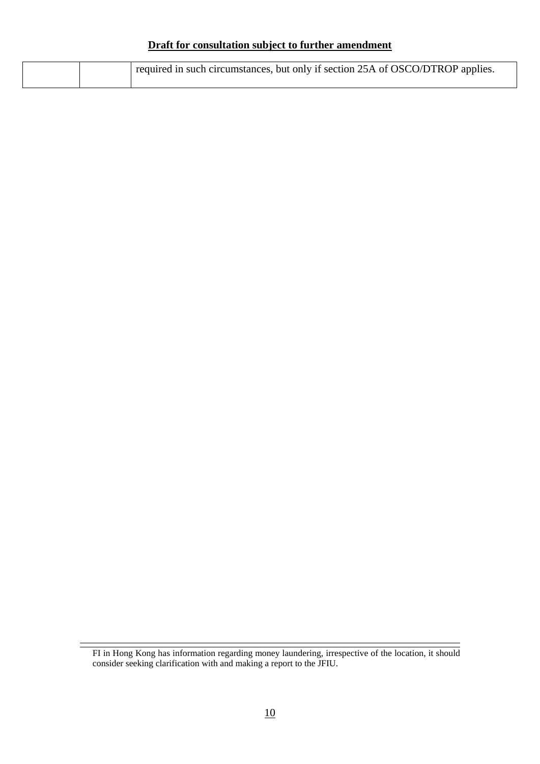**Draft for consultation subject to further amendment**

| | | |
|---|---|---|
| | | required in such circumstances, but only if section 25A of OSCO/DTROP applies. |

---

FI in Hong Kong has information regarding money laundering, irrespective of the location, it should consider seeking clarification with and making a report to the JFIU.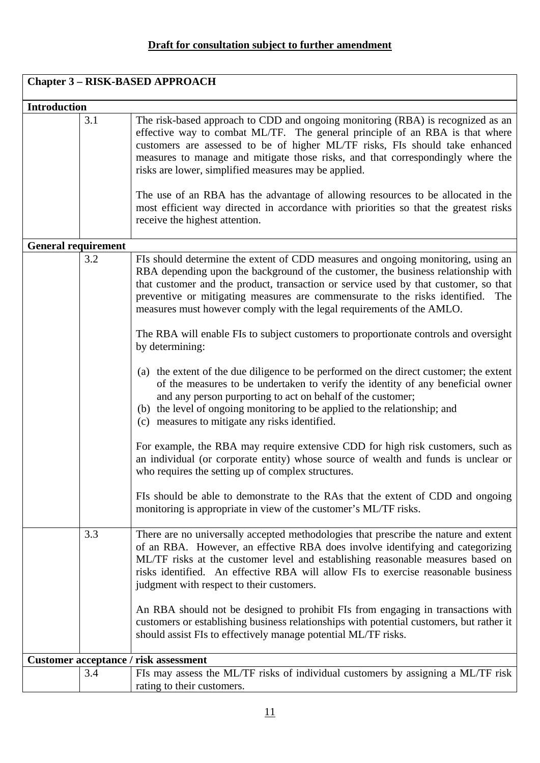**Draft for consultation subject to further amendment**

## Chapter 3 – RISK-BASED APPROACH

### Introduction

| | | |
|---|---|---|
| | 3.1 | The risk-based approach to CDD and ongoing monitoring (RBA) is recognized as an effective way to combat ML/TF. The general principle of an RBA is that where customers are assessed to be of higher ML/TF risks, FIs should take enhanced measures to manage and mitigate those risks, and that correspondingly where the risks are lower, simplified measures may be applied.<br><br>The use of an RBA has the advantage of allowing resources to be allocated in the most efficient way directed in accordance with priorities so that the greatest risks receive the highest attention. |

### General requirement

| | | |
|---|---|---|
| | 3.2 | FIs should determine the extent of CDD measures and ongoing monitoring, using an RBA depending upon the background of the customer, the business relationship with that customer and the product, transaction or service used by that customer, so that preventive or mitigating measures are commensurate to the risks identified. The measures must however comply with the legal requirements of the AMLO.<br><br>The RBA will enable FIs to subject customers to proportionate controls and oversight by determining:<br><br>(a) the extent of the due diligence to be performed on the direct customer; the extent of the measures to be undertaken to verify the identity of any beneficial owner and any person purporting to act on behalf of the customer;<br>(b) the level of ongoing monitoring to be applied to the relationship; and<br>(c) measures to mitigate any risks identified.<br><br>For example, the RBA may require extensive CDD for high risk customers, such as an individual (or corporate entity) whose source of wealth and funds is unclear or who requires the setting up of complex structures.<br><br>FIs should be able to demonstrate to the RAs that the extent of CDD and ongoing monitoring is appropriate in view of the customer's ML/TF risks. |
| | 3.3 | There are no universally accepted methodologies that prescribe the nature and extent of an RBA. However, an effective RBA does involve identifying and categorizing ML/TF risks at the customer level and establishing reasonable measures based on risks identified. An effective RBA will allow FIs to exercise reasonable business judgment with respect to their customers.<br><br>An RBA should not be designed to prohibit FIs from engaging in transactions with customers or establishing business relationships with potential customers, but rather it should assist FIs to effectively manage potential ML/TF risks. |

### Customer acceptance / risk assessment

| | | |
|---|---|---|
| | 3.4 | FIs may assess the ML/TF risks of individual customers by assigning a ML/TF risk rating to their customers. |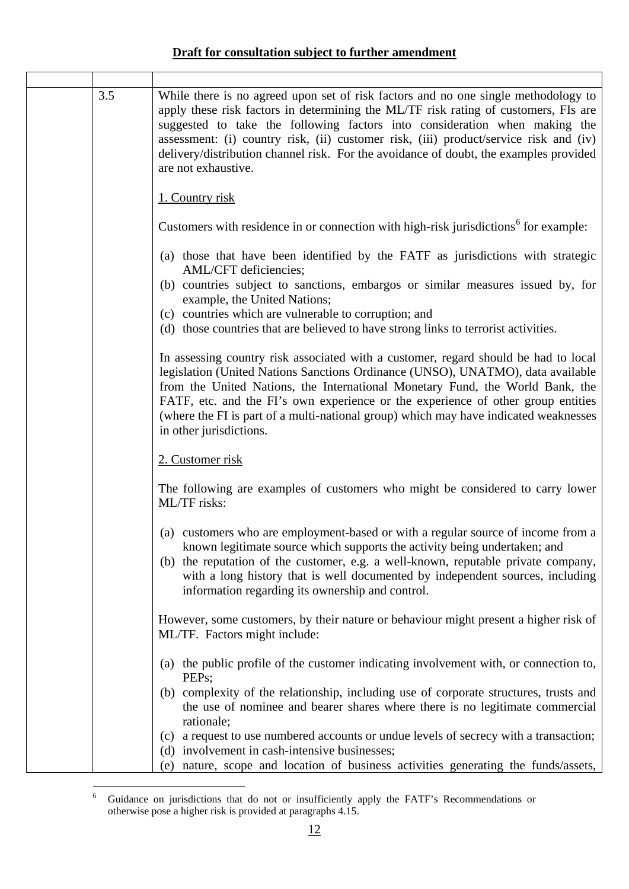**Draft for consultation subject to further amendment**

| | | |
|---|---|---|
| | 3.5 | While there is no agreed upon set of risk factors and no one single methodology to apply these risk factors in determining the ML/TF risk rating of customers, FIs are suggested to take the following factors into consideration when making the assessment: (i) country risk, (ii) customer risk, (iii) product/service risk and (iv) delivery/distribution channel risk. For the avoidance of doubt, the examples provided are not exhaustive.<br><br><u>1. Country risk</u><br><br>Customers with residence in or connection with high-risk jurisdictions[6] for example:<br><br>(a) those that have been identified by the FATF as jurisdictions with strategic AML/CFT deficiencies;<br>(b) countries subject to sanctions, embargos or similar measures issued by, for example, the United Nations;<br>(c) countries which are vulnerable to corruption; and<br>(d) those countries that are believed to have strong links to terrorist activities.<br><br>In assessing country risk associated with a customer, regard should be had to local legislation (United Nations Sanctions Ordinance (UNSO), UNATMO), data available from the United Nations, the International Monetary Fund, the World Bank, the FATF, etc. and the FI's own experience or the experience of other group entities (where the FI is part of a multi-national group) which may have indicated weaknesses in other jurisdictions.<br><br><u>2. Customer risk</u><br><br>The following are examples of customers who might be considered to carry lower ML/TF risks:<br><br>(a) customers who are employment-based or with a regular source of income from a known legitimate source which supports the activity being undertaken; and<br>(b) the reputation of the customer, e.g. a well-known, reputable private company, with a long history that is well documented by independent sources, including information regarding its ownership and control.<br><br>However, some customers, by their nature or behaviour might present a higher risk of ML/TF. Factors might include:<br><br>(a) the public profile of the customer indicating involvement with, or connection to, PEPs;<br>(b) complexity of the relationship, including use of corporate structures, trusts and the use of nominee and bearer shares where there is no legitimate commercial rationale;<br>(c) a request to use numbered accounts or undue levels of secrecy with a transaction;<br>(d) involvement in cash-intensive businesses;<br>(e) nature, scope and location of business activities generating the funds/assets, |

[6] Guidance on jurisdictions that do not or insufficiently apply the FATF's Recommendations or otherwise pose a higher risk is provided at paragraphs 4.15.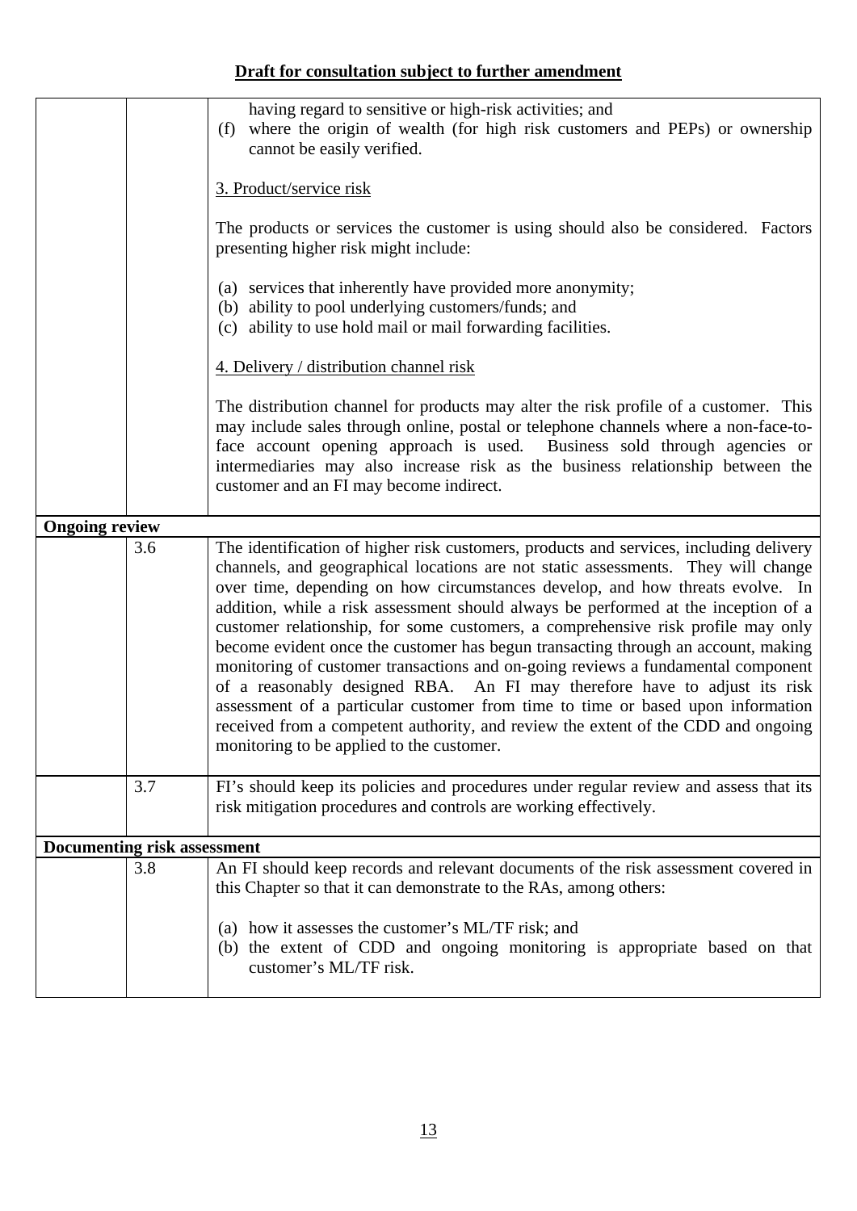**Draft for consultation subject to further amendment**

| | | |
|---|---|---|
| | | having regard to sensitive or high-risk activities; and<br>(f) where the origin of wealth (for high risk customers and PEPs) or ownership cannot be easily verified.<br><br>3. Product/service risk<br><br>The products or services the customer is using should also be considered. Factors presenting higher risk might include:<br><br>(a) services that inherently have provided more anonymity;<br>(b) ability to pool underlying customers/funds; and<br>(c) ability to use hold mail or mail forwarding facilities.<br><br>4. Delivery / distribution channel risk<br><br>The distribution channel for products may alter the risk profile of a customer. This may include sales through online, postal or telephone channels where a non-face-to-face account opening approach is used. Business sold through agencies or intermediaries may also increase risk as the business relationship between the customer and an FI may become indirect. |
| **Ongoing review** | | |
| | 3.6 | The identification of higher risk customers, products and services, including delivery channels, and geographical locations are not static assessments. They will change over time, depending on how circumstances develop, and how threats evolve. In addition, while a risk assessment should always be performed at the inception of a customer relationship, for some customers, a comprehensive risk profile may only become evident once the customer has begun transacting through an account, making monitoring of customer transactions and on-going reviews a fundamental component of a reasonably designed RBA. An FI may therefore have to adjust its risk assessment of a particular customer from time to time or based upon information received from a competent authority, and review the extent of the CDD and ongoing monitoring to be applied to the customer. |
| | 3.7 | FI's should keep its policies and procedures under regular review and assess that its risk mitigation procedures and controls are working effectively. |
| **Documenting risk assessment** | | |
| | 3.8 | An FI should keep records and relevant documents of the risk assessment covered in this Chapter so that it can demonstrate to the RAs, among others:<br><br>(a) how it assesses the customer's ML/TF risk; and<br>(b) the extent of CDD and ongoing monitoring is appropriate based on that customer's ML/TF risk. |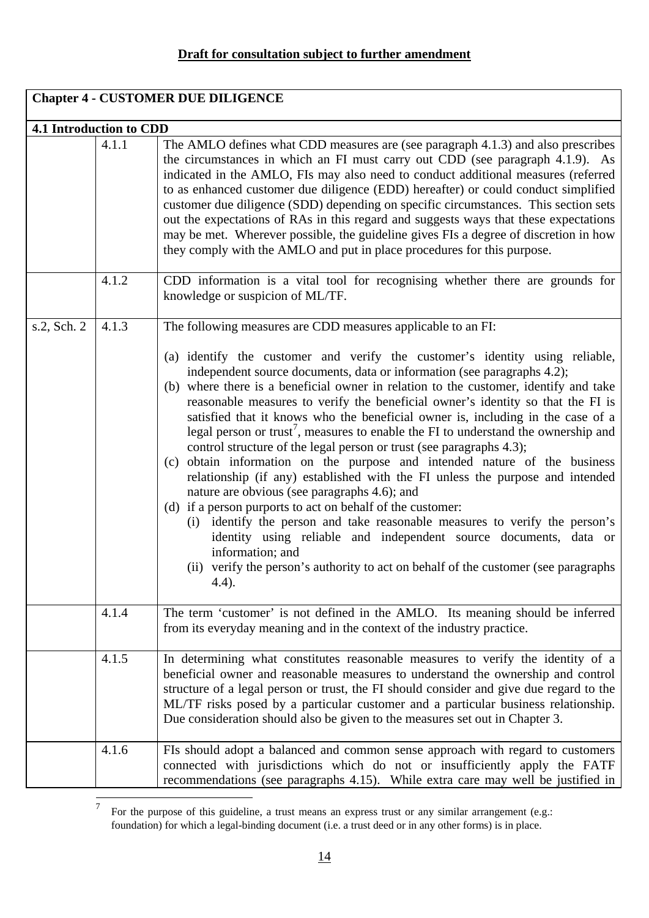**Draft for consultation subject to further amendment**

| **Chapter 4 - CUSTOMER DUE DILIGENCE** | | |
|---|---|---|
| **4.1 Introduction to CDD** | | |
| | 4.1.1 | The AMLO defines what CDD measures are (see paragraph 4.1.3) and also prescribes the circumstances in which an FI must carry out CDD (see paragraph 4.1.9). As indicated in the AMLO, FIs may also need to conduct additional measures (referred to as enhanced customer due diligence (EDD) hereafter) or could conduct simplified customer due diligence (SDD) depending on specific circumstances. This section sets out the expectations of RAs in this regard and suggests ways that these expectations may be met. Wherever possible, the guideline gives FIs a degree of discretion in how they comply with the AMLO and put in place procedures for this purpose. |
| | 4.1.2 | CDD information is a vital tool for recognising whether there are grounds for knowledge or suspicion of ML/TF. |
| s.2, Sch. 2 | 4.1.3 | The following measures are CDD measures applicable to an FI:<br><br>(a) identify the customer and verify the customer's identity using reliable, independent source documents, data or information (see paragraphs 4.2);<br>(b) where there is a beneficial owner in relation to the customer, identify and take reasonable measures to verify the beneficial owner's identity so that the FI is satisfied that it knows who the beneficial owner is, including in the case of a legal person or trust[7], measures to enable the FI to understand the ownership and control structure of the legal person or trust (see paragraphs 4.3);<br>(c) obtain information on the purpose and intended nature of the business relationship (if any) established with the FI unless the purpose and intended nature are obvious (see paragraphs 4.6); and<br>(d) if a person purports to act on behalf of the customer:<br>(i) identify the person and take reasonable measures to verify the person's identity using reliable and independent source documents, data or information; and<br>(ii) verify the person's authority to act on behalf of the customer (see paragraphs 4.4). |
| | 4.1.4 | The term 'customer' is not defined in the AMLO. Its meaning should be inferred from its everyday meaning and in the context of the industry practice. |
| | 4.1.5 | In determining what constitutes reasonable measures to verify the identity of a beneficial owner and reasonable measures to understand the ownership and control structure of a legal person or trust, the FI should consider and give due regard to the ML/TF risks posed by a particular customer and a particular business relationship. Due consideration should also be given to the measures set out in Chapter 3. |
| | 4.1.6 | FIs should adopt a balanced and common sense approach with regard to customers connected with jurisdictions which do not or insufficiently apply the FATF recommendations (see paragraphs 4.15). While extra care may well be justified in |

[7] For the purpose of this guideline, a trust means an express trust or any similar arrangement (e.g.: foundation) for which a legal-binding document (i.e. a trust deed or in any other forms) is in place.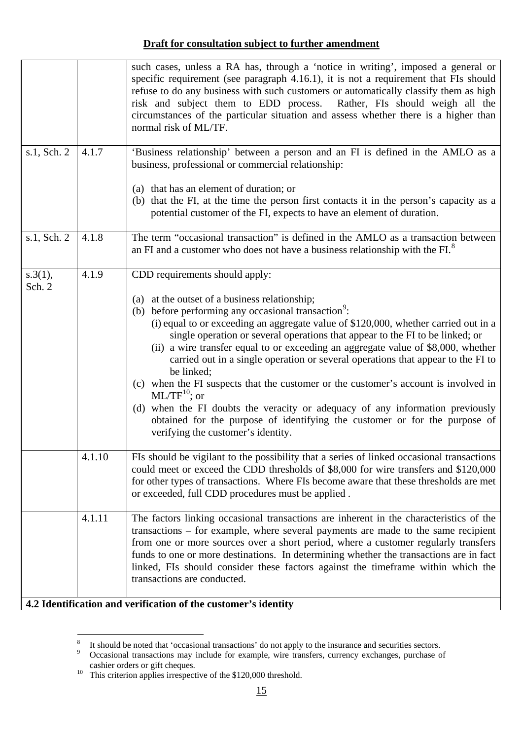**Draft for consultation subject to further amendment**

| | | |
|---|---|---|
| | | such cases, unless a RA has, through a 'notice in writing', imposed a general or specific requirement (see paragraph 4.16.1), it is not a requirement that FIs should refuse to do any business with such customers or automatically classify them as high risk and subject them to EDD process. Rather, FIs should weigh all the circumstances of the particular situation and assess whether there is a higher than normal risk of ML/TF. |
| s.1, Sch. 2 | 4.1.7 | 'Business relationship' between a person and an FI is defined in the AMLO as a business, professional or commercial relationship:<br><br>(a) that has an element of duration; or<br>(b) that the FI, at the time the person first contacts it in the person's capacity as a potential customer of the FI, expects to have an element of duration. |
| s.1, Sch. 2 | 4.1.8 | The term "occasional transaction" is defined in the AMLO as a transaction between an FI and a customer who does not have a business relationship with the FI.[8] |
| s.3(1), Sch. 2 | 4.1.9 | CDD requirements should apply:<br><br>(a) at the outset of a business relationship;<br>(b) before performing any occasional transaction[9]:<br>(i) equal to or exceeding an aggregate value of $120,000, whether carried out in a single operation or several operations that appear to the FI to be linked; or<br>(ii) a wire transfer equal to or exceeding an aggregate value of $8,000, whether carried out in a single operation or several operations that appear to the FI to be linked;<br>(c) when the FI suspects that the customer or the customer's account is involved in ML/TF[10]; or<br>(d) when the FI doubts the veracity or adequacy of any information previously obtained for the purpose of identifying the customer or for the purpose of verifying the customer's identity. |
| | 4.1.10 | FIs should be vigilant to the possibility that a series of linked occasional transactions could meet or exceed the CDD thresholds of $8,000 for wire transfers and $120,000 for other types of transactions. Where FIs become aware that these thresholds are met or exceeded, full CDD procedures must be applied . |
| | 4.1.11 | The factors linking occasional transactions are inherent in the characteristics of the transactions – for example, where several payments are made to the same recipient from one or more sources over a short period, where a customer regularly transfers funds to one or more destinations. In determining whether the transactions are in fact linked, FIs should consider these factors against the timeframe within which the transactions are conducted. |

**4.2 Identification and verification of the customer's identity**

[8] It should be noted that 'occasional transactions' do not apply to the insurance and securities sectors.
[9] Occasional transactions may include for example, wire transfers, currency exchanges, purchase of cashier orders or gift cheques.
[10] This criterion applies irrespective of the $120,000 threshold.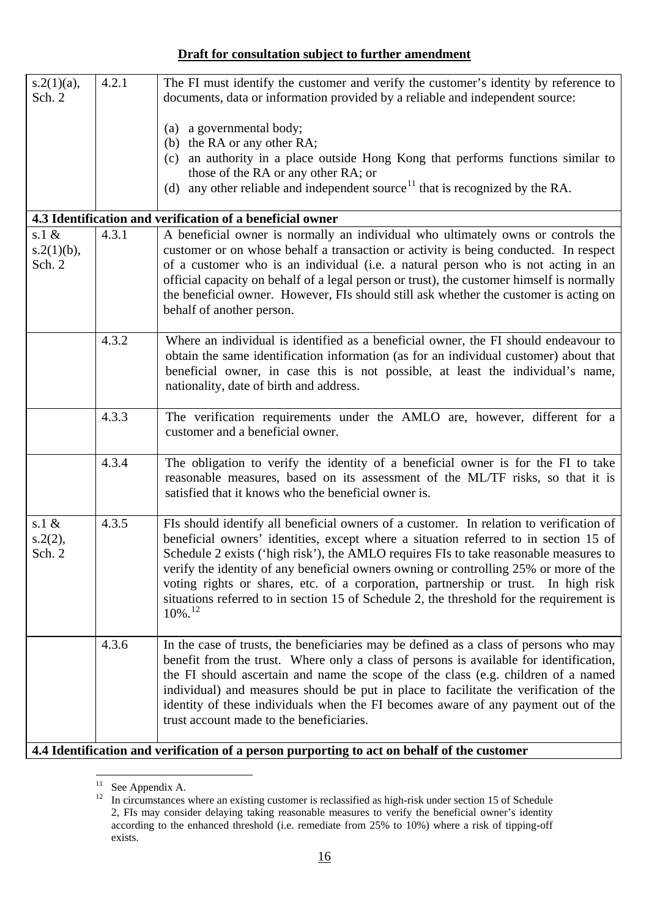**Draft for consultation subject to further amendment**

| | | |
|---|---|---|
| s.2(1)(a), Sch. 2 | 4.2.1 | The FI must identify the customer and verify the customer's identity by reference to documents, data or information provided by a reliable and independent source:<br><br>(a) a governmental body;<br>(b) the RA or any other RA;<br>(c) an authority in a place outside Hong Kong that performs functions similar to those of the RA or any other RA; or<br>(d) any other reliable and independent source[11] that is recognized by the RA. |
| **4.3 Identification and verification of a beneficial owner** | | |
| s.1 & s.2(1)(b), Sch. 2 | 4.3.1 | A beneficial owner is normally an individual who ultimately owns or controls the customer or on whose behalf a transaction or activity is being conducted. In respect of a customer who is an individual (i.e. a natural person who is not acting in an official capacity on behalf of a legal person or trust), the customer himself is normally the beneficial owner. However, FIs should still ask whether the customer is acting on behalf of another person. |
| | 4.3.2 | Where an individual is identified as a beneficial owner, the FI should endeavour to obtain the same identification information (as for an individual customer) about that beneficial owner, in case this is not possible, at least the individual's name, nationality, date of birth and address. |
| | 4.3.3 | The verification requirements under the AMLO are, however, different for a customer and a beneficial owner. |
| | 4.3.4 | The obligation to verify the identity of a beneficial owner is for the FI to take reasonable measures, based on its assessment of the ML/TF risks, so that it is satisfied that it knows who the beneficial owner is. |
| s.1 & s.2(2), Sch. 2 | 4.3.5 | FIs should identify all beneficial owners of a customer. In relation to verification of beneficial owners' identities, except where a situation referred to in section 15 of Schedule 2 exists ('high risk'), the AMLO requires FIs to take reasonable measures to verify the identity of any beneficial owners owning or controlling 25% or more of the voting rights or shares, etc. of a corporation, partnership or trust. In high risk situations referred to in section 15 of Schedule 2, the threshold for the requirement is 10%.[12] |
| | 4.3.6 | In the case of trusts, the beneficiaries may be defined as a class of persons who may benefit from the trust. Where only a class of persons is available for identification, the FI should ascertain and name the scope of the class (e.g. children of a named individual) and measures should be put in place to facilitate the verification of the identity of these individuals when the FI becomes aware of any payment out of the trust account made to the beneficiaries. |
| **4.4 Identification and verification of a person purporting to act on behalf of the customer** | | |

[11] See Appendix A.

[12] In circumstances where an existing customer is reclassified as high-risk under section 15 of Schedule 2, FIs may consider delaying taking reasonable measures to verify the beneficial owner's identity according to the enhanced threshold (i.e. remediate from 25% to 10%) where a risk of tipping-off exists.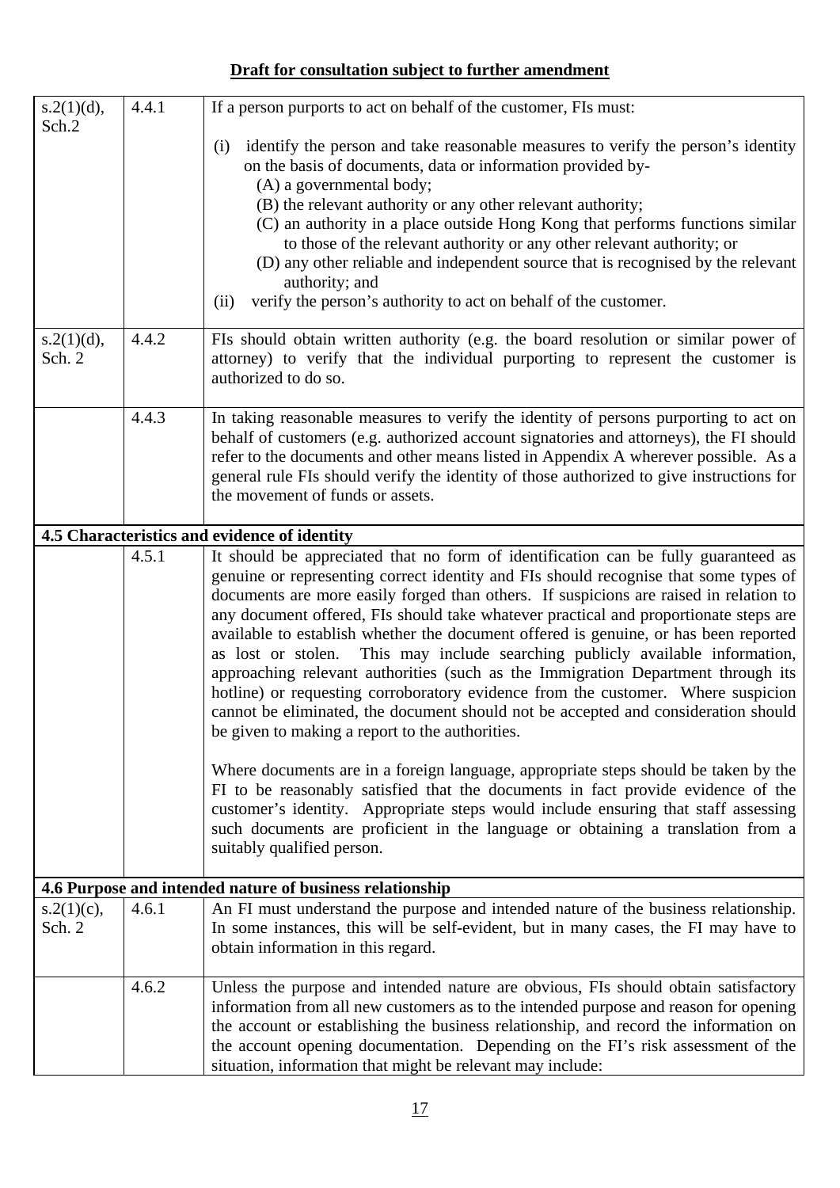**Draft for consultation subject to further amendment**

| | | |
|---|---|---|
| s.2(1)(d), Sch.2 | 4.4.1 | If a person purports to act on behalf of the customer, FIs must:<br><br>(i) identify the person and take reasonable measures to verify the person's identity on the basis of documents, data or information provided by-<br>(A) a governmental body;<br>(B) the relevant authority or any other relevant authority;<br>(C) an authority in a place outside Hong Kong that performs functions similar to those of the relevant authority or any other relevant authority; or<br>(D) any other reliable and independent source that is recognised by the relevant authority; and<br>(ii) verify the person's authority to act on behalf of the customer. |
| s.2(1)(d), Sch. 2 | 4.4.2 | FIs should obtain written authority (e.g. the board resolution or similar power of attorney) to verify that the individual purporting to represent the customer is authorized to do so. |
| | 4.4.3 | In taking reasonable measures to verify the identity of persons purporting to act on behalf of customers (e.g. authorized account signatories and attorneys), the FI should refer to the documents and other means listed in Appendix A wherever possible. As a general rule FIs should verify the identity of those authorized to give instructions for the movement of funds or assets. |
| **4.5 Characteristics and evidence of identity** | | |
| | 4.5.1 | It should be appreciated that no form of identification can be fully guaranteed as genuine or representing correct identity and FIs should recognise that some types of documents are more easily forged than others. If suspicions are raised in relation to any document offered, FIs should take whatever practical and proportionate steps are available to establish whether the document offered is genuine, or has been reported as lost or stolen. This may include searching publicly available information, approaching relevant authorities (such as the Immigration Department through its hotline) or requesting corroboratory evidence from the customer. Where suspicion cannot be eliminated, the document should not be accepted and consideration should be given to making a report to the authorities.<br><br>Where documents are in a foreign language, appropriate steps should be taken by the FI to be reasonably satisfied that the documents in fact provide evidence of the customer's identity. Appropriate steps would include ensuring that staff assessing such documents are proficient in the language or obtaining a translation from a suitably qualified person. |
| **4.6 Purpose and intended nature of business relationship** | | |
| s.2(1)(c), Sch. 2 | 4.6.1 | An FI must understand the purpose and intended nature of the business relationship. In some instances, this will be self-evident, but in many cases, the FI may have to obtain information in this regard. |
| | 4.6.2 | Unless the purpose and intended nature are obvious, FIs should obtain satisfactory information from all new customers as to the intended purpose and reason for opening the account or establishing the business relationship, and record the information on the account opening documentation. Depending on the FI's risk assessment of the situation, information that might be relevant may include: |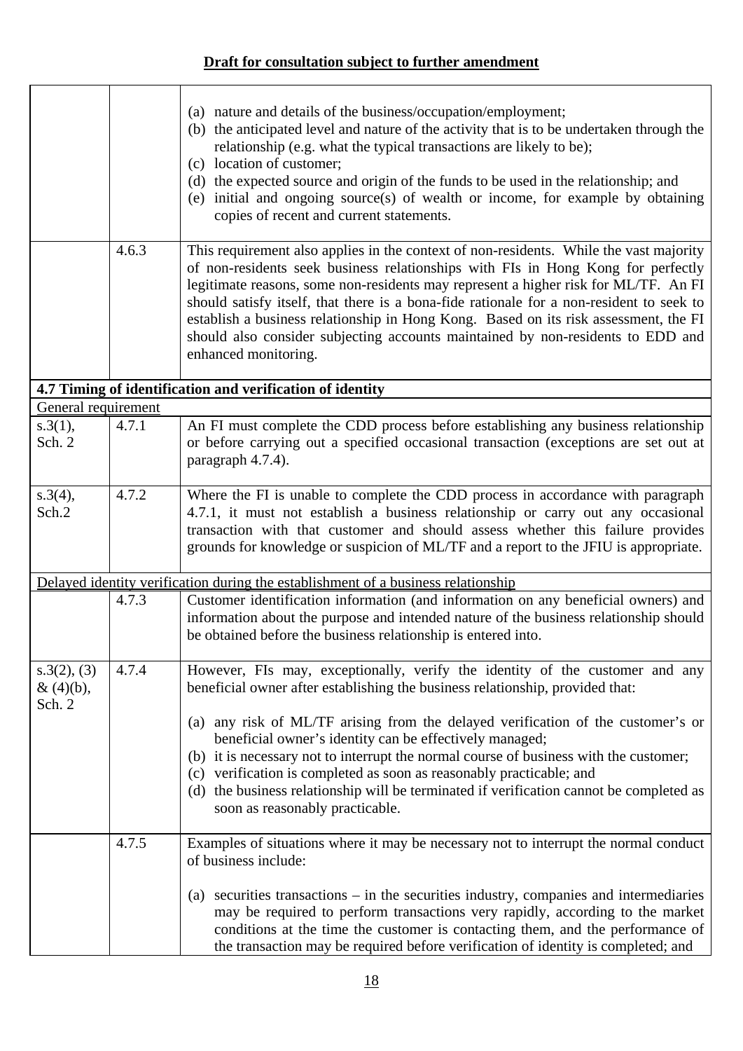**Draft for consultation subject to further amendment**

| | | |
|---|---|---|
| | | (a) nature and details of the business/occupation/employment;<br>(b) the anticipated level and nature of the activity that is to be undertaken through the relationship (e.g. what the typical transactions are likely to be);<br>(c) location of customer;<br>(d) the expected source and origin of the funds to be used in the relationship; and<br>(e) initial and ongoing source(s) of wealth or income, for example by obtaining copies of recent and current statements. |
| | 4.6.3 | This requirement also applies in the context of non-residents. While the vast majority of non-residents seek business relationships with FIs in Hong Kong for perfectly legitimate reasons, some non-residents may represent a higher risk for ML/TF. An FI should satisfy itself, that there is a bona-fide rationale for a non-resident to seek to establish a business relationship in Hong Kong. Based on its risk assessment, the FI should also consider subjecting accounts maintained by non-residents to EDD and enhanced monitoring. |
| **4.7 Timing of identification and verification of identity** | | |
| General requirement | | |
| s.3(1), Sch. 2 | 4.7.1 | An FI must complete the CDD process before establishing any business relationship or before carrying out a specified occasional transaction (exceptions are set out at paragraph 4.7.4). |
| s.3(4), Sch.2 | 4.7.2 | Where the FI is unable to complete the CDD process in accordance with paragraph 4.7.1, it must not establish a business relationship or carry out any occasional transaction with that customer and should assess whether this failure provides grounds for knowledge or suspicion of ML/TF and a report to the JFIU is appropriate. |
| Delayed identity verification during the establishment of a business relationship | | |
| | 4.7.3 | Customer identification information (and information on any beneficial owners) and information about the purpose and intended nature of the business relationship should be obtained before the business relationship is entered into. |
| s.3(2), (3) & (4)(b), Sch. 2 | 4.7.4 | However, FIs may, exceptionally, verify the identity of the customer and any beneficial owner after establishing the business relationship, provided that:<br>(a) any risk of ML/TF arising from the delayed verification of the customer's or beneficial owner's identity can be effectively managed;<br>(b) it is necessary not to interrupt the normal course of business with the customer;<br>(c) verification is completed as soon as reasonably practicable; and<br>(d) the business relationship will be terminated if verification cannot be completed as soon as reasonably practicable. |
| | 4.7.5 | Examples of situations where it may be necessary not to interrupt the normal conduct of business include:<br>(a) securities transactions – in the securities industry, companies and intermediaries may be required to perform transactions very rapidly, according to the market conditions at the time the customer is contacting them, and the performance of the transaction may be required before verification of identity is completed; and |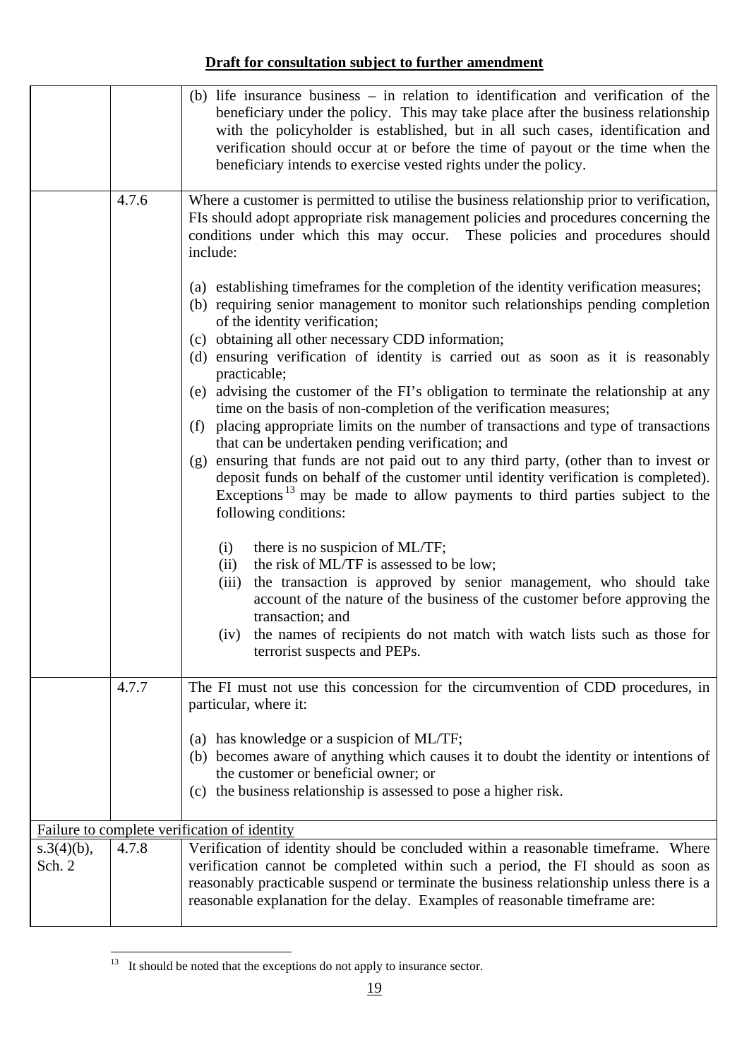**Draft for consultation subject to further amendment**

| | | |
|---|---|---|
| | | (b) life insurance business – in relation to identification and verification of the beneficiary under the policy. This may take place after the business relationship with the policyholder is established, but in all such cases, identification and verification should occur at or before the time of payout or the time when the beneficiary intends to exercise vested rights under the policy. |
| | 4.7.6 | Where a customer is permitted to utilise the business relationship prior to verification, FIs should adopt appropriate risk management policies and procedures concerning the conditions under which this may occur. These policies and procedures should include:<br><br>(a) establishing timeframes for the completion of the identity verification measures;<br>(b) requiring senior management to monitor such relationships pending completion of the identity verification;<br>(c) obtaining all other necessary CDD information;<br>(d) ensuring verification of identity is carried out as soon as it is reasonably practicable;<br>(e) advising the customer of the FI's obligation to terminate the relationship at any time on the basis of non-completion of the verification measures;<br>(f) placing appropriate limits on the number of transactions and type of transactions that can be undertaken pending verification; and<br>(g) ensuring that funds are not paid out to any third party, (other than to invest or deposit funds on behalf of the customer until identity verification is completed). Exceptions[13] may be made to allow payments to third parties subject to the following conditions:<br><br>(i) there is no suspicion of ML/TF;<br>(ii) the risk of ML/TF is assessed to be low;<br>(iii) the transaction is approved by senior management, who should take account of the nature of the business of the customer before approving the transaction; and<br>(iv) the names of recipients do not match with watch lists such as those for terrorist suspects and PEPs. |
| | 4.7.7 | The FI must not use this concession for the circumvention of CDD procedures, in particular, where it:<br><br>(a) has knowledge or a suspicion of ML/TF;<br>(b) becomes aware of anything which causes it to doubt the identity or intentions of the customer or beneficial owner; or<br>(c) the business relationship is assessed to pose a higher risk. |
| <u>Failure to complete verification of identity</u> | | |
| s.3(4)(b), Sch. 2 | 4.7.8 | Verification of identity should be concluded within a reasonable timeframe. Where verification cannot be completed within such a period, the FI should as soon as reasonably practicable suspend or terminate the business relationship unless there is a reasonable explanation for the delay. Examples of reasonable timeframe are: |

[13] It should be noted that the exceptions do not apply to insurance sector.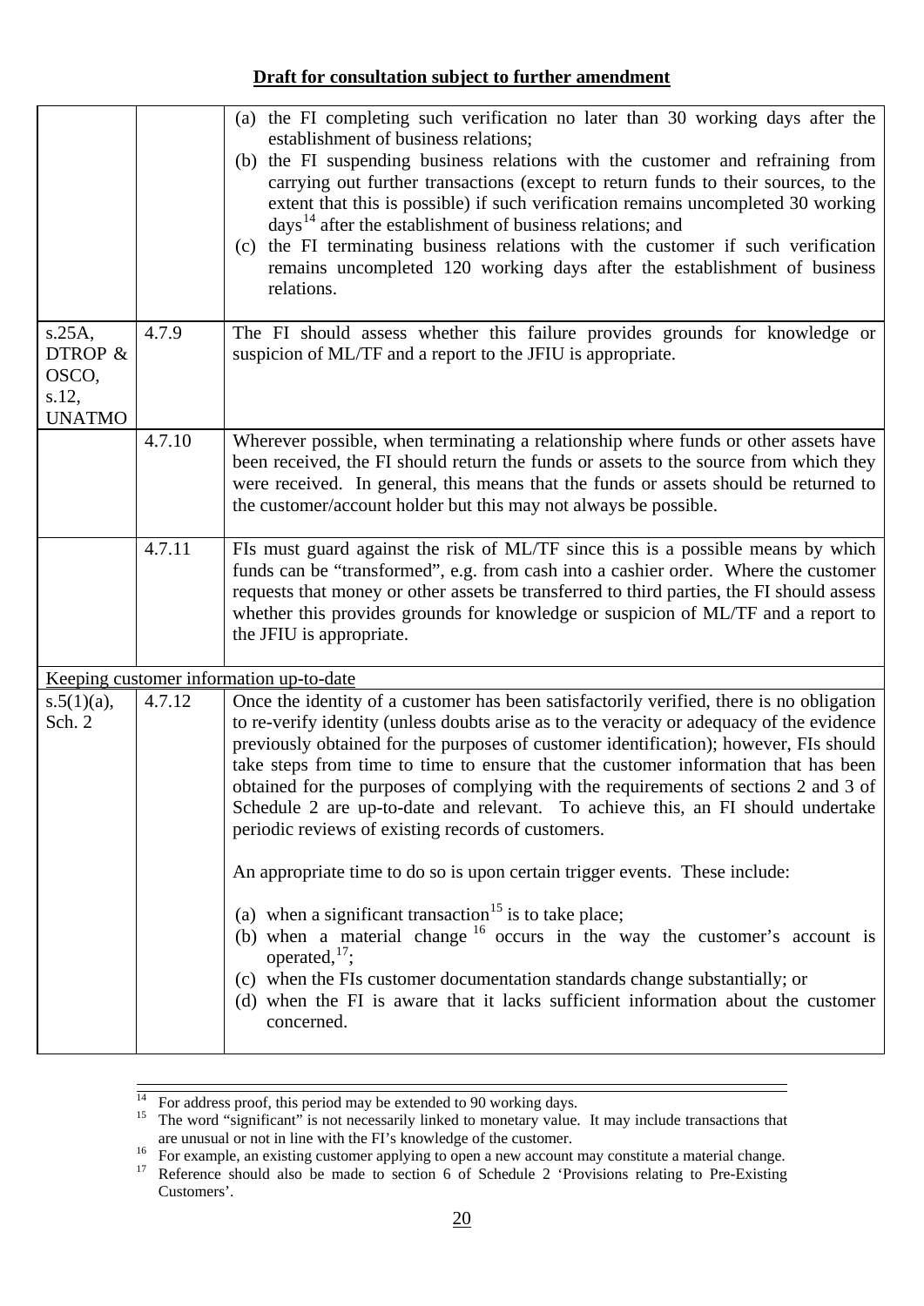**Draft for consultation subject to further amendment**

| | | |
|---|---|---|
| | | (a) the FI completing such verification no later than 30 working days after the establishment of business relations;<br>(b) the FI suspending business relations with the customer and refraining from carrying out further transactions (except to return funds to their sources, to the extent that this is possible) if such verification remains uncompleted 30 working days[14] after the establishment of business relations; and<br>(c) the FI terminating business relations with the customer if such verification remains uncompleted 120 working days after the establishment of business relations. |
| s.25A, DTROP & OSCO, s.12, UNATMO | 4.7.9 | The FI should assess whether this failure provides grounds for knowledge or suspicion of ML/TF and a report to the JFIU is appropriate. |
| | 4.7.10 | Wherever possible, when terminating a relationship where funds or other assets have been received, the FI should return the funds or assets to the source from which they were received. In general, this means that the funds or assets should be returned to the customer/account holder but this may not always be possible. |
| | 4.7.11 | FIs must guard against the risk of ML/TF since this is a possible means by which funds can be "transformed", e.g. from cash into a cashier order. Where the customer requests that money or other assets be transferred to third parties, the FI should assess whether this provides grounds for knowledge or suspicion of ML/TF and a report to the JFIU is appropriate. |
| Keeping customer information up-to-date | | |
| s.5(1)(a), Sch. 2 | 4.7.12 | Once the identity of a customer has been satisfactorily verified, there is no obligation to re-verify identity (unless doubts arise as to the veracity or adequacy of the evidence previously obtained for the purposes of customer identification); however, FIs should take steps from time to time to ensure that the customer information that has been obtained for the purposes of complying with the requirements of sections 2 and 3 of Schedule 2 are up-to-date and relevant. To achieve this, an FI should undertake periodic reviews of existing records of customers.<br><br>An appropriate time to do so is upon certain trigger events. These include:<br><br>(a) when a significant transaction[15] is to take place;<br>(b) when a material change[16] occurs in the way the customer's account is operated,[17];<br>(c) when the FIs customer documentation standards change substantially; or<br>(d) when the FI is aware that it lacks sufficient information about the customer concerned. |

[14] For address proof, this period may be extended to 90 working days.

[15] The word "significant" is not necessarily linked to monetary value. It may include transactions that are unusual or not in line with the FI's knowledge of the customer.

[16] For example, an existing customer applying to open a new account may constitute a material change.

[17] Reference should also be made to section 6 of Schedule 2 'Provisions relating to Pre-Existing Customers'.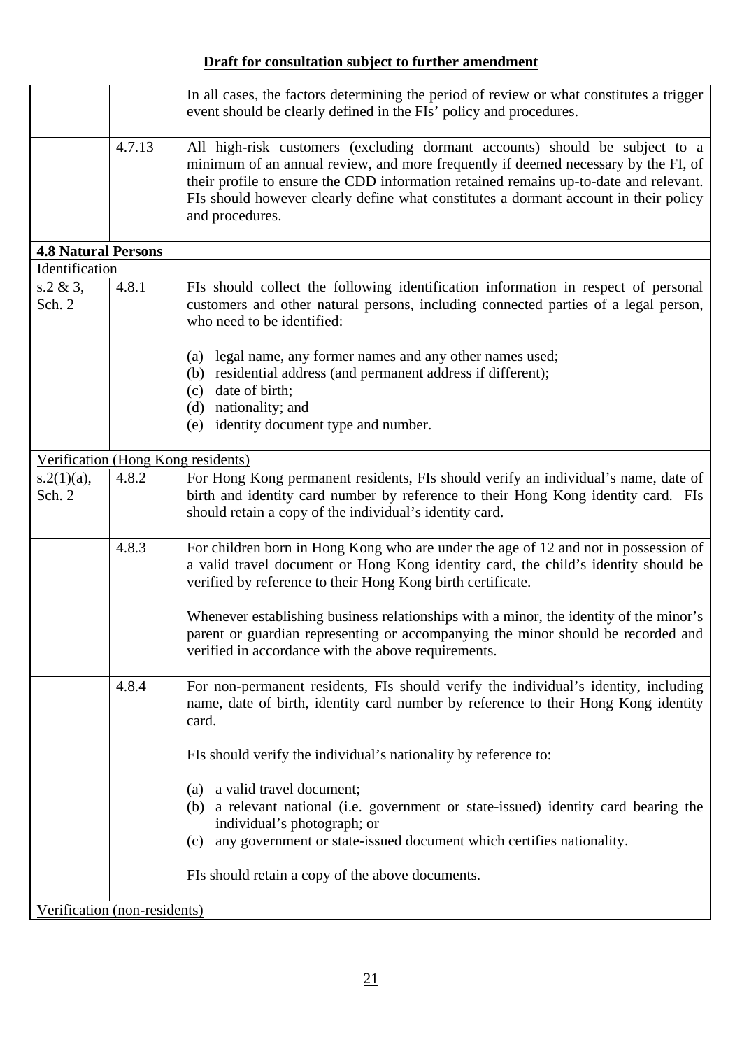**Draft for consultation subject to further amendment**

| | | |
|---|---|---|
| | | In all cases, the factors determining the period of review or what constitutes a trigger event should be clearly defined in the FIs' policy and procedures. |
| | 4.7.13 | All high-risk customers (excluding dormant accounts) should be subject to a minimum of an annual review, and more frequently if deemed necessary by the FI, of their profile to ensure the CDD information retained remains up-to-date and relevant. FIs should however clearly define what constitutes a dormant account in their policy and procedures. |
| **4.8 Natural Persons** | | |
| Identification | | |
| s.2 & 3, Sch. 2 | 4.8.1 | FIs should collect the following identification information in respect of personal customers and other natural persons, including connected parties of a legal person, who need to be identified:<br><br>(a) legal name, any former names and any other names used;<br>(b) residential address (and permanent address if different);<br>(c) date of birth;<br>(d) nationality; and<br>(e) identity document type and number. |
| Verification (Hong Kong residents) | | |
| s.2(1)(a), Sch. 2 | 4.8.2 | For Hong Kong permanent residents, FIs should verify an individual's name, date of birth and identity card number by reference to their Hong Kong identity card. FIs should retain a copy of the individual's identity card. |
| | 4.8.3 | For children born in Hong Kong who are under the age of 12 and not in possession of a valid travel document or Hong Kong identity card, the child's identity should be verified by reference to their Hong Kong birth certificate.<br><br>Whenever establishing business relationships with a minor, the identity of the minor's parent or guardian representing or accompanying the minor should be recorded and verified in accordance with the above requirements. |
| | 4.8.4 | For non-permanent residents, FIs should verify the individual's identity, including name, date of birth, identity card number by reference to their Hong Kong identity card.<br><br>FIs should verify the individual's nationality by reference to:<br><br>(a) a valid travel document;<br>(b) a relevant national (i.e. government or state-issued) identity card bearing the individual's photograph; or<br>(c) any government or state-issued document which certifies nationality.<br><br>FIs should retain a copy of the above documents. |
| Verification (non-residents) | | |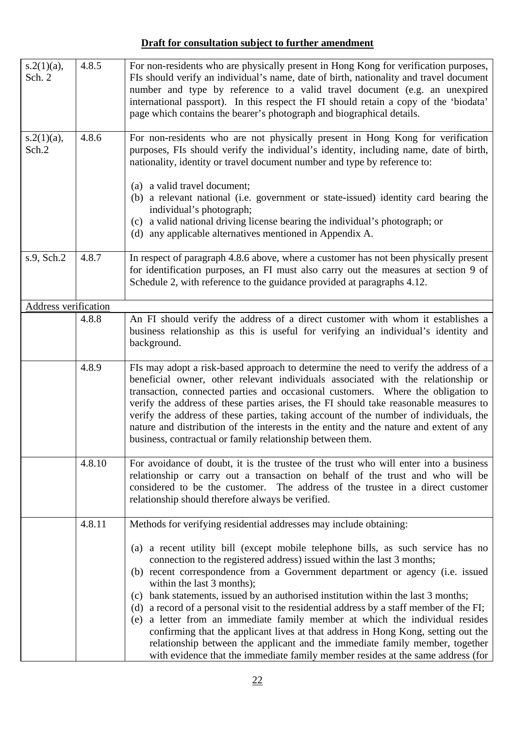**Draft for consultation subject to further amendment**

| | | |
|---|---|---|
| s.2(1)(a), Sch. 2 | 4.8.5 | For non-residents who are physically present in Hong Kong for verification purposes, FIs should verify an individual's name, date of birth, nationality and travel document number and type by reference to a valid travel document (e.g. an unexpired international passport). In this respect the FI should retain a copy of the 'biodata' page which contains the bearer's photograph and biographical details. |
| s.2(1)(a), Sch.2 | 4.8.6 | For non-residents who are not physically present in Hong Kong for verification purposes, FIs should verify the individual's identity, including name, date of birth, nationality, identity or travel document number and type by reference to:<br><br>(a) a valid travel document;<br>(b) a relevant national (i.e. government or state-issued) identity card bearing the individual's photograph;<br>(c) a valid national driving license bearing the individual's photograph; or<br>(d) any applicable alternatives mentioned in Appendix A. |
| s.9, Sch.2 | 4.8.7 | In respect of paragraph 4.8.6 above, where a customer has not been physically present for identification purposes, an FI must also carry out the measures at section 9 of Schedule 2, with reference to the guidance provided at paragraphs 4.12. |
| Address verification | | |
| | 4.8.8 | An FI should verify the address of a direct customer with whom it establishes a business relationship as this is useful for verifying an individual's identity and background. |
| | 4.8.9 | FIs may adopt a risk-based approach to determine the need to verify the address of a beneficial owner, other relevant individuals associated with the relationship or transaction, connected parties and occasional customers. Where the obligation to verify the address of these parties arises, the FI should take reasonable measures to verify the address of these parties, taking account of the number of individuals, the nature and distribution of the interests in the entity and the nature and extent of any business, contractual or family relationship between them. |
| | 4.8.10 | For avoidance of doubt, it is the trustee of the trust who will enter into a business relationship or carry out a transaction on behalf of the trust and who will be considered to be the customer. The address of the trustee in a direct customer relationship should therefore always be verified. |
| | 4.8.11 | Methods for verifying residential addresses may include obtaining:<br><br>(a) a recent utility bill (except mobile telephone bills, as such service has no connection to the registered address) issued within the last 3 months;<br>(b) recent correspondence from a Government department or agency (i.e. issued within the last 3 months);<br>(c) bank statements, issued by an authorised institution within the last 3 months;<br>(d) a record of a personal visit to the residential address by a staff member of the FI;<br>(e) a letter from an immediate family member at which the individual resides confirming that the applicant lives at that address in Hong Kong, setting out the relationship between the applicant and the immediate family member, together with evidence that the immediate family member resides at the same address (for |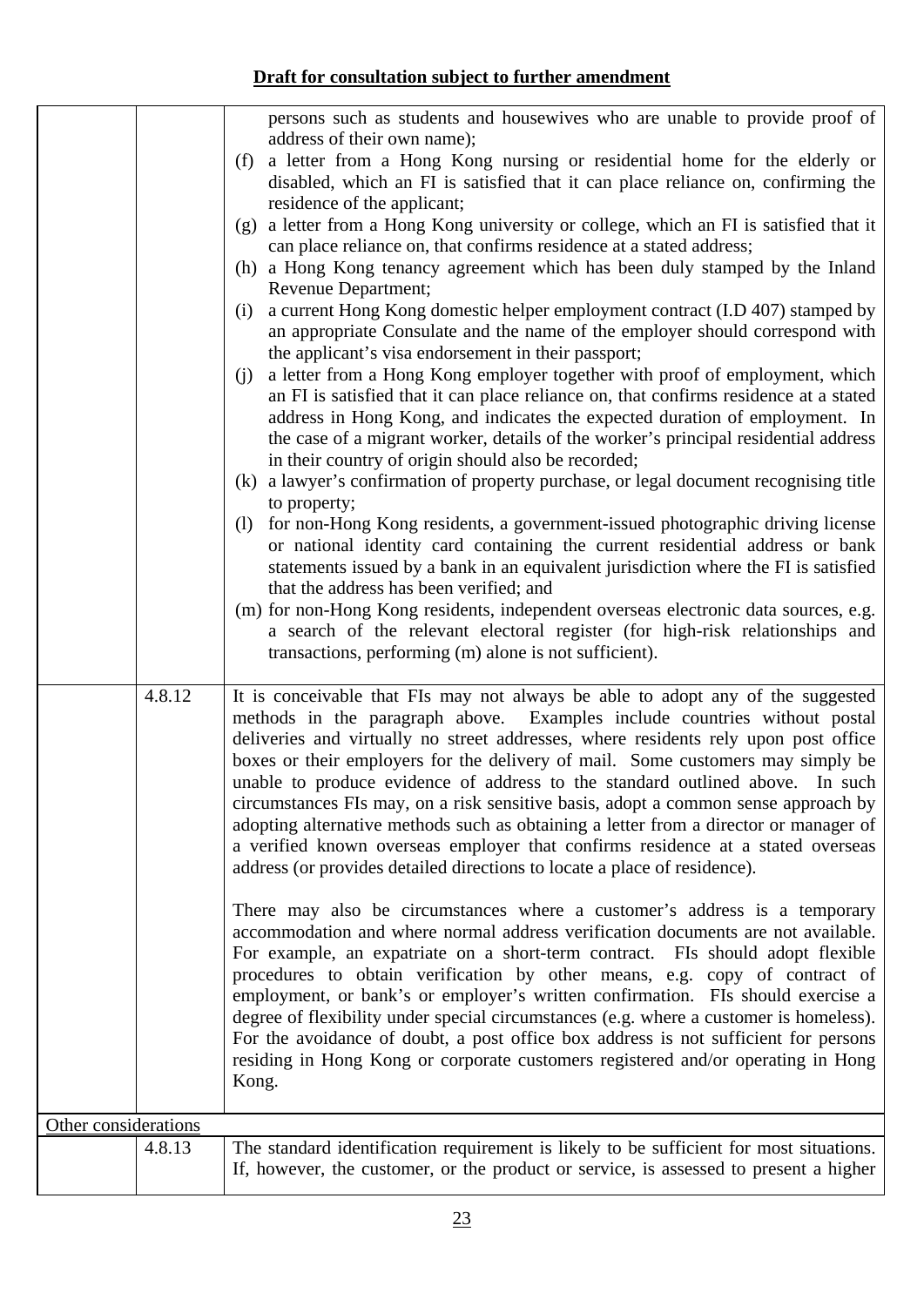**Draft for consultation subject to further amendment**

| | | |
|---|---|---|
| | | persons such as students and housewives who are unable to provide proof of address of their own name);<br>(f) a letter from a Hong Kong nursing or residential home for the elderly or disabled, which an FI is satisfied that it can place reliance on, confirming the residence of the applicant;<br>(g) a letter from a Hong Kong university or college, which an FI is satisfied that it can place reliance on, that confirms residence at a stated address;<br>(h) a Hong Kong tenancy agreement which has been duly stamped by the Inland Revenue Department;<br>(i) a current Hong Kong domestic helper employment contract (I.D 407) stamped by an appropriate Consulate and the name of the employer should correspond with the applicant's visa endorsement in their passport;<br>(j) a letter from a Hong Kong employer together with proof of employment, which an FI is satisfied that it can place reliance on, that confirms residence at a stated address in Hong Kong, and indicates the expected duration of employment. In the case of a migrant worker, details of the worker's principal residential address in their country of origin should also be recorded;<br>(k) a lawyer's confirmation of property purchase, or legal document recognising title to property;<br>(l) for non-Hong Kong residents, a government-issued photographic driving license or national identity card containing the current residential address or bank statements issued by a bank in an equivalent jurisdiction where the FI is satisfied that the address has been verified; and<br>(m) for non-Hong Kong residents, independent overseas electronic data sources, e.g. a search of the relevant electoral register (for high-risk relationships and transactions, performing (m) alone is not sufficient). |
| | 4.8.12 | It is conceivable that FIs may not always be able to adopt any of the suggested methods in the paragraph above. Examples include countries without postal deliveries and virtually no street addresses, where residents rely upon post office boxes or their employers for the delivery of mail. Some customers may simply be unable to produce evidence of address to the standard outlined above. In such circumstances FIs may, on a risk sensitive basis, adopt a common sense approach by adopting alternative methods such as obtaining a letter from a director or manager of a verified known overseas employer that confirms residence at a stated overseas address (or provides detailed directions to locate a place of residence).<br><br>There may also be circumstances where a customer's address is a temporary accommodation and where normal address verification documents are not available. For example, an expatriate on a short-term contract. FIs should adopt flexible procedures to obtain verification by other means, e.g. copy of contract of employment, or bank's or employer's written confirmation. FIs should exercise a degree of flexibility under special circumstances (e.g. where a customer is homeless). For the avoidance of doubt, a post office box address is not sufficient for persons residing in Hong Kong or corporate customers registered and/or operating in Hong Kong. |
| Other considerations | | |
| | 4.8.13 | The standard identification requirement is likely to be sufficient for most situations. If, however, the customer, or the product or service, is assessed to present a higher |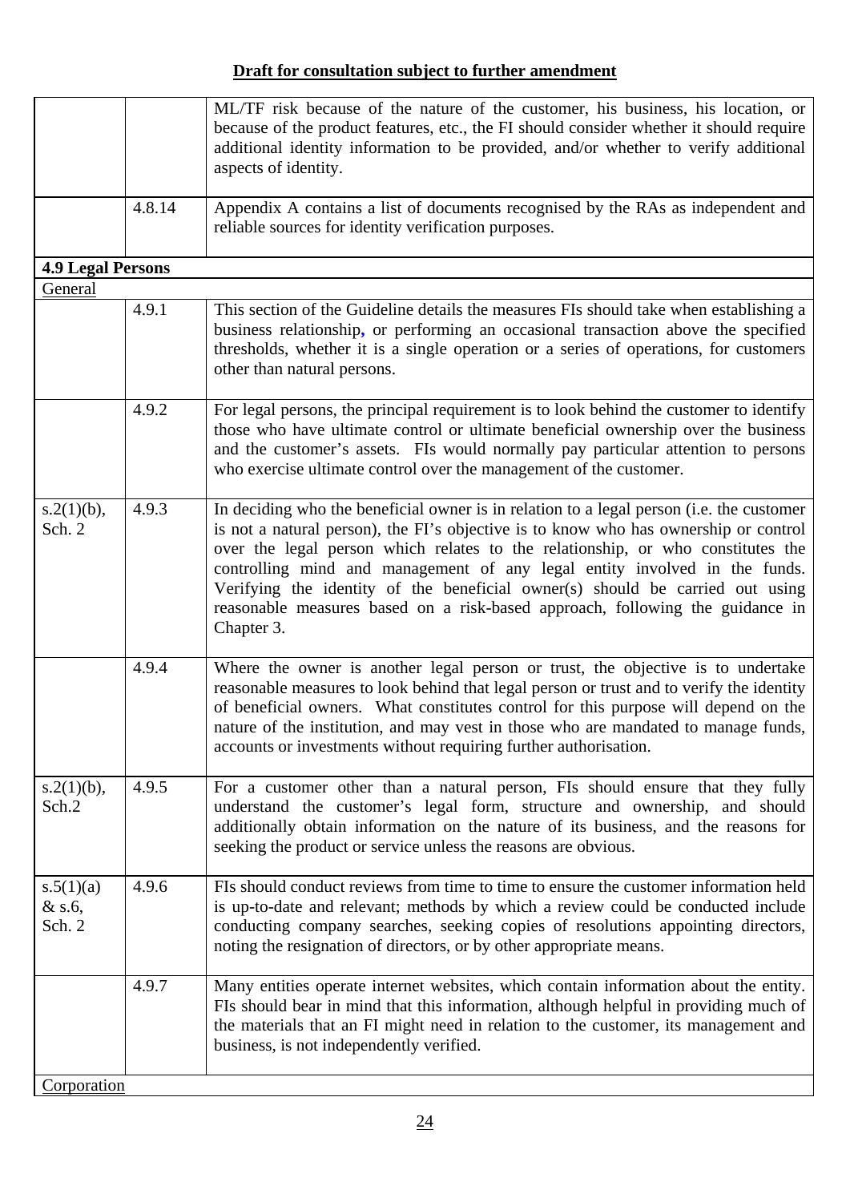**Draft for consultation subject to further amendment**

| | | |
|---|---|---|
| | | ML/TF risk because of the nature of the customer, his business, his location, or because of the product features, etc., the FI should consider whether it should require additional identity information to be provided, and/or whether to verify additional aspects of identity. |
| | 4.8.14 | Appendix A contains a list of documents recognised by the RAs as independent and reliable sources for identity verification purposes. |
| **4.9 Legal Persons** | | |
| General | | |
| | 4.9.1 | This section of the Guideline details the measures FIs should take when establishing a business relationship, or performing an occasional transaction above the specified thresholds, whether it is a single operation or a series of operations, for customers other than natural persons. |
| | 4.9.2 | For legal persons, the principal requirement is to look behind the customer to identify those who have ultimate control or ultimate beneficial ownership over the business and the customer's assets. FIs would normally pay particular attention to persons who exercise ultimate control over the management of the customer. |
| s.2(1)(b), Sch. 2 | 4.9.3 | In deciding who the beneficial owner is in relation to a legal person (i.e. the customer is not a natural person), the FI's objective is to know who has ownership or control over the legal person which relates to the relationship, or who constitutes the controlling mind and management of any legal entity involved in the funds. Verifying the identity of the beneficial owner(s) should be carried out using reasonable measures based on a risk-based approach, following the guidance in Chapter 3. |
| | 4.9.4 | Where the owner is another legal person or trust, the objective is to undertake reasonable measures to look behind that legal person or trust and to verify the identity of beneficial owners. What constitutes control for this purpose will depend on the nature of the institution, and may vest in those who are mandated to manage funds, accounts or investments without requiring further authorisation. |
| s.2(1)(b), Sch.2 | 4.9.5 | For a customer other than a natural person, FIs should ensure that they fully understand the customer's legal form, structure and ownership, and should additionally obtain information on the nature of its business, and the reasons for seeking the product or service unless the reasons are obvious. |
| s.5(1)(a) & s.6, Sch. 2 | 4.9.6 | FIs should conduct reviews from time to time to ensure the customer information held is up-to-date and relevant; methods by which a review could be conducted include conducting company searches, seeking copies of resolutions appointing directors, noting the resignation of directors, or by other appropriate means. |
| | 4.9.7 | Many entities operate internet websites, which contain information about the entity. FIs should bear in mind that this information, although helpful in providing much of the materials that an FI might need in relation to the customer, its management and business, is not independently verified. |
| Corporation | | |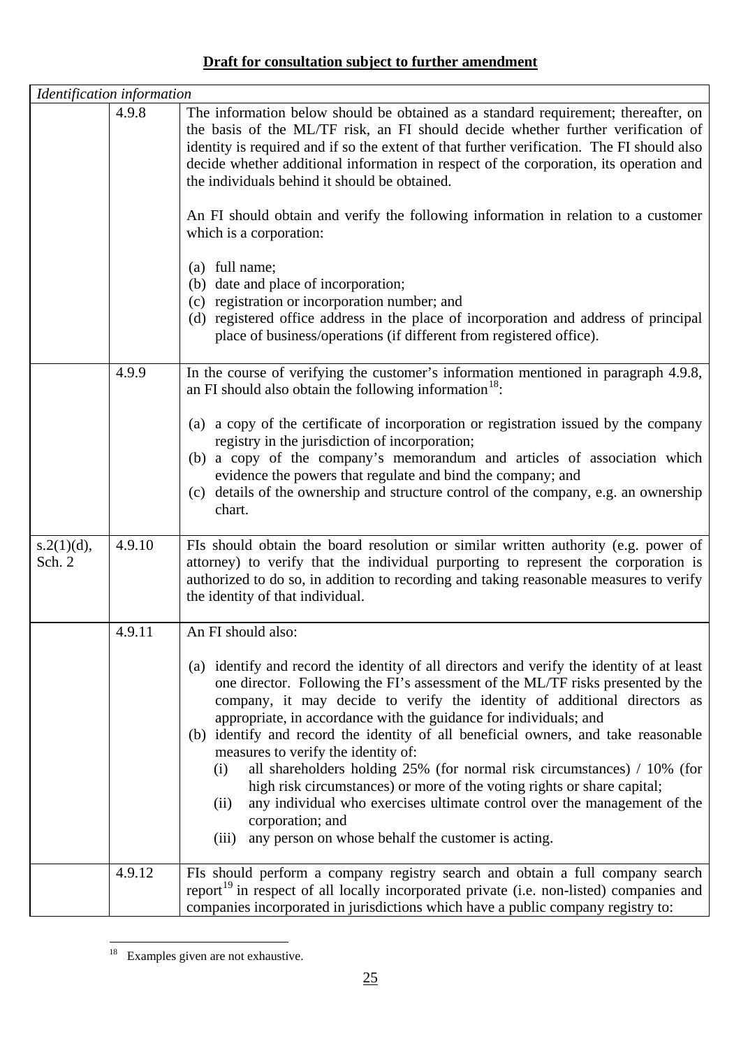**Draft for consultation subject to further amendment**

| *Identification information* | | |
|---|---|---|
| | 4.9.8 | The information below should be obtained as a standard requirement; thereafter, on the basis of the ML/TF risk, an FI should decide whether further verification of identity is required and if so the extent of that further verification. The FI should also decide whether additional information in respect of the corporation, its operation and the individuals behind it should be obtained.<br><br>An FI should obtain and verify the following information in relation to a customer which is a corporation:<br><br>(a) full name;<br>(b) date and place of incorporation;<br>(c) registration or incorporation number; and<br>(d) registered office address in the place of incorporation and address of principal place of business/operations (if different from registered office). |
| | 4.9.9 | In the course of verifying the customer's information mentioned in paragraph 4.9.8, an FI should also obtain the following information[18]:<br><br>(a) a copy of the certificate of incorporation or registration issued by the company registry in the jurisdiction of incorporation;<br>(b) a copy of the company's memorandum and articles of association which evidence the powers that regulate and bind the company; and<br>(c) details of the ownership and structure control of the company, e.g. an ownership chart. |
| s.2(1)(d), Sch. 2 | 4.9.10 | FIs should obtain the board resolution or similar written authority (e.g. power of attorney) to verify that the individual purporting to represent the corporation is authorized to do so, in addition to recording and taking reasonable measures to verify the identity of that individual. |
| | 4.9.11 | An FI should also:<br><br>(a) identify and record the identity of all directors and verify the identity of at least one director. Following the FI's assessment of the ML/TF risks presented by the company, it may decide to verify the identity of additional directors as appropriate, in accordance with the guidance for individuals; and<br>(b) identify and record the identity of all beneficial owners, and take reasonable measures to verify the identity of:<br>(i) all shareholders holding 25% (for normal risk circumstances) / 10% (for high risk circumstances) or more of the voting rights or share capital;<br>(ii) any individual who exercises ultimate control over the management of the corporation; and<br>(iii) any person on whose behalf the customer is acting. |
| | 4.9.12 | FIs should perform a company registry search and obtain a full company search report[19] in respect of all locally incorporated private (i.e. non-listed) companies and companies incorporated in jurisdictions which have a public company registry to: |

[18] Examples given are not exhaustive.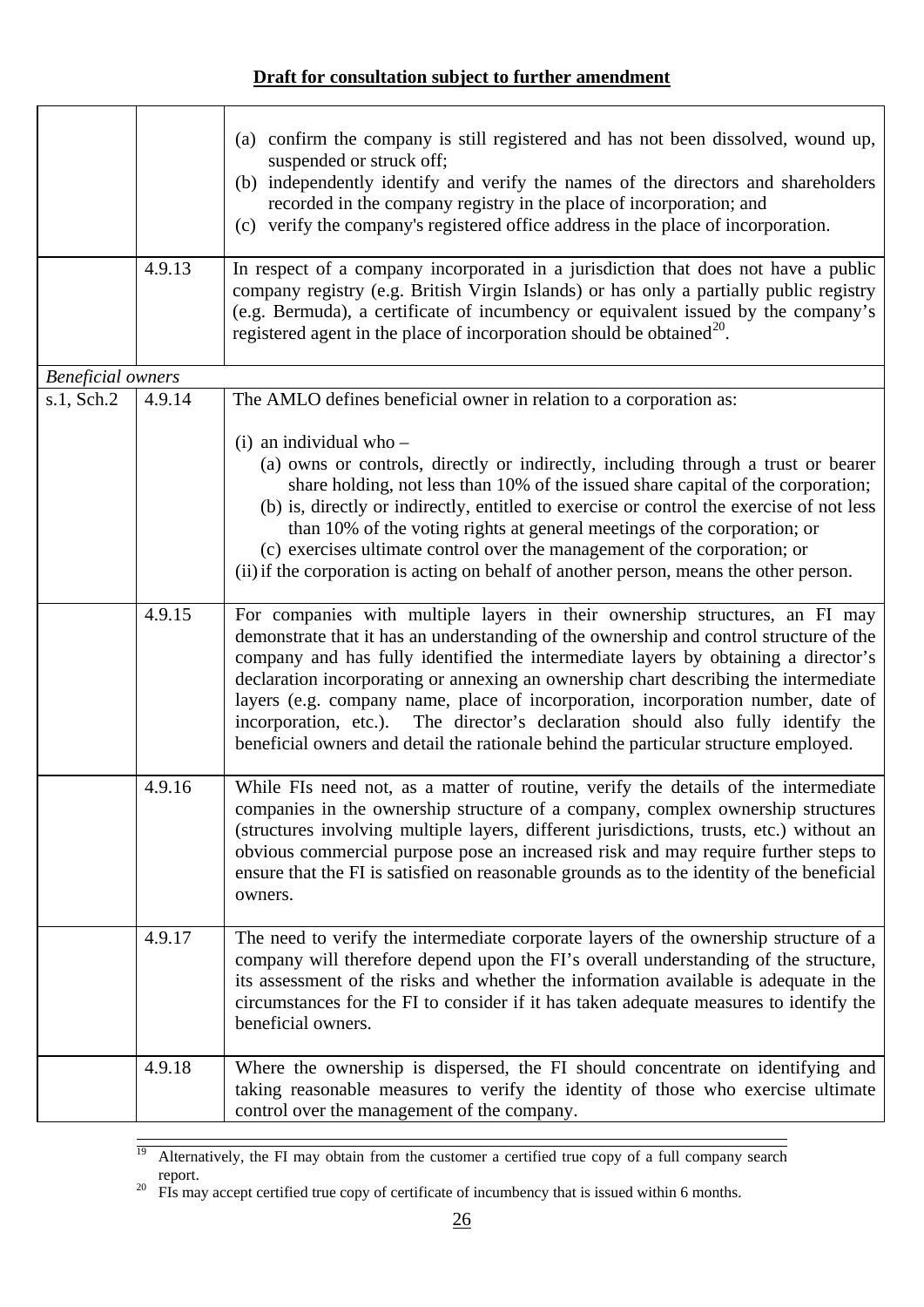**Draft for consultation subject to further amendment**

| | | |
|---|---|---|
| | | (a) confirm the company is still registered and has not been dissolved, wound up, suspended or struck off;<br>(b) independently identify and verify the names of the directors and shareholders recorded in the company registry in the place of incorporation; and<br>(c) verify the company's registered office address in the place of incorporation. |
| | 4.9.13 | In respect of a company incorporated in a jurisdiction that does not have a public company registry (e.g. British Virgin Islands) or has only a partially public registry (e.g. Bermuda), a certificate of incumbency or equivalent issued by the company's registered agent in the place of incorporation should be obtained[20]. |
| *Beneficial owners* | | |
| s.1, Sch.2 | 4.9.14 | The AMLO defines beneficial owner in relation to a corporation as:<br><br>(i) an individual who –<br>(a) owns or controls, directly or indirectly, including through a trust or bearer share holding, not less than 10% of the issued share capital of the corporation;<br>(b) is, directly or indirectly, entitled to exercise or control the exercise of not less than 10% of the voting rights at general meetings of the corporation; or<br>(c) exercises ultimate control over the management of the corporation; or<br>(ii) if the corporation is acting on behalf of another person, means the other person. |
| | 4.9.15 | For companies with multiple layers in their ownership structures, an FI may demonstrate that it has an understanding of the ownership and control structure of the company and has fully identified the intermediate layers by obtaining a director's declaration incorporating or annexing an ownership chart describing the intermediate layers (e.g. company name, place of incorporation, incorporation number, date of incorporation, etc.). The director's declaration should also fully identify the beneficial owners and detail the rationale behind the particular structure employed. |
| | 4.9.16 | While FIs need not, as a matter of routine, verify the details of the intermediate companies in the ownership structure of a company, complex ownership structures (structures involving multiple layers, different jurisdictions, trusts, etc.) without an obvious commercial purpose pose an increased risk and may require further steps to ensure that the FI is satisfied on reasonable grounds as to the identity of the beneficial owners. |
| | 4.9.17 | The need to verify the intermediate corporate layers of the ownership structure of a company will therefore depend upon the FI's overall understanding of the structure, its assessment of the risks and whether the information available is adequate in the circumstances for the FI to consider if it has taken adequate measures to identify the beneficial owners. |
| | 4.9.18 | Where the ownership is dispersed, the FI should concentrate on identifying and taking reasonable measures to verify the identity of those who exercise ultimate control over the management of the company. |

[19] Alternatively, the FI may obtain from the customer a certified true copy of a full company search report.

[20] FIs may accept certified true copy of certificate of incumbency that is issued within 6 months.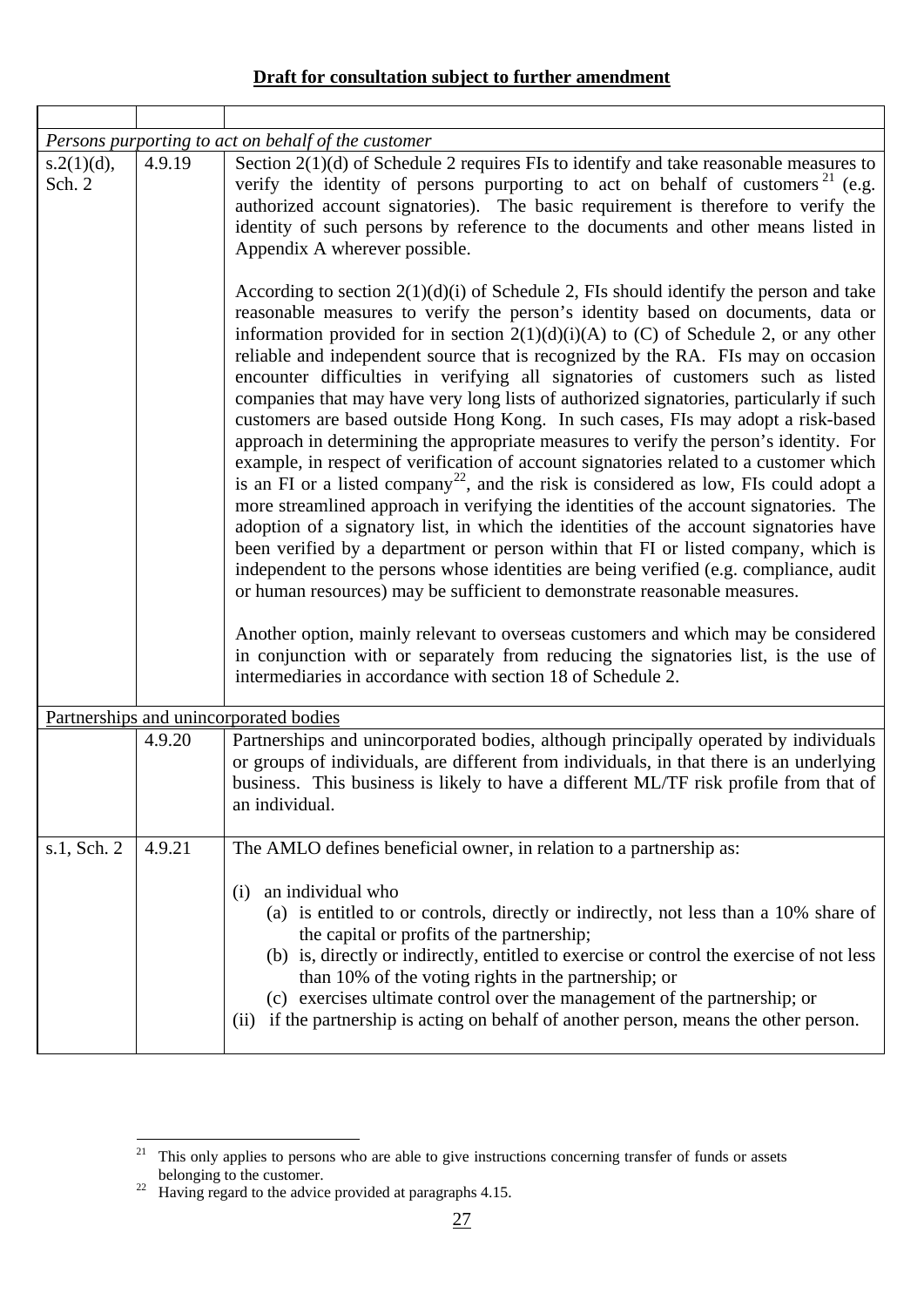**Draft for consultation subject to further amendment**

| | | |
|---|---|---|
| *Persons purporting to act on behalf of the customer* | | |
| s.2(1)(d), Sch. 2 | 4.9.19 | Section 2(1)(d) of Schedule 2 requires FIs to identify and take reasonable measures to verify the identity of persons purporting to act on behalf of customers[21] (e.g. authorized account signatories). The basic requirement is therefore to verify the identity of such persons by reference to the documents and other means listed in Appendix A wherever possible.<br><br>According to section 2(1)(d)(i) of Schedule 2, FIs should identify the person and take reasonable measures to verify the person's identity based on documents, data or information provided for in section 2(1)(d)(i)(A) to (C) of Schedule 2, or any other reliable and independent source that is recognized by the RA. FIs may on occasion encounter difficulties in verifying all signatories of customers such as listed companies that may have very long lists of authorized signatories, particularly if such customers are based outside Hong Kong. In such cases, FIs may adopt a risk-based approach in determining the appropriate measures to verify the person's identity. For example, in respect of verification of account signatories related to a customer which is an FI or a listed company[22], and the risk is considered as low, FIs could adopt a more streamlined approach in verifying the identities of the account signatories. The adoption of a signatory list, in which the identities of the account signatories have been verified by a department or person within that FI or listed company, which is independent to the persons whose identities are being verified (e.g. compliance, audit or human resources) may be sufficient to demonstrate reasonable measures.<br><br>Another option, mainly relevant to overseas customers and which may be considered in conjunction with or separately from reducing the signatories list, is the use of intermediaries in accordance with section 18 of Schedule 2. |
| <u>Partnerships and unincorporated bodies</u> | | |
| | 4.9.20 | Partnerships and unincorporated bodies, although principally operated by individuals or groups of individuals, are different from individuals, in that there is an underlying business. This business is likely to have a different ML/TF risk profile from that of an individual. |
| s.1, Sch. 2 | 4.9.21 | The AMLO defines beneficial owner, in relation to a partnership as:<br><br>(i) an individual who<br>(a) is entitled to or controls, directly or indirectly, not less than a 10% share of the capital or profits of the partnership;<br>(b) is, directly or indirectly, entitled to exercise or control the exercise of not less than 10% of the voting rights in the partnership; or<br>(c) exercises ultimate control over the management of the partnership; or<br>(ii) if the partnership is acting on behalf of another person, means the other person. |

[21] This only applies to persons who are able to give instructions concerning transfer of funds or assets belonging to the customer.

[22] Having regard to the advice provided at paragraphs 4.15.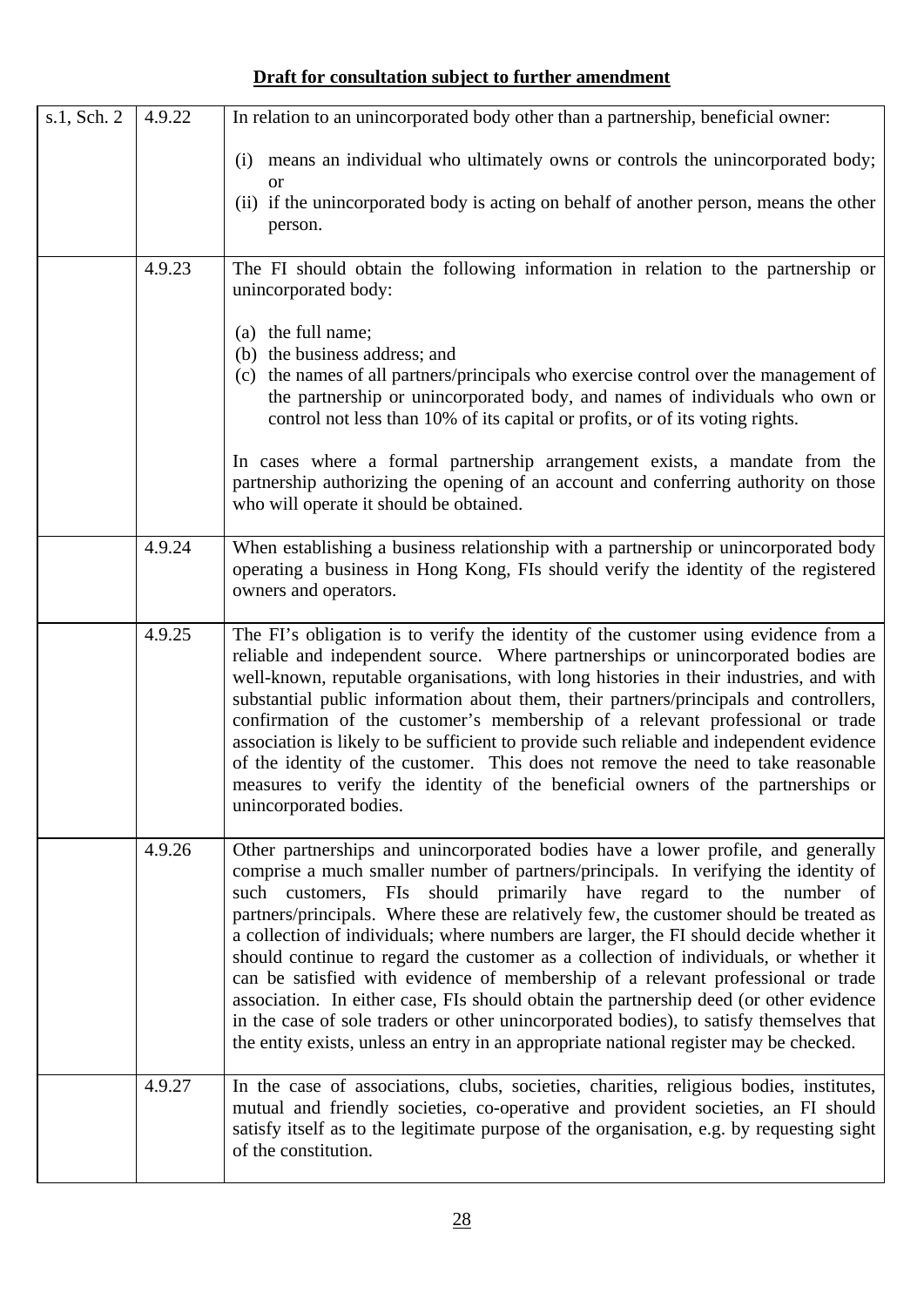**Draft for consultation subject to further amendment**

| | | |
|---|---|---|
| s.1, Sch. 2 | 4.9.22 | In relation to an unincorporated body other than a partnership, beneficial owner:<br><br>(i) means an individual who ultimately owns or controls the unincorporated body; or<br>(ii) if the unincorporated body is acting on behalf of another person, means the other person. |
| | 4.9.23 | The FI should obtain the following information in relation to the partnership or unincorporated body:<br><br>(a) the full name;<br>(b) the business address; and<br>(c) the names of all partners/principals who exercise control over the management of the partnership or unincorporated body, and names of individuals who own or control not less than 10% of its capital or profits, or of its voting rights.<br><br>In cases where a formal partnership arrangement exists, a mandate from the partnership authorizing the opening of an account and conferring authority on those who will operate it should be obtained. |
| | 4.9.24 | When establishing a business relationship with a partnership or unincorporated body operating a business in Hong Kong, FIs should verify the identity of the registered owners and operators. |
| | 4.9.25 | The FI's obligation is to verify the identity of the customer using evidence from a reliable and independent source. Where partnerships or unincorporated bodies are well-known, reputable organisations, with long histories in their industries, and with substantial public information about them, their partners/principals and controllers, confirmation of the customer's membership of a relevant professional or trade association is likely to be sufficient to provide such reliable and independent evidence of the identity of the customer. This does not remove the need to take reasonable measures to verify the identity of the beneficial owners of the partnerships or unincorporated bodies. |
| | 4.9.26 | Other partnerships and unincorporated bodies have a lower profile, and generally comprise a much smaller number of partners/principals. In verifying the identity of such customers, FIs should primarily have regard to the number of partners/principals. Where these are relatively few, the customer should be treated as a collection of individuals; where numbers are larger, the FI should decide whether it should continue to regard the customer as a collection of individuals, or whether it can be satisfied with evidence of membership of a relevant professional or trade association. In either case, FIs should obtain the partnership deed (or other evidence in the case of sole traders or other unincorporated bodies), to satisfy themselves that the entity exists, unless an entry in an appropriate national register may be checked. |
| | 4.9.27 | In the case of associations, clubs, societies, charities, religious bodies, institutes, mutual and friendly societies, co-operative and provident societies, an FI should satisfy itself as to the legitimate purpose of the organisation, e.g. by requesting sight of the constitution. |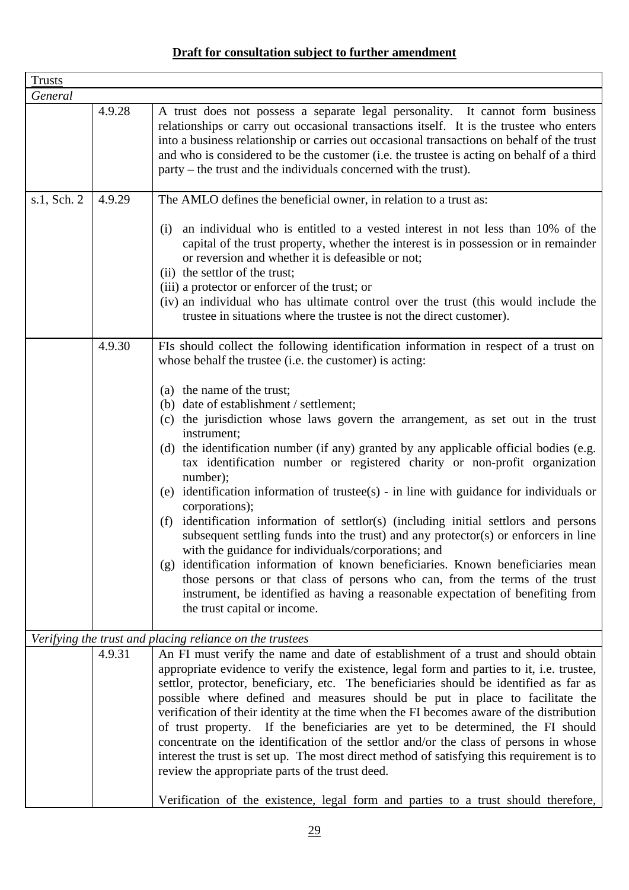**Draft for consultation subject to further amendment**

| | | |
|---|---|---|
| Trusts | | |
| *General* | | |
| | 4.9.28 | A trust does not possess a separate legal personality. It cannot form business relationships or carry out occasional transactions itself. It is the trustee who enters into a business relationship or carries out occasional transactions on behalf of the trust and who is considered to be the customer (i.e. the trustee is acting on behalf of a third party – the trust and the individuals concerned with the trust). |
| s.1, Sch. 2 | 4.9.29 | The AMLO defines the beneficial owner, in relation to a trust as:<br><br>(i) an individual who is entitled to a vested interest in not less than 10% of the capital of the trust property, whether the interest is in possession or in remainder or reversion and whether it is defeasible or not;<br>(ii) the settlor of the trust;<br>(iii) a protector or enforcer of the trust; or<br>(iv) an individual who has ultimate control over the trust (this would include the trustee in situations where the trustee is not the direct customer). |
| | 4.9.30 | FIs should collect the following identification information in respect of a trust on whose behalf the trustee (i.e. the customer) is acting:<br><br>(a) the name of the trust;<br>(b) date of establishment / settlement;<br>(c) the jurisdiction whose laws govern the arrangement, as set out in the trust instrument;<br>(d) the identification number (if any) granted by any applicable official bodies (e.g. tax identification number or registered charity or non-profit organization number);<br>(e) identification information of trustee(s) - in line with guidance for individuals or corporations);<br>(f) identification information of settlor(s) (including initial settlors and persons subsequent settling funds into the trust) and any protector(s) or enforcers in line with the guidance for individuals/corporations; and<br>(g) identification information of known beneficiaries. Known beneficiaries mean those persons or that class of persons who can, from the terms of the trust instrument, be identified as having a reasonable expectation of benefiting from the trust capital or income. |
| *Verifying the trust and placing reliance on the trustees* | | |
| | 4.9.31 | An FI must verify the name and date of establishment of a trust and should obtain appropriate evidence to verify the existence, legal form and parties to it, i.e. trustee, settlor, protector, beneficiary, etc. The beneficiaries should be identified as far as possible where defined and measures should be put in place to facilitate the verification of their identity at the time when the FI becomes aware of the distribution of trust property. If the beneficiaries are yet to be determined, the FI should concentrate on the identification of the settlor and/or the class of persons in whose interest the trust is set up. The most direct method of satisfying this requirement is to review the appropriate parts of the trust deed.<br><br>Verification of the existence, legal form and parties to a trust should therefore, |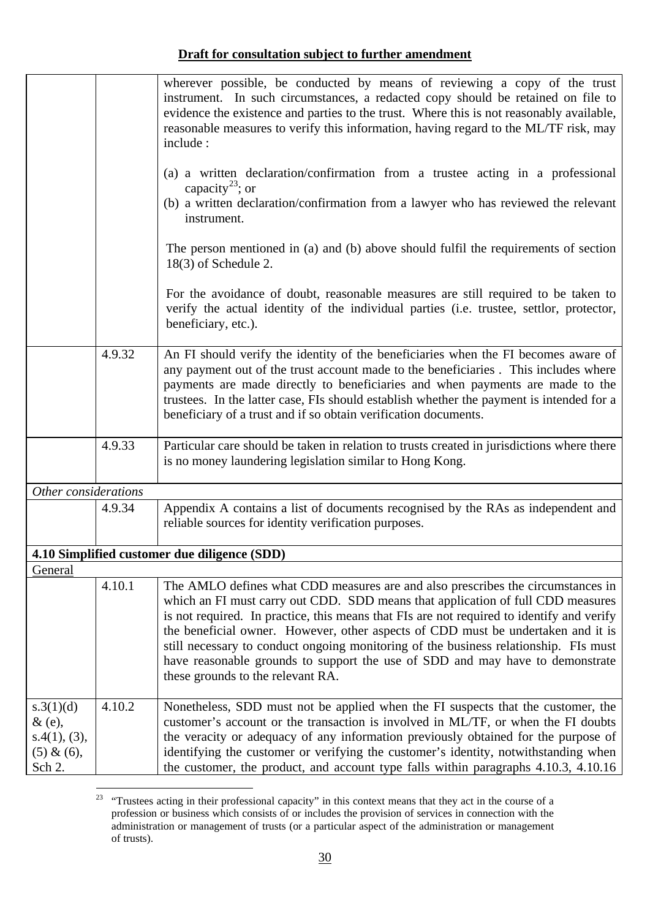**Draft for consultation subject to further amendment**

| | | |
|---|---|---|
| | | wherever possible, be conducted by means of reviewing a copy of the trust instrument. In such circumstances, a redacted copy should be retained on file to evidence the existence and parties to the trust. Where this is not reasonably available, reasonable measures to verify this information, having regard to the ML/TF risk, may include :<br><br>(a) a written declaration/confirmation from a trustee acting in a professional capacity[23]; or<br>(b) a written declaration/confirmation from a lawyer who has reviewed the relevant instrument.<br><br>The person mentioned in (a) and (b) above should fulfil the requirements of section 18(3) of Schedule 2.<br><br>For the avoidance of doubt, reasonable measures are still required to be taken to verify the actual identity of the individual parties (i.e. trustee, settlor, protector, beneficiary, etc.). |
| | 4.9.32 | An FI should verify the identity of the beneficiaries when the FI becomes aware of any payment out of the trust account made to the beneficiaries . This includes where payments are made directly to beneficiaries and when payments are made to the trustees. In the latter case, FIs should establish whether the payment is intended for a beneficiary of a trust and if so obtain verification documents. |
| | 4.9.33 | Particular care should be taken in relation to trusts created in jurisdictions where there is no money laundering legislation similar to Hong Kong. |
| *Other considerations* | | |
| | 4.9.34 | Appendix A contains a list of documents recognised by the RAs as independent and reliable sources for identity verification purposes. |
| **4.10 Simplified customer due diligence (SDD)** | | |
| General | | |
| | 4.10.1 | The AMLO defines what CDD measures are and also prescribes the circumstances in which an FI must carry out CDD. SDD means that application of full CDD measures is not required. In practice, this means that FIs are not required to identify and verify the beneficial owner. However, other aspects of CDD must be undertaken and it is still necessary to conduct ongoing monitoring of the business relationship. FIs must have reasonable grounds to support the use of SDD and may have to demonstrate these grounds to the relevant RA. |
| s.3(1)(d) & (e), s.4(1), (3), (5) & (6), Sch 2. | 4.10.2 | Nonetheless, SDD must not be applied when the FI suspects that the customer, the customer's account or the transaction is involved in ML/TF, or when the FI doubts the veracity or adequacy of any information previously obtained for the purpose of identifying the customer or verifying the customer's identity, notwithstanding when the customer, the product, and account type falls within paragraphs 4.10.3, 4.10.16 |

[23] "Trustees acting in their professional capacity" in this context means that they act in the course of a profession or business which consists of or includes the provision of services in connection with the administration or management of trusts (or a particular aspect of the administration or management of trusts).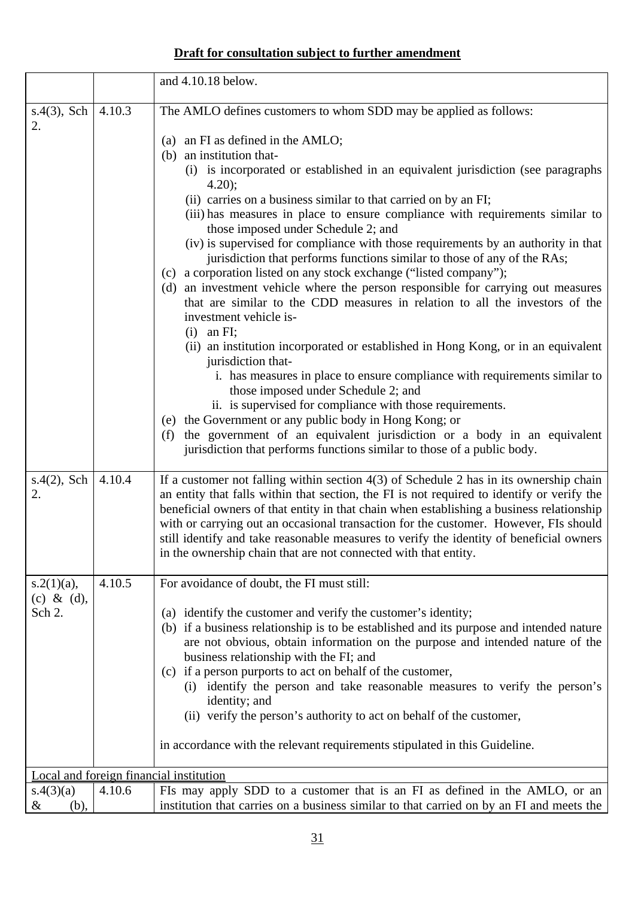**Draft for consultation subject to further amendment**

| | | |
|---|---|---|
| | | and 4.10.18 below. |
| s.4(3), Sch 2. | 4.10.3 | The AMLO defines customers to whom SDD may be applied as follows:<br><br>(a) an FI as defined in the AMLO;<br>(b) an institution that-<br>(i) is incorporated or established in an equivalent jurisdiction (see paragraphs 4.20);<br>(ii) carries on a business similar to that carried on by an FI;<br>(iii) has measures in place to ensure compliance with requirements similar to those imposed under Schedule 2; and<br>(iv) is supervised for compliance with those requirements by an authority in that jurisdiction that performs functions similar to those of any of the RAs;<br>(c) a corporation listed on any stock exchange ("listed company");<br>(d) an investment vehicle where the person responsible for carrying out measures that are similar to the CDD measures in relation to all the investors of the investment vehicle is-<br>(i) an FI;<br>(ii) an institution incorporated or established in Hong Kong, or in an equivalent jurisdiction that-<br>i. has measures in place to ensure compliance with requirements similar to those imposed under Schedule 2; and<br>ii. is supervised for compliance with those requirements.<br>(e) the Government or any public body in Hong Kong; or<br>(f) the government of an equivalent jurisdiction or a body in an equivalent jurisdiction that performs functions similar to those of a public body. |
| s.4(2), Sch 2. | 4.10.4 | If a customer not falling within section 4(3) of Schedule 2 has in its ownership chain an entity that falls within that section, the FI is not required to identify or verify the beneficial owners of that entity in that chain when establishing a business relationship with or carrying out an occasional transaction for the customer. However, FIs should still identify and take reasonable measures to verify the identity of beneficial owners in the ownership chain that are not connected with that entity. |
| s.2(1)(a), (c) & (d), Sch 2. | 4.10.5 | For avoidance of doubt, the FI must still:<br><br>(a) identify the customer and verify the customer's identity;<br>(b) if a business relationship is to be established and its purpose and intended nature are not obvious, obtain information on the purpose and intended nature of the business relationship with the FI; and<br>(c) if a person purports to act on behalf of the customer,<br>(i) identify the person and take reasonable measures to verify the person's identity; and<br>(ii) verify the person's authority to act on behalf of the customer,<br><br>in accordance with the relevant requirements stipulated in this Guideline. |
| Local and foreign financial institution | | |
| s.4(3)(a) & (b), | 4.10.6 | FIs may apply SDD to a customer that is an FI as defined in the AMLO, or an institution that carries on a business similar to that carried on by an FI and meets the |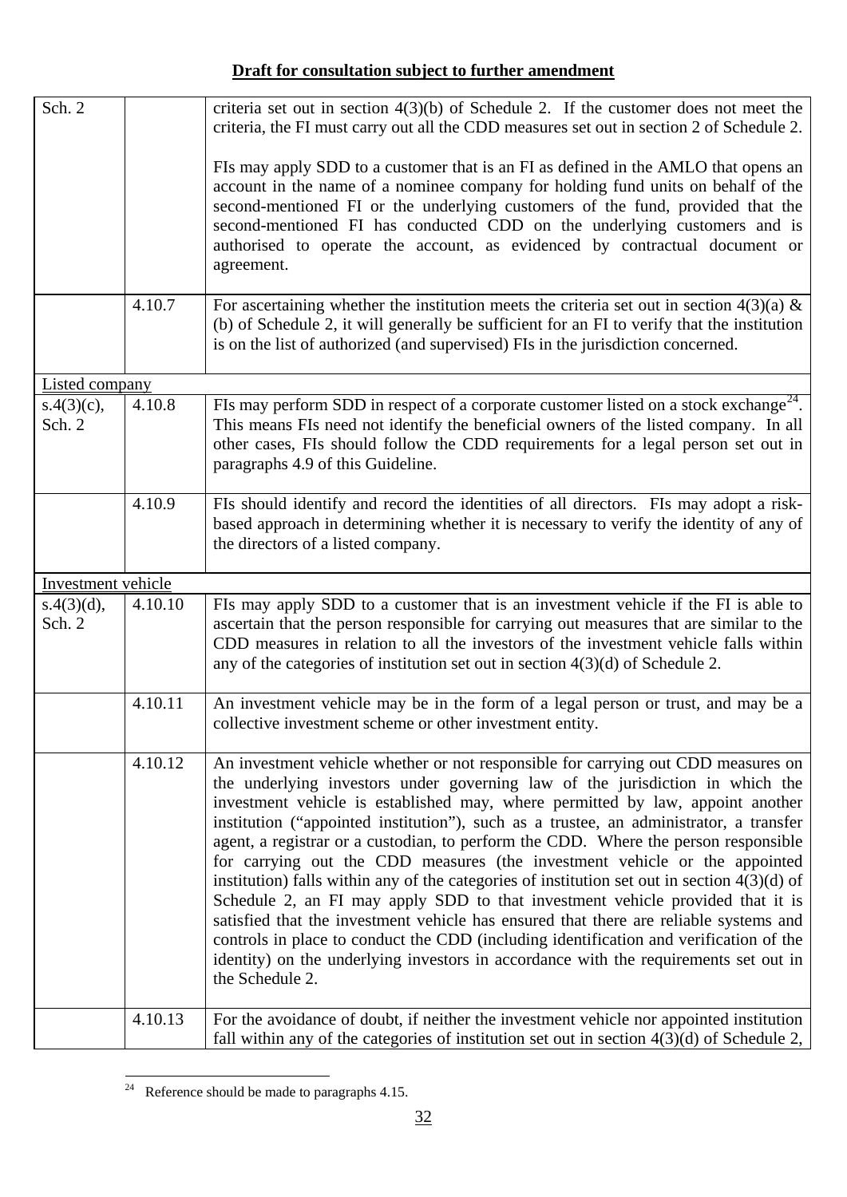**Draft for consultation subject to further amendment**

| | | |
|---|---|---|
| Sch. 2 | | criteria set out in section 4(3)(b) of Schedule 2. If the customer does not meet the criteria, the FI must carry out all the CDD measures set out in section 2 of Schedule 2.<br><br>FIs may apply SDD to a customer that is an FI as defined in the AMLO that opens an account in the name of a nominee company for holding fund units on behalf of the second-mentioned FI or the underlying customers of the fund, provided that the second-mentioned FI has conducted CDD on the underlying customers and is authorised to operate the account, as evidenced by contractual document or agreement. |
| | 4.10.7 | For ascertaining whether the institution meets the criteria set out in section 4(3)(a) & (b) of Schedule 2, it will generally be sufficient for an FI to verify that the institution is on the list of authorized (and supervised) FIs in the jurisdiction concerned. |
| Listed company | | |
| s.4(3)(c), Sch. 2 | 4.10.8 | FIs may perform SDD in respect of a corporate customer listed on a stock exchange[24]. This means FIs need not identify the beneficial owners of the listed company. In all other cases, FIs should follow the CDD requirements for a legal person set out in paragraphs 4.9 of this Guideline. |
| | 4.10.9 | FIs should identify and record the identities of all directors. FIs may adopt a risk-based approach in determining whether it is necessary to verify the identity of any of the directors of a listed company. |
| Investment vehicle | | |
| s.4(3)(d), Sch. 2 | 4.10.10 | FIs may apply SDD to a customer that is an investment vehicle if the FI is able to ascertain that the person responsible for carrying out measures that are similar to the CDD measures in relation to all the investors of the investment vehicle falls within any of the categories of institution set out in section 4(3)(d) of Schedule 2. |
| | 4.10.11 | An investment vehicle may be in the form of a legal person or trust, and may be a collective investment scheme or other investment entity. |
| | 4.10.12 | An investment vehicle whether or not responsible for carrying out CDD measures on the underlying investors under governing law of the jurisdiction in which the investment vehicle is established may, where permitted by law, appoint another institution ("appointed institution"), such as a trustee, an administrator, a transfer agent, a registrar or a custodian, to perform the CDD. Where the person responsible for carrying out the CDD measures (the investment vehicle or the appointed institution) falls within any of the categories of institution set out in section 4(3)(d) of Schedule 2, an FI may apply SDD to that investment vehicle provided that it is satisfied that the investment vehicle has ensured that there are reliable systems and controls in place to conduct the CDD (including identification and verification of the identity) on the underlying investors in accordance with the requirements set out in the Schedule 2. |
| | 4.10.13 | For the avoidance of doubt, if neither the investment vehicle nor appointed institution fall within any of the categories of institution set out in section 4(3)(d) of Schedule 2, |

[24] Reference should be made to paragraphs 4.15.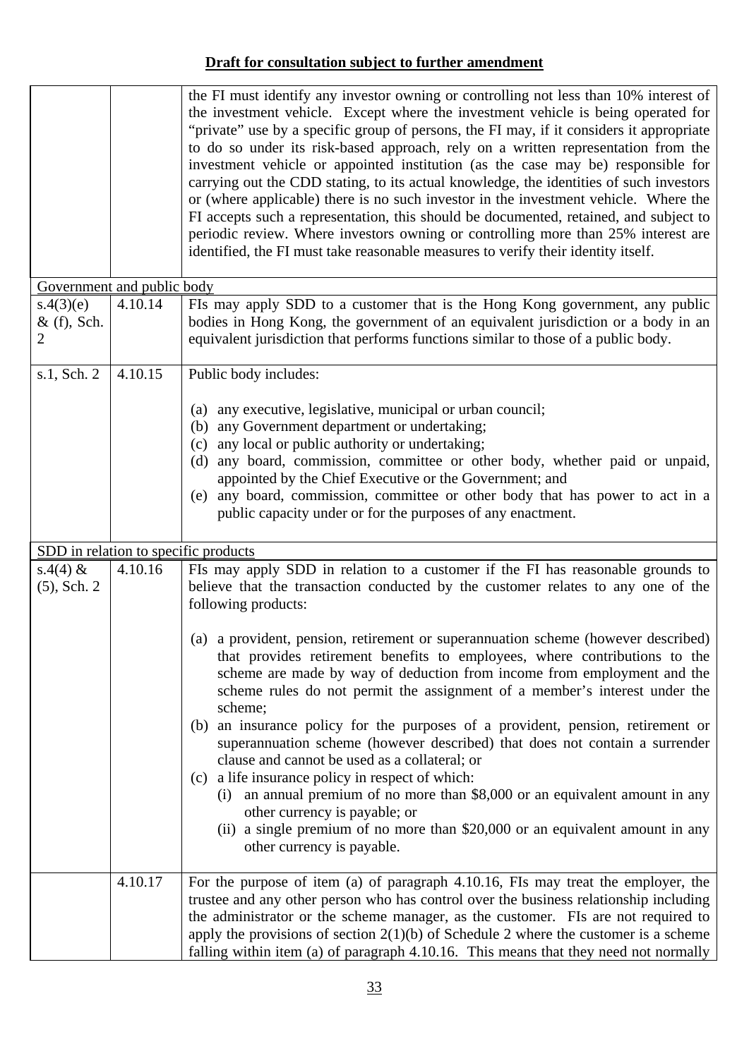**Draft for consultation subject to further amendment**

| | | |
|---|---|---|
| | | the FI must identify any investor owning or controlling not less than 10% interest of the investment vehicle. Except where the investment vehicle is being operated for "private" use by a specific group of persons, the FI may, if it considers it appropriate to do so under its risk-based approach, rely on a written representation from the investment vehicle or appointed institution (as the case may be) responsible for carrying out the CDD stating, to its actual knowledge, the identities of such investors or (where applicable) there is no such investor in the investment vehicle. Where the FI accepts such a representation, this should be documented, retained, and subject to periodic review. Where investors owning or controlling more than 25% interest are identified, the FI must take reasonable measures to verify their identity itself. |
| <u>Government and public body</u> | | |
| s.4(3)(e) & (f), Sch. 2 | 4.10.14 | FIs may apply SDD to a customer that is the Hong Kong government, any public bodies in Hong Kong, the government of an equivalent jurisdiction or a body in an equivalent jurisdiction that performs functions similar to those of a public body. |
| s.1, Sch. 2 | 4.10.15 | Public body includes:<br><br>(a) any executive, legislative, municipal or urban council;<br>(b) any Government department or undertaking;<br>(c) any local or public authority or undertaking;<br>(d) any board, commission, committee or other body, whether paid or unpaid, appointed by the Chief Executive or the Government; and<br>(e) any board, commission, committee or other body that has power to act in a public capacity under or for the purposes of any enactment. |
| <u>SDD in relation to specific products</u> | | |
| s.4(4) & (5), Sch. 2 | 4.10.16 | FIs may apply SDD in relation to a customer if the FI has reasonable grounds to believe that the transaction conducted by the customer relates to any one of the following products:<br><br>(a) a provident, pension, retirement or superannuation scheme (however described) that provides retirement benefits to employees, where contributions to the scheme are made by way of deduction from income from employment and the scheme rules do not permit the assignment of a member's interest under the scheme;<br>(b) an insurance policy for the purposes of a provident, pension, retirement or superannuation scheme (however described) that does not contain a surrender clause and cannot be used as a collateral; or<br>(c) a life insurance policy in respect of which:<br>(i) an annual premium of no more than $8,000 or an equivalent amount in any other currency is payable; or<br>(ii) a single premium of no more than $20,000 or an equivalent amount in any other currency is payable. |
| | 4.10.17 | For the purpose of item (a) of paragraph 4.10.16, FIs may treat the employer, the trustee and any other person who has control over the business relationship including the administrator or the scheme manager, as the customer. FIs are not required to apply the provisions of section 2(1)(b) of Schedule 2 where the customer is a scheme falling within item (a) of paragraph 4.10.16. This means that they need not normally |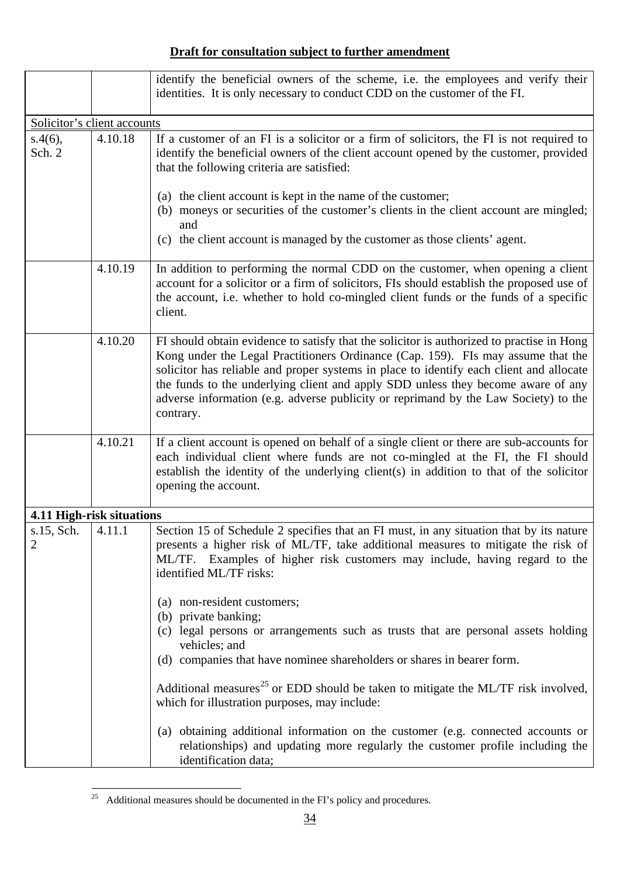**Draft for consultation subject to further amendment**

| | | |
|---|---|---|
| | | identify the beneficial owners of the scheme, i.e. the employees and verify their identities. It is only necessary to conduct CDD on the customer of the FI. |
| Solicitor's client accounts | | |
| s.4(6), Sch. 2 | 4.10.18 | If a customer of an FI is a solicitor or a firm of solicitors, the FI is not required to identify the beneficial owners of the client account opened by the customer, provided that the following criteria are satisfied:<br><br>(a) the client account is kept in the name of the customer;<br>(b) moneys or securities of the customer's clients in the client account are mingled; and<br>(c) the client account is managed by the customer as those clients' agent. |
| | 4.10.19 | In addition to performing the normal CDD on the customer, when opening a client account for a solicitor or a firm of solicitors, FIs should establish the proposed use of the account, i.e. whether to hold co-mingled client funds or the funds of a specific client. |
| | 4.10.20 | FI should obtain evidence to satisfy that the solicitor is authorized to practise in Hong Kong under the Legal Practitioners Ordinance (Cap. 159). FIs may assume that the solicitor has reliable and proper systems in place to identify each client and allocate the funds to the underlying client and apply SDD unless they become aware of any adverse information (e.g. adverse publicity or reprimand by the Law Society) to the contrary. |
| | 4.10.21 | If a client account is opened on behalf of a single client or there are sub-accounts for each individual client where funds are not co-mingled at the FI, the FI should establish the identity of the underlying client(s) in addition to that of the solicitor opening the account. |
| **4.11 High-risk situations** | | |
| s.15, Sch. 2 | 4.11.1 | Section 15 of Schedule 2 specifies that an FI must, in any situation that by its nature presents a higher risk of ML/TF, take additional measures to mitigate the risk of ML/TF. Examples of higher risk customers may include, having regard to the identified ML/TF risks:<br><br>(a) non-resident customers;<br>(b) private banking;<br>(c) legal persons or arrangements such as trusts that are personal assets holding vehicles; and<br>(d) companies that have nominee shareholders or shares in bearer form.<br><br>Additional measures[25] or EDD should be taken to mitigate the ML/TF risk involved, which for illustration purposes, may include:<br><br>(a) obtaining additional information on the customer (e.g. connected accounts or relationships) and updating more regularly the customer profile including the identification data; |

[25] Additional measures should be documented in the FI's policy and procedures.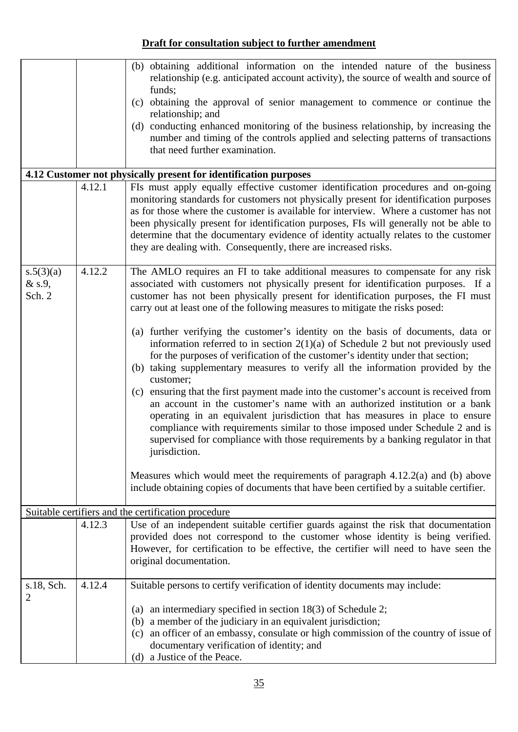**Draft for consultation subject to further amendment**

| | | |
|---|---|---|
| | | (b) obtaining additional information on the intended nature of the business relationship (e.g. anticipated account activity), the source of wealth and source of funds;<br>(c) obtaining the approval of senior management to commence or continue the relationship; and<br>(d) conducting enhanced monitoring of the business relationship, by increasing the number and timing of the controls applied and selecting patterns of transactions that need further examination. |
| **4.12 Customer not physically present for identification purposes** | | |
| | 4.12.1 | FIs must apply equally effective customer identification procedures and on-going monitoring standards for customers not physically present for identification purposes as for those where the customer is available for interview. Where a customer has not been physically present for identification purposes, FIs will generally not be able to determine that the documentary evidence of identity actually relates to the customer they are dealing with. Consequently, there are increased risks. |
| s.5(3)(a) & s.9, Sch. 2 | 4.12.2 | The AMLO requires an FI to take additional measures to compensate for any risk associated with customers not physically present for identification purposes. If a customer has not been physically present for identification purposes, the FI must carry out at least one of the following measures to mitigate the risks posed:<br><br>(a) further verifying the customer's identity on the basis of documents, data or information referred to in section 2(1)(a) of Schedule 2 but not previously used for the purposes of verification of the customer's identity under that section;<br>(b) taking supplementary measures to verify all the information provided by the customer;<br>(c) ensuring that the first payment made into the customer's account is received from an account in the customer's name with an authorized institution or a bank operating in an equivalent jurisdiction that has measures in place to ensure compliance with requirements similar to those imposed under Schedule 2 and is supervised for compliance with those requirements by a banking regulator in that jurisdiction.<br><br>Measures which would meet the requirements of paragraph 4.12.2(a) and (b) above include obtaining copies of documents that have been certified by a suitable certifier. |
| Suitable certifiers and the certification procedure | | |
| | 4.12.3 | Use of an independent suitable certifier guards against the risk that documentation provided does not correspond to the customer whose identity is being verified. However, for certification to be effective, the certifier will need to have seen the original documentation. |
| s.18, Sch. 2 | 4.12.4 | Suitable persons to certify verification of identity documents may include:<br><br>(a) an intermediary specified in section 18(3) of Schedule 2;<br>(b) a member of the judiciary in an equivalent jurisdiction;<br>(c) an officer of an embassy, consulate or high commission of the country of issue of documentary verification of identity; and<br>(d) a Justice of the Peace. |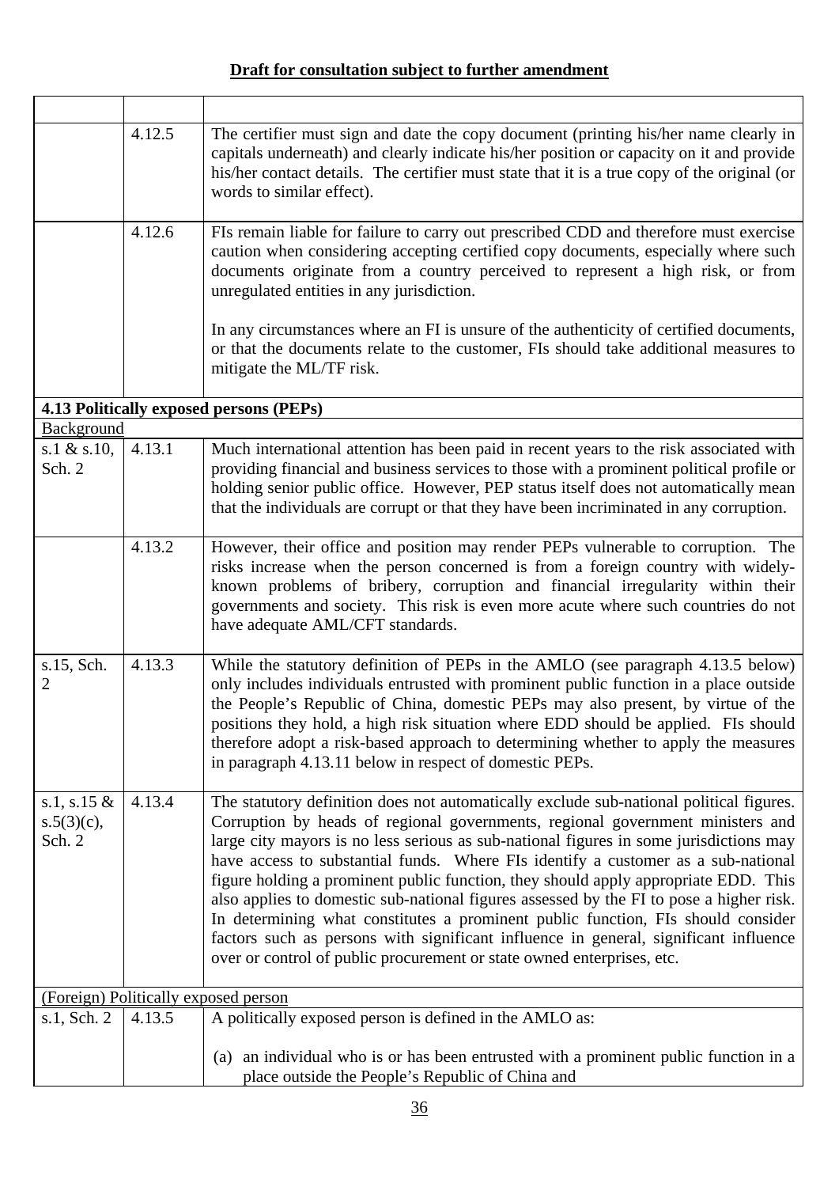**Draft for consultation subject to further amendment**

| | | |
|---|---|---|
| | 4.12.5 | The certifier must sign and date the copy document (printing his/her name clearly in capitals underneath) and clearly indicate his/her position or capacity on it and provide his/her contact details. The certifier must state that it is a true copy of the original (or words to similar effect). |
| | 4.12.6 | FIs remain liable for failure to carry out prescribed CDD and therefore must exercise caution when considering accepting certified copy documents, especially where such documents originate from a country perceived to represent a high risk, or from unregulated entities in any jurisdiction.<br><br>In any circumstances where an FI is unsure of the authenticity of certified documents, or that the documents relate to the customer, FIs should take additional measures to mitigate the ML/TF risk. |
| **4.13 Politically exposed persons (PEPs)** | | |
| Background | | |
| s.1 & s.10, Sch. 2 | 4.13.1 | Much international attention has been paid in recent years to the risk associated with providing financial and business services to those with a prominent political profile or holding senior public office. However, PEP status itself does not automatically mean that the individuals are corrupt or that they have been incriminated in any corruption. |
| | 4.13.2 | However, their office and position may render PEPs vulnerable to corruption. The risks increase when the person concerned is from a foreign country with widely-known problems of bribery, corruption and financial irregularity within their governments and society. This risk is even more acute where such countries do not have adequate AML/CFT standards. |
| s.15, Sch. 2 | 4.13.3 | While the statutory definition of PEPs in the AMLO (see paragraph 4.13.5 below) only includes individuals entrusted with prominent public function in a place outside the People's Republic of China, domestic PEPs may also present, by virtue of the positions they hold, a high risk situation where EDD should be applied. FIs should therefore adopt a risk-based approach to determining whether to apply the measures in paragraph 4.13.11 below in respect of domestic PEPs. |
| s.1, s.15 & s.5(3)(c), Sch. 2 | 4.13.4 | The statutory definition does not automatically exclude sub-national political figures. Corruption by heads of regional governments, regional government ministers and large city mayors is no less serious as sub-national figures in some jurisdictions may have access to substantial funds. Where FIs identify a customer as a sub-national figure holding a prominent public function, they should apply appropriate EDD. This also applies to domestic sub-national figures assessed by the FI to pose a higher risk. In determining what constitutes a prominent public function, FIs should consider factors such as persons with significant influence in general, significant influence over or control of public procurement or state owned enterprises, etc. |
| (Foreign) Politically exposed person | | |
| s.1, Sch. 2 | 4.13.5 | A politically exposed person is defined in the AMLO as:<br><br>(a) an individual who is or has been entrusted with a prominent public function in a place outside the People's Republic of China and |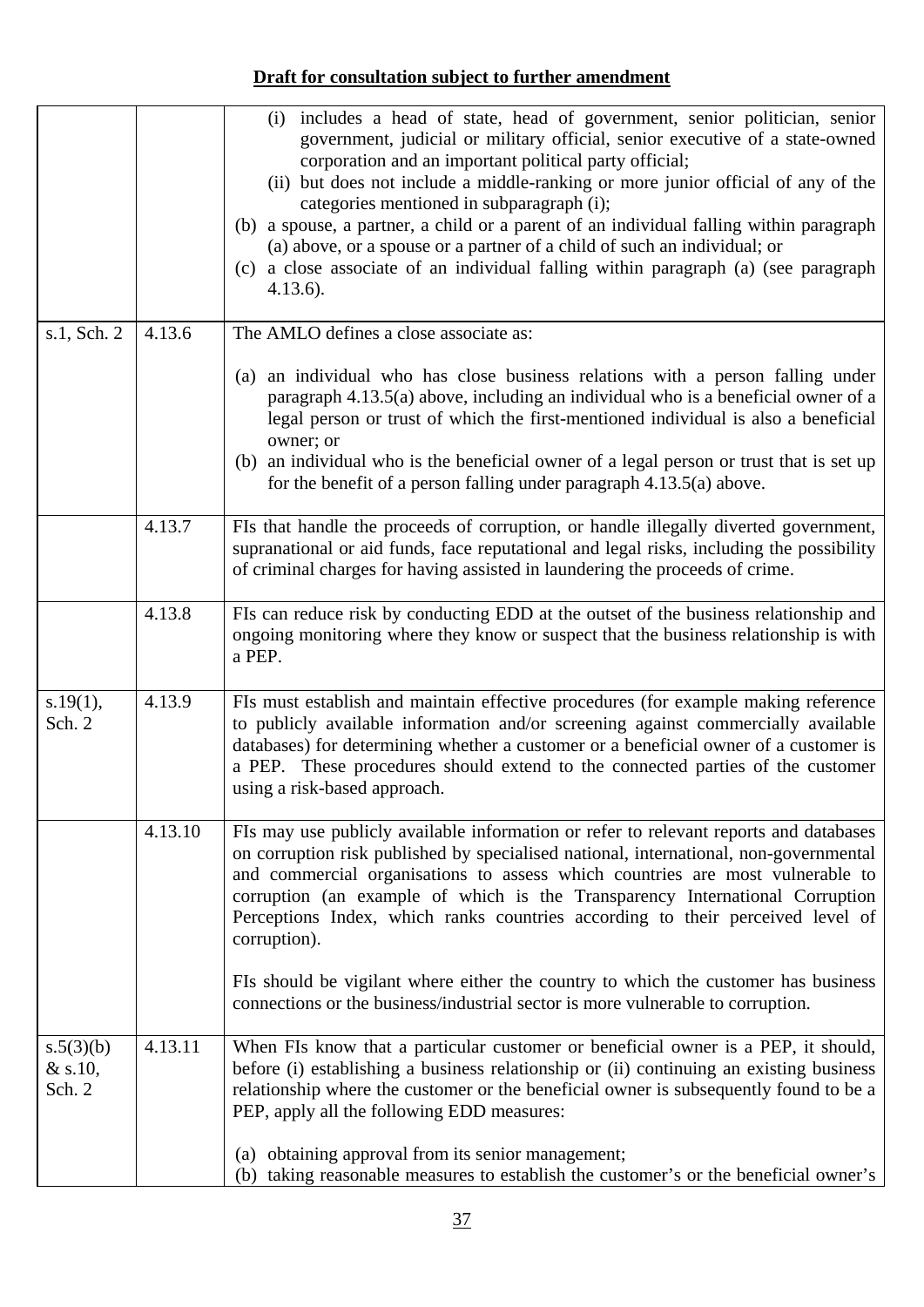**Draft for consultation subject to further amendment**

| | | |
|---|---|---|
| | | (i) includes a head of state, head of government, senior politician, senior government, judicial or military official, senior executive of a state-owned corporation and an important political party official;<br>(ii) but does not include a middle-ranking or more junior official of any of the categories mentioned in subparagraph (i);<br>(b) a spouse, a partner, a child or a parent of an individual falling within paragraph (a) above, or a spouse or a partner of a child of such an individual; or<br>(c) a close associate of an individual falling within paragraph (a) (see paragraph 4.13.6). |
| s.1, Sch. 2 | 4.13.6 | The AMLO defines a close associate as:<br><br>(a) an individual who has close business relations with a person falling under paragraph 4.13.5(a) above, including an individual who is a beneficial owner of a legal person or trust of which the first-mentioned individual is also a beneficial owner; or<br>(b) an individual who is the beneficial owner of a legal person or trust that is set up for the benefit of a person falling under paragraph 4.13.5(a) above. |
| | 4.13.7 | FIs that handle the proceeds of corruption, or handle illegally diverted government, supranational or aid funds, face reputational and legal risks, including the possibility of criminal charges for having assisted in laundering the proceeds of crime. |
| | 4.13.8 | FIs can reduce risk by conducting EDD at the outset of the business relationship and ongoing monitoring where they know or suspect that the business relationship is with a PEP. |
| s.19(1), Sch. 2 | 4.13.9 | FIs must establish and maintain effective procedures (for example making reference to publicly available information and/or screening against commercially available databases) for determining whether a customer or a beneficial owner of a customer is a PEP. These procedures should extend to the connected parties of the customer using a risk-based approach. |
| | 4.13.10 | FIs may use publicly available information or refer to relevant reports and databases on corruption risk published by specialised national, international, non-governmental and commercial organisations to assess which countries are most vulnerable to corruption (an example of which is the Transparency International Corruption Perceptions Index, which ranks countries according to their perceived level of corruption).<br><br>FIs should be vigilant where either the country to which the customer has business connections or the business/industrial sector is more vulnerable to corruption. |
| s.5(3)(b) & s.10, Sch. 2 | 4.13.11 | When FIs know that a particular customer or beneficial owner is a PEP, it should, before (i) establishing a business relationship or (ii) continuing an existing business relationship where the customer or the beneficial owner is subsequently found to be a PEP, apply all the following EDD measures:<br><br>(a) obtaining approval from its senior management;<br>(b) taking reasonable measures to establish the customer's or the beneficial owner's |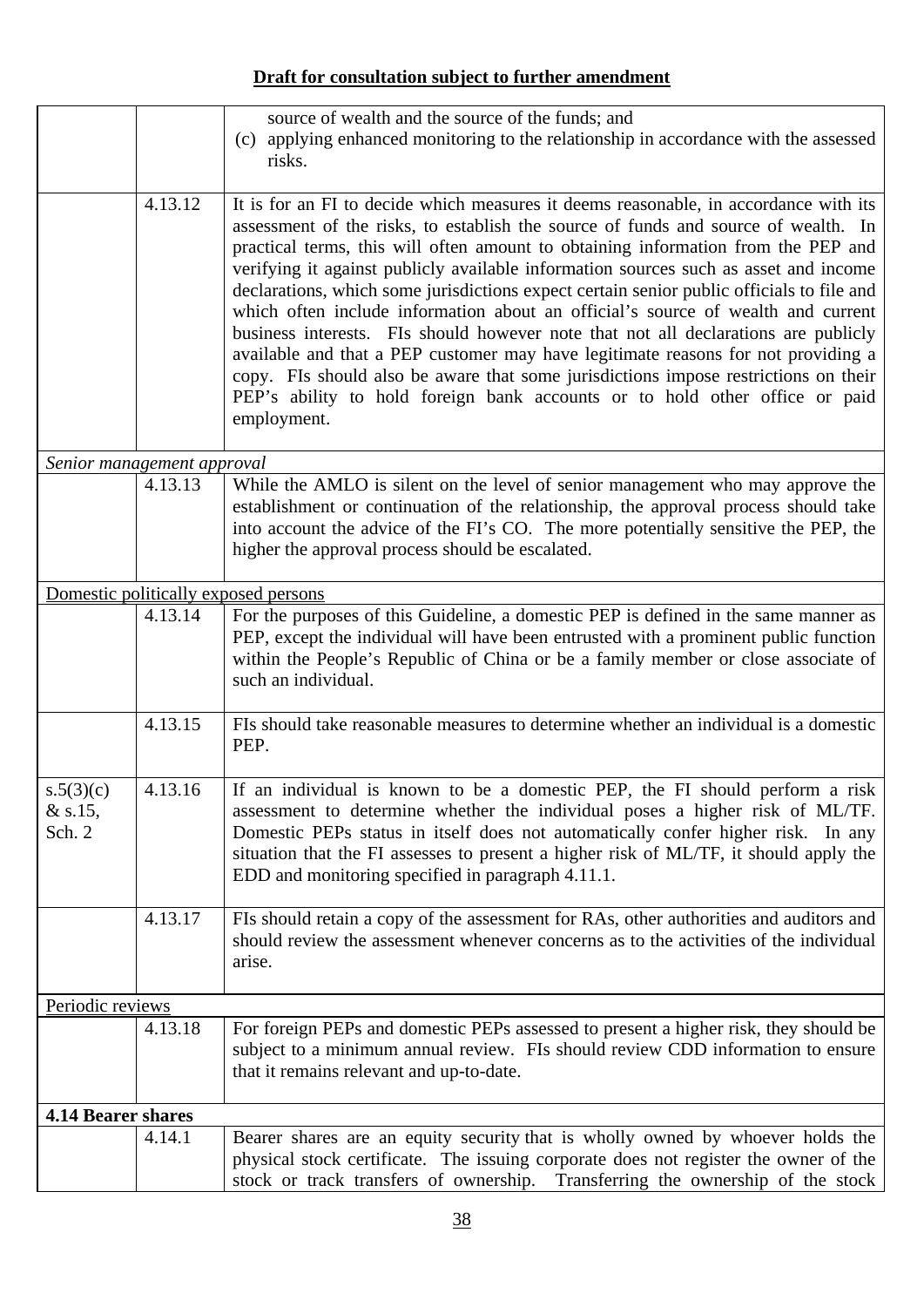**Draft for consultation subject to further amendment**

| | | |
|---|---|---|
| | | source of wealth and the source of the funds; and<br>(c) applying enhanced monitoring to the relationship in accordance with the assessed risks. |
| | 4.13.12 | It is for an FI to decide which measures it deems reasonable, in accordance with its assessment of the risks, to establish the source of funds and source of wealth. In practical terms, this will often amount to obtaining information from the PEP and verifying it against publicly available information sources such as asset and income declarations, which some jurisdictions expect certain senior public officials to file and which often include information about an official's source of wealth and current business interests. FIs should however note that not all declarations are publicly available and that a PEP customer may have legitimate reasons for not providing a copy. FIs should also be aware that some jurisdictions impose restrictions on their PEP's ability to hold foreign bank accounts or to hold other office or paid employment. |
| *Senior management approval* | | |
| | 4.13.13 | While the AMLO is silent on the level of senior management who may approve the establishment or continuation of the relationship, the approval process should take into account the advice of the FI's CO. The more potentially sensitive the PEP, the higher the approval process should be escalated. |
| Domestic politically exposed persons | | |
| | 4.13.14 | For the purposes of this Guideline, a domestic PEP is defined in the same manner as PEP, except the individual will have been entrusted with a prominent public function within the People's Republic of China or be a family member or close associate of such an individual. |
| | 4.13.15 | FIs should take reasonable measures to determine whether an individual is a domestic PEP. |
| s.5(3)(c) & s.15, Sch. 2 | 4.13.16 | If an individual is known to be a domestic PEP, the FI should perform a risk assessment to determine whether the individual poses a higher risk of ML/TF. Domestic PEPs status in itself does not automatically confer higher risk. In any situation that the FI assesses to present a higher risk of ML/TF, it should apply the EDD and monitoring specified in paragraph 4.11.1. |
| | 4.13.17 | FIs should retain a copy of the assessment for RAs, other authorities and auditors and should review the assessment whenever concerns as to the activities of the individual arise. |
| Periodic reviews | | |
| | 4.13.18 | For foreign PEPs and domestic PEPs assessed to present a higher risk, they should be subject to a minimum annual review. FIs should review CDD information to ensure that it remains relevant and up-to-date. |
| **4.14 Bearer shares** | | |
| | 4.14.1 | Bearer shares are an equity security that is wholly owned by whoever holds the physical stock certificate. The issuing corporate does not register the owner of the stock or track transfers of ownership. Transferring the ownership of the stock |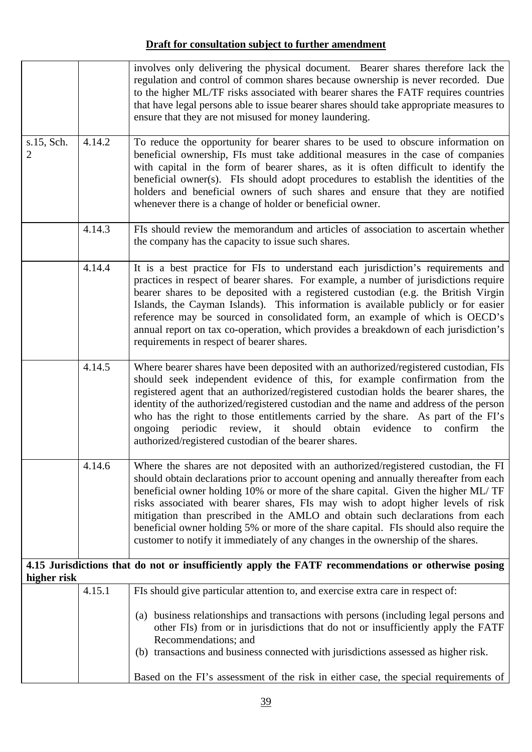**Draft for consultation subject to further amendment**

| | | |
|---|---|---|
| | | involves only delivering the physical document. Bearer shares therefore lack the regulation and control of common shares because ownership is never recorded. Due to the higher ML/TF risks associated with bearer shares the FATF requires countries that have legal persons able to issue bearer shares should take appropriate measures to ensure that they are not misused for money laundering. |
| s.15, Sch. 2 | 4.14.2 | To reduce the opportunity for bearer shares to be used to obscure information on beneficial ownership, FIs must take additional measures in the case of companies with capital in the form of bearer shares, as it is often difficult to identify the beneficial owner(s). FIs should adopt procedures to establish the identities of the holders and beneficial owners of such shares and ensure that they are notified whenever there is a change of holder or beneficial owner. |
| | 4.14.3 | FIs should review the memorandum and articles of association to ascertain whether the company has the capacity to issue such shares. |
| | 4.14.4 | It is a best practice for FIs to understand each jurisdiction's requirements and practices in respect of bearer shares. For example, a number of jurisdictions require bearer shares to be deposited with a registered custodian (e.g. the British Virgin Islands, the Cayman Islands). This information is available publicly or for easier reference may be sourced in consolidated form, an example of which is OECD's annual report on tax co-operation, which provides a breakdown of each jurisdiction's requirements in respect of bearer shares. |
| | 4.14.5 | Where bearer shares have been deposited with an authorized/registered custodian, FIs should seek independent evidence of this, for example confirmation from the registered agent that an authorized/registered custodian holds the bearer shares, the identity of the authorized/registered custodian and the name and address of the person who has the right to those entitlements carried by the share. As part of the FI's ongoing periodic review, it should obtain evidence to confirm the authorized/registered custodian of the bearer shares. |
| | 4.14.6 | Where the shares are not deposited with an authorized/registered custodian, the FI should obtain declarations prior to account opening and annually thereafter from each beneficial owner holding 10% or more of the share capital. Given the higher ML/ TF risks associated with bearer shares, FIs may wish to adopt higher levels of risk mitigation than prescribed in the AMLO and obtain such declarations from each beneficial owner holding 5% or more of the share capital. FIs should also require the customer to notify it immediately of any changes in the ownership of the shares. |
| **4.15 Jurisdictions that do not or insufficiently apply the FATF recommendations or otherwise posing higher risk** | | |
| | 4.15.1 | FIs should give particular attention to, and exercise extra care in respect of:<br><br>(a) business relationships and transactions with persons (including legal persons and other FIs) from or in jurisdictions that do not or insufficiently apply the FATF Recommendations; and<br>(b) transactions and business connected with jurisdictions assessed as higher risk.<br><br>Based on the FI's assessment of the risk in either case, the special requirements of |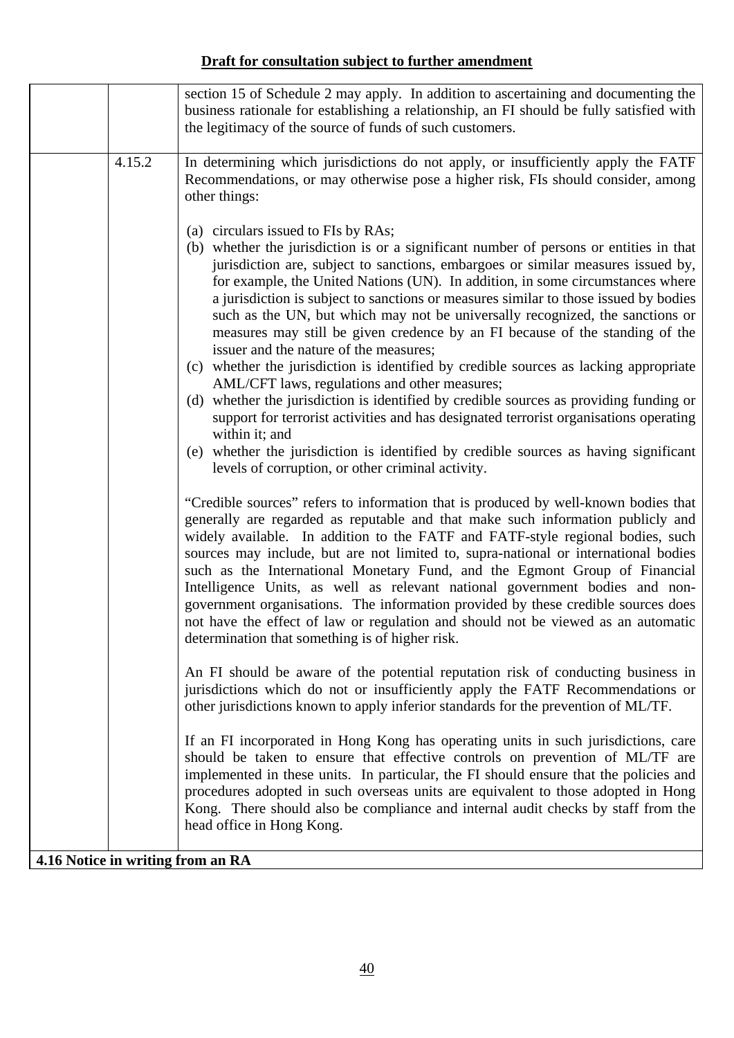**Draft for consultation subject to further amendment**

| | | |
|---|---|---|
| | | section 15 of Schedule 2 may apply. In addition to ascertaining and documenting the business rationale for establishing a relationship, an FI should be fully satisfied with the legitimacy of the source of funds of such customers. |
| | 4.15.2 | In determining which jurisdictions do not apply, or insufficiently apply the FATF Recommendations, or may otherwise pose a higher risk, FIs should consider, among other things:<br><br>(a) circulars issued to FIs by RAs;<br>(b) whether the jurisdiction is or a significant number of persons or entities in that jurisdiction are, subject to sanctions, embargoes or similar measures issued by, for example, the United Nations (UN). In addition, in some circumstances where a jurisdiction is subject to sanctions or measures similar to those issued by bodies such as the UN, but which may not be universally recognized, the sanctions or measures may still be given credence by an FI because of the standing of the issuer and the nature of the measures;<br>(c) whether the jurisdiction is identified by credible sources as lacking appropriate AML/CFT laws, regulations and other measures;<br>(d) whether the jurisdiction is identified by credible sources as providing funding or support for terrorist activities and has designated terrorist organisations operating within it; and<br>(e) whether the jurisdiction is identified by credible sources as having significant levels of corruption, or other criminal activity.<br><br>"Credible sources" refers to information that is produced by well-known bodies that generally are regarded as reputable and that make such information publicly and widely available. In addition to the FATF and FATF-style regional bodies, such sources may include, but are not limited to, supra-national or international bodies such as the International Monetary Fund, and the Egmont Group of Financial Intelligence Units, as well as relevant national government bodies and non-government organisations. The information provided by these credible sources does not have the effect of law or regulation and should not be viewed as an automatic determination that something is of higher risk.<br><br>An FI should be aware of the potential reputation risk of conducting business in jurisdictions which do not or insufficiently apply the FATF Recommendations or other jurisdictions known to apply inferior standards for the prevention of ML/TF.<br><br>If an FI incorporated in Hong Kong has operating units in such jurisdictions, care should be taken to ensure that effective controls on prevention of ML/TF are implemented in these units. In particular, the FI should ensure that the policies and procedures adopted in such overseas units are equivalent to those adopted in Hong Kong. There should also be compliance and internal audit checks by staff from the head office in Hong Kong. |

**4.16 Notice in writing from an RA**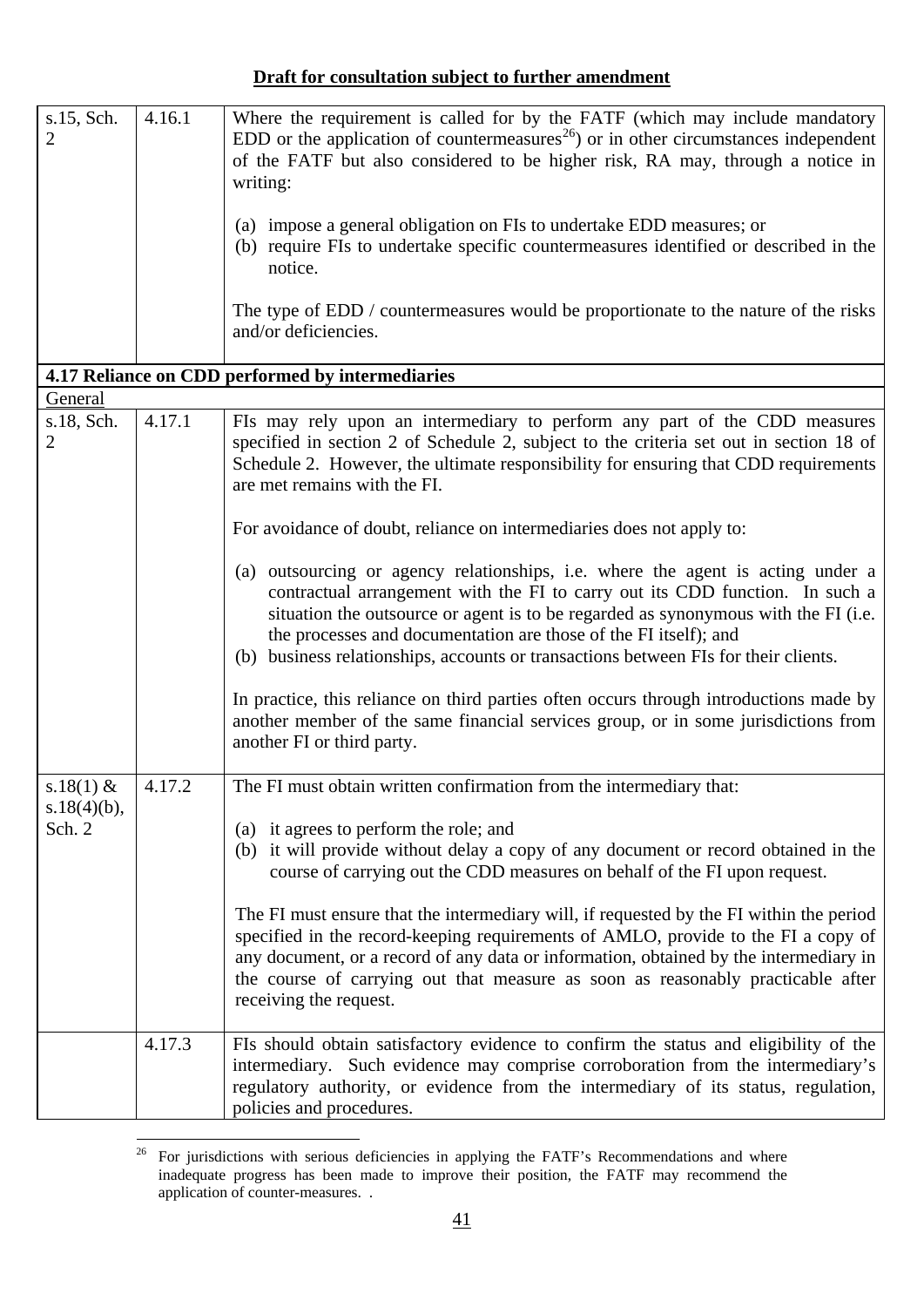**Draft for consultation subject to further amendment**

| | | |
|---|---|---|
| s.15, Sch. 2 | 4.16.1 | Where the requirement is called for by the FATF (which may include mandatory EDD or the application of countermeasures[26]) or in other circumstances independent of the FATF but also considered to be higher risk, RA may, through a notice in writing:<br><br>(a) impose a general obligation on FIs to undertake EDD measures; or<br>(b) require FIs to undertake specific countermeasures identified or described in the notice.<br><br>The type of EDD / countermeasures would be proportionate to the nature of the risks and/or deficiencies. |
| **4.17 Reliance on CDD performed by intermediaries** | | |
| General | | |
| s.18, Sch. 2 | 4.17.1 | FIs may rely upon an intermediary to perform any part of the CDD measures specified in section 2 of Schedule 2, subject to the criteria set out in section 18 of Schedule 2. However, the ultimate responsibility for ensuring that CDD requirements are met remains with the FI.<br><br>For avoidance of doubt, reliance on intermediaries does not apply to:<br><br>(a) outsourcing or agency relationships, i.e. where the agent is acting under a contractual arrangement with the FI to carry out its CDD function. In such a situation the outsource or agent is to be regarded as synonymous with the FI (i.e. the processes and documentation are those of the FI itself); and<br>(b) business relationships, accounts or transactions between FIs for their clients.<br><br>In practice, this reliance on third parties often occurs through introductions made by another member of the same financial services group, or in some jurisdictions from another FI or third party. |
| s.18(1) & s.18(4)(b), Sch. 2 | 4.17.2 | The FI must obtain written confirmation from the intermediary that:<br><br>(a) it agrees to perform the role; and<br>(b) it will provide without delay a copy of any document or record obtained in the course of carrying out the CDD measures on behalf of the FI upon request.<br><br>The FI must ensure that the intermediary will, if requested by the FI within the period specified in the record-keeping requirements of AMLO, provide to the FI a copy of any document, or a record of any data or information, obtained by the intermediary in the course of carrying out that measure as soon as reasonably practicable after receiving the request. |
| | 4.17.3 | FIs should obtain satisfactory evidence to confirm the status and eligibility of the intermediary. Such evidence may comprise corroboration from the intermediary's regulatory authority, or evidence from the intermediary of its status, regulation, policies and procedures. |

[26] For jurisdictions with serious deficiencies in applying the FATF's Recommendations and where inadequate progress has been made to improve their position, the FATF may recommend the application of counter-measures. .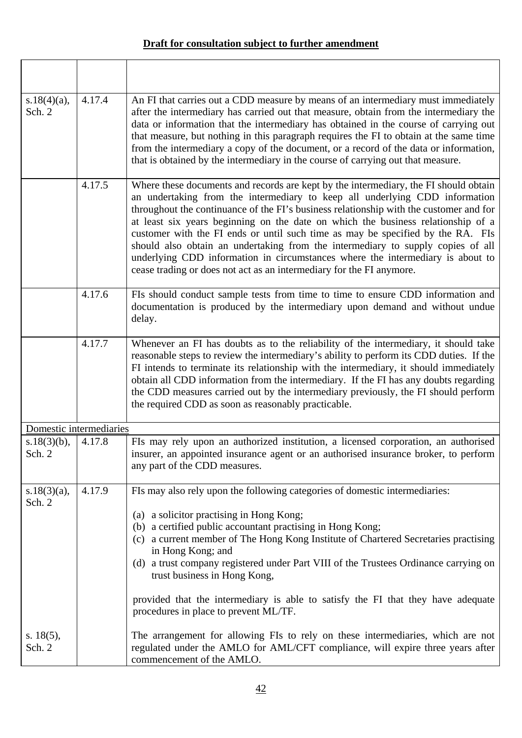**Draft for consultation subject to further amendment**

| | | |
|---|---|---|
| | | |
| s.18(4)(a), Sch. 2 | 4.17.4 | An FI that carries out a CDD measure by means of an intermediary must immediately after the intermediary has carried out that measure, obtain from the intermediary the data or information that the intermediary has obtained in the course of carrying out that measure, but nothing in this paragraph requires the FI to obtain at the same time from the intermediary a copy of the document, or a record of the data or information, that is obtained by the intermediary in the course of carrying out that measure. |
| | 4.17.5 | Where these documents and records are kept by the intermediary, the FI should obtain an undertaking from the intermediary to keep all underlying CDD information throughout the continuance of the FI's business relationship with the customer and for at least six years beginning on the date on which the business relationship of a customer with the FI ends or until such time as may be specified by the RA. FIs should also obtain an undertaking from the intermediary to supply copies of all underlying CDD information in circumstances where the intermediary is about to cease trading or does not act as an intermediary for the FI anymore. |
| | 4.17.6 | FIs should conduct sample tests from time to time to ensure CDD information and documentation is produced by the intermediary upon demand and without undue delay. |
| | 4.17.7 | Whenever an FI has doubts as to the reliability of the intermediary, it should take reasonable steps to review the intermediary's ability to perform its CDD duties. If the FI intends to terminate its relationship with the intermediary, it should immediately obtain all CDD information from the intermediary. If the FI has any doubts regarding the CDD measures carried out by the intermediary previously, the FI should perform the required CDD as soon as reasonably practicable. |
| Domestic intermediaries | | |
| s.18(3)(b), Sch. 2 | 4.17.8 | FIs may rely upon an authorized institution, a licensed corporation, an authorised insurer, an appointed insurance agent or an authorised insurance broker, to perform any part of the CDD measures. |
| s.18(3)(a), Sch. 2<br><br><br><br><br><br><br><br>s. 18(5), Sch. 2 | 4.17.9 | FIs may also rely upon the following categories of domestic intermediaries:<br><br>(a) a solicitor practising in Hong Kong;<br>(b) a certified public accountant practising in Hong Kong;<br>(c) a current member of The Hong Kong Institute of Chartered Secretaries practising in Hong Kong; and<br>(d) a trust company registered under Part VIII of the Trustees Ordinance carrying on trust business in Hong Kong,<br><br>provided that the intermediary is able to satisfy the FI that they have adequate procedures in place to prevent ML/TF.<br><br>The arrangement for allowing FIs to rely on these intermediaries, which are not regulated under the AMLO for AML/CFT compliance, will expire three years after commencement of the AMLO. |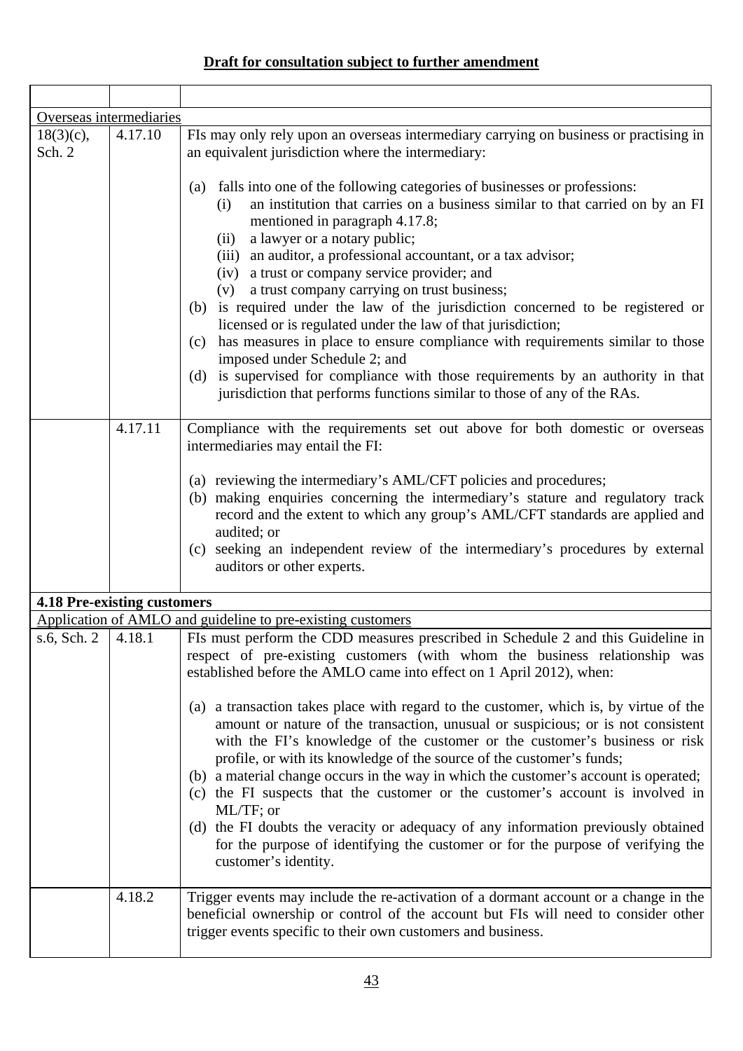**Draft for consultation subject to further amendment**

| | | |
|---|---|---|
| Overseas intermediaries | | |
| 18(3)(c), Sch. 2 | 4.17.10 | FIs may only rely upon an overseas intermediary carrying on business or practising in an equivalent jurisdiction where the intermediary:<br><br>(a) falls into one of the following categories of businesses or professions:<br>(i) an institution that carries on a business similar to that carried on by an FI mentioned in paragraph 4.17.8;<br>(ii) a lawyer or a notary public;<br>(iii) an auditor, a professional accountant, or a tax advisor;<br>(iv) a trust or company service provider; and<br>(v) a trust company carrying on trust business;<br>(b) is required under the law of the jurisdiction concerned to be registered or licensed or is regulated under the law of that jurisdiction;<br>(c) has measures in place to ensure compliance with requirements similar to those imposed under Schedule 2; and<br>(d) is supervised for compliance with those requirements by an authority in that jurisdiction that performs functions similar to those of any of the RAs. |
| | 4.17.11 | Compliance with the requirements set out above for both domestic or overseas intermediaries may entail the FI:<br><br>(a) reviewing the intermediary's AML/CFT policies and procedures;<br>(b) making enquiries concerning the intermediary's stature and regulatory track record and the extent to which any group's AML/CFT standards are applied and audited; or<br>(c) seeking an independent review of the intermediary's procedures by external auditors or other experts. |
| **4.18 Pre-existing customers** | | |
| Application of AMLO and guideline to pre-existing customers | | |
| s.6, Sch. 2 | 4.18.1 | FIs must perform the CDD measures prescribed in Schedule 2 and this Guideline in respect of pre-existing customers (with whom the business relationship was established before the AMLO came into effect on 1 April 2012), when:<br><br>(a) a transaction takes place with regard to the customer, which is, by virtue of the amount or nature of the transaction, unusual or suspicious; or is not consistent with the FI's knowledge of the customer or the customer's business or risk profile, or with its knowledge of the source of the customer's funds;<br>(b) a material change occurs in the way in which the customer's account is operated;<br>(c) the FI suspects that the customer or the customer's account is involved in ML/TF; or<br>(d) the FI doubts the veracity or adequacy of any information previously obtained for the purpose of identifying the customer or for the purpose of verifying the customer's identity. |
| | 4.18.2 | Trigger events may include the re-activation of a dormant account or a change in the beneficial ownership or control of the account but FIs will need to consider other trigger events specific to their own customers and business. |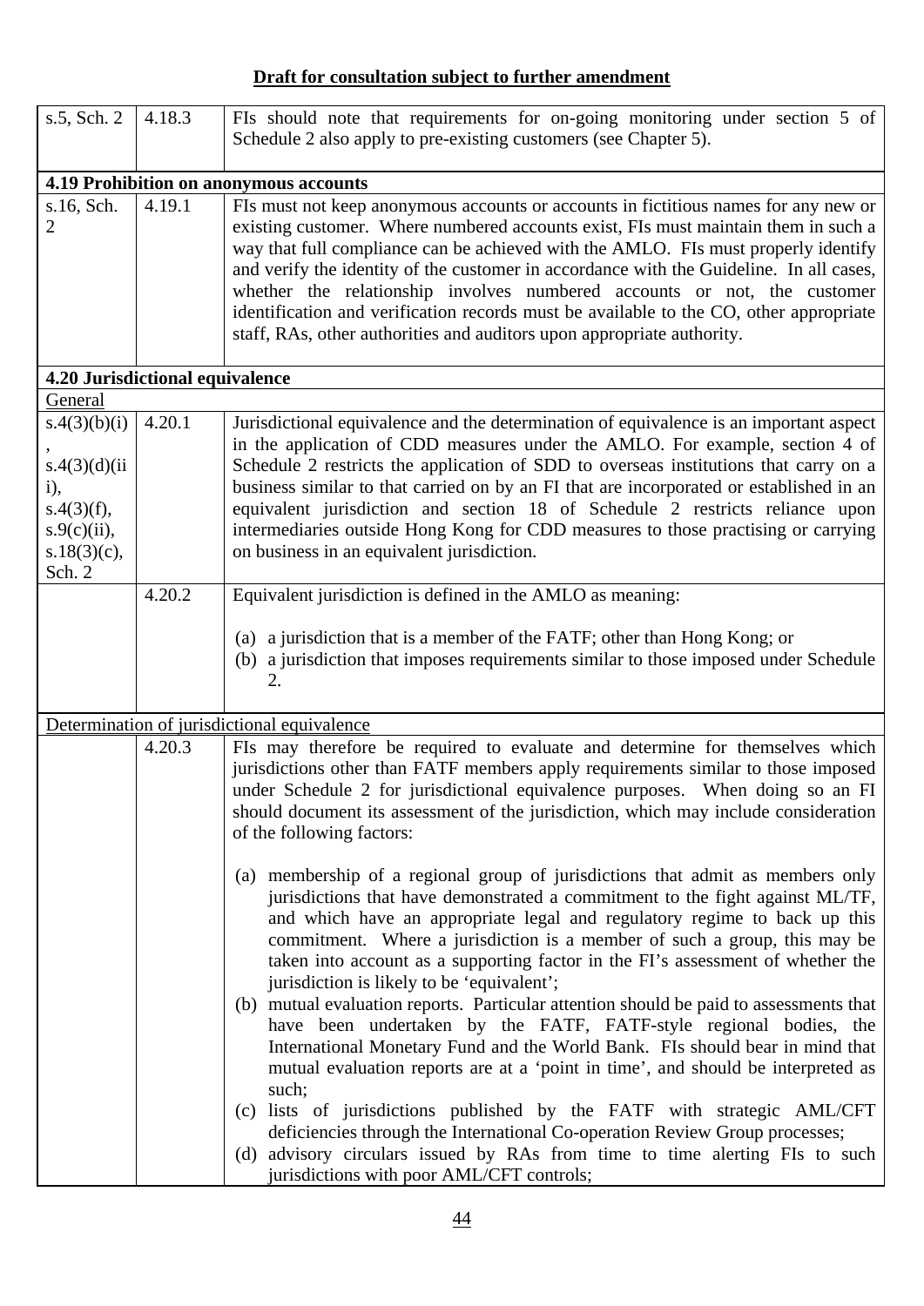**Draft for consultation subject to further amendment**

| | | |
|---|---|---|
| s.5, Sch. 2 | 4.18.3 | FIs should note that requirements for on-going monitoring under section 5 of Schedule 2 also apply to pre-existing customers (see Chapter 5). |
| **4.19 Prohibition on anonymous accounts** | | |
| s.16, Sch. 2 | 4.19.1 | FIs must not keep anonymous accounts or accounts in fictitious names for any new or existing customer. Where numbered accounts exist, FIs must maintain them in such a way that full compliance can be achieved with the AMLO. FIs must properly identify and verify the identity of the customer in accordance with the Guideline. In all cases, whether the relationship involves numbered accounts or not, the customer identification and verification records must be available to the CO, other appropriate staff, RAs, other authorities and auditors upon appropriate authority. |
| **4.20 Jurisdictional equivalence** | | |
| General | | |
| s.4(3)(b)(i), s.4(3)(d)(iii), s.4(3)(f), s.9(c)(ii), s.18(3)(c), Sch. 2 | 4.20.1 | Jurisdictional equivalence and the determination of equivalence is an important aspect in the application of CDD measures under the AMLO. For example, section 4 of Schedule 2 restricts the application of SDD to overseas institutions that carry on a business similar to that carried on by an FI that are incorporated or established in an equivalent jurisdiction and section 18 of Schedule 2 restricts reliance upon intermediaries outside Hong Kong for CDD measures to those practising or carrying on business in an equivalent jurisdiction. |
| | 4.20.2 | Equivalent jurisdiction is defined in the AMLO as meaning:<br><br>(a) a jurisdiction that is a member of the FATF; other than Hong Kong; or<br>(b) a jurisdiction that imposes requirements similar to those imposed under Schedule 2. |
| Determination of jurisdictional equivalence | | |
| | 4.20.3 | FIs may therefore be required to evaluate and determine for themselves which jurisdictions other than FATF members apply requirements similar to those imposed under Schedule 2 for jurisdictional equivalence purposes. When doing so an FI should document its assessment of the jurisdiction, which may include consideration of the following factors:<br><br>(a) membership of a regional group of jurisdictions that admit as members only jurisdictions that have demonstrated a commitment to the fight against ML/TF, and which have an appropriate legal and regulatory regime to back up this commitment. Where a jurisdiction is a member of such a group, this may be taken into account as a supporting factor in the FI's assessment of whether the jurisdiction is likely to be 'equivalent';<br>(b) mutual evaluation reports. Particular attention should be paid to assessments that have been undertaken by the FATF, FATF-style regional bodies, the International Monetary Fund and the World Bank. FIs should bear in mind that mutual evaluation reports are at a 'point in time', and should be interpreted as such;<br>(c) lists of jurisdictions published by the FATF with strategic AML/CFT deficiencies through the International Co-operation Review Group processes;<br>(d) advisory circulars issued by RAs from time to time alerting FIs to such jurisdictions with poor AML/CFT controls; |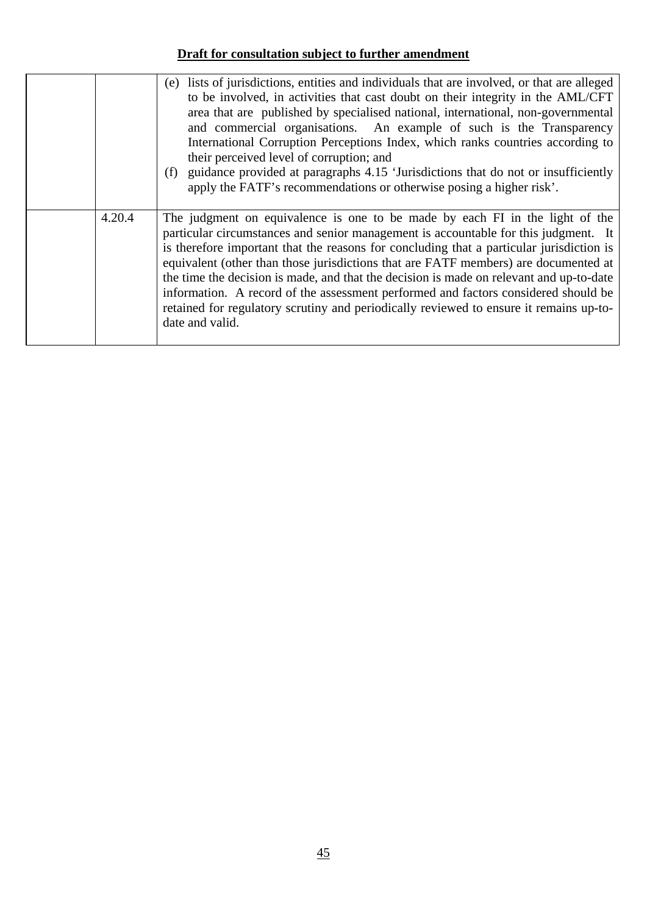**Draft for consultation subject to further amendment**

| | | |
|---|---|---|
| | | (e) lists of jurisdictions, entities and individuals that are involved, or that are alleged to be involved, in activities that cast doubt on their integrity in the AML/CFT area that are published by specialised national, international, non-governmental and commercial organisations. An example of such is the Transparency International Corruption Perceptions Index, which ranks countries according to their perceived level of corruption; and<br>(f) guidance provided at paragraphs 4.15 'Jurisdictions that do not or insufficiently apply the FATF's recommendations or otherwise posing a higher risk'. |
| | 4.20.4 | The judgment on equivalence is one to be made by each FI in the light of the particular circumstances and senior management is accountable for this judgment. It is therefore important that the reasons for concluding that a particular jurisdiction is equivalent (other than those jurisdictions that are FATF members) are documented at the time the decision is made, and that the decision is made on relevant and up-to-date information. A record of the assessment performed and factors considered should be retained for regulatory scrutiny and periodically reviewed to ensure it remains up-to-date and valid. |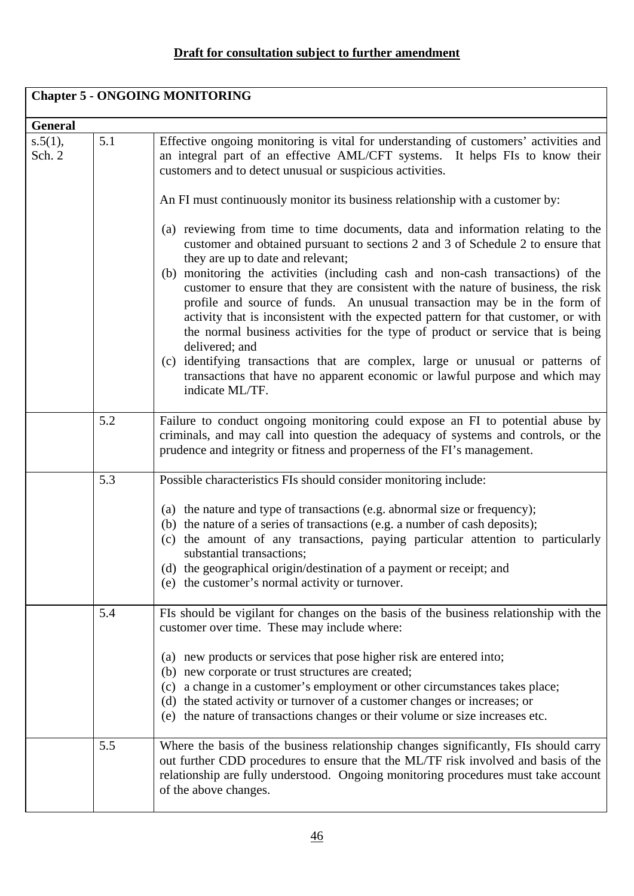**Draft for consultation subject to further amendment**

| **Chapter 5 - ONGOING MONITORING** | | |
|---|---|---|
| **General** | | |
| s.5(1), Sch. 2 | 5.1 | Effective ongoing monitoring is vital for understanding of customers' activities and an integral part of an effective AML/CFT systems. It helps FIs to know their customers and to detect unusual or suspicious activities.<br><br>An FI must continuously monitor its business relationship with a customer by:<br><br>(a) reviewing from time to time documents, data and information relating to the customer and obtained pursuant to sections 2 and 3 of Schedule 2 to ensure that they are up to date and relevant;<br>(b) monitoring the activities (including cash and non-cash transactions) of the customer to ensure that they are consistent with the nature of business, the risk profile and source of funds. An unusual transaction may be in the form of activity that is inconsistent with the expected pattern for that customer, or with the normal business activities for the type of product or service that is being delivered; and<br>(c) identifying transactions that are complex, large or unusual or patterns of transactions that have no apparent economic or lawful purpose and which may indicate ML/TF. |
| | 5.2 | Failure to conduct ongoing monitoring could expose an FI to potential abuse by criminals, and may call into question the adequacy of systems and controls, or the prudence and integrity or fitness and properness of the FI's management. |
| | 5.3 | Possible characteristics FIs should consider monitoring include:<br><br>(a) the nature and type of transactions (e.g. abnormal size or frequency);<br>(b) the nature of a series of transactions (e.g. a number of cash deposits);<br>(c) the amount of any transactions, paying particular attention to particularly substantial transactions;<br>(d) the geographical origin/destination of a payment or receipt; and<br>(e) the customer's normal activity or turnover. |
| | 5.4 | FIs should be vigilant for changes on the basis of the business relationship with the customer over time. These may include where:<br><br>(a) new products or services that pose higher risk are entered into;<br>(b) new corporate or trust structures are created;<br>(c) a change in a customer's employment or other circumstances takes place;<br>(d) the stated activity or turnover of a customer changes or increases; or<br>(e) the nature of transactions changes or their volume or size increases etc. |
| | 5.5 | Where the basis of the business relationship changes significantly, FIs should carry out further CDD procedures to ensure that the ML/TF risk involved and basis of the relationship are fully understood. Ongoing monitoring procedures must take account of the above changes. |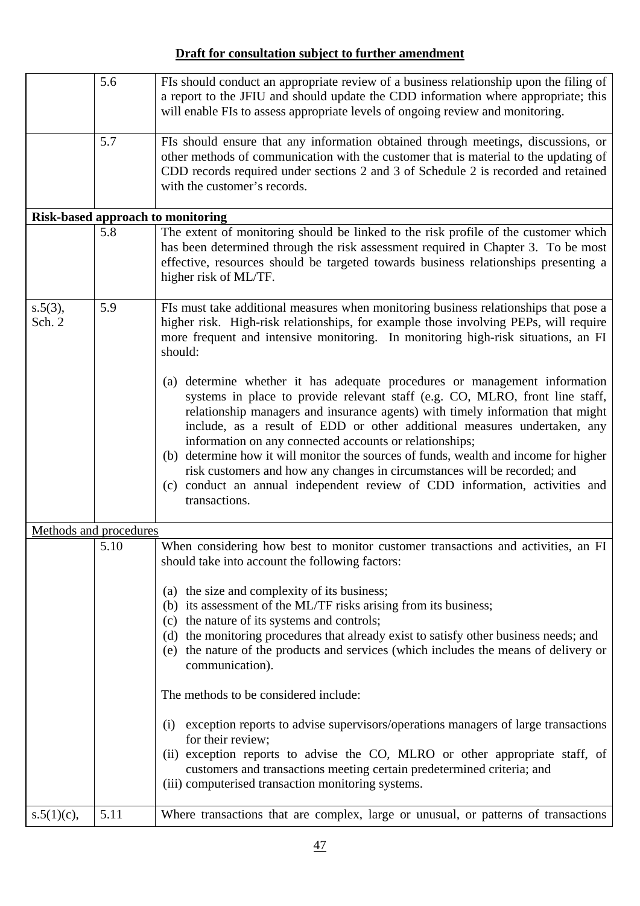**Draft for consultation subject to further amendment**

| | | |
|---|---|---|
| | 5.6 | FIs should conduct an appropriate review of a business relationship upon the filing of a report to the JFIU and should update the CDD information where appropriate; this will enable FIs to assess appropriate levels of ongoing review and monitoring. |
| | 5.7 | FIs should ensure that any information obtained through meetings, discussions, or other methods of communication with the customer that is material to the updating of CDD records required under sections 2 and 3 of Schedule 2 is recorded and retained with the customer's records. |
| **Risk-based approach to monitoring** | | |
| | 5.8 | The extent of monitoring should be linked to the risk profile of the customer which has been determined through the risk assessment required in Chapter 3. To be most effective, resources should be targeted towards business relationships presenting a higher risk of ML/TF. |
| s.5(3), Sch. 2 | 5.9 | FIs must take additional measures when monitoring business relationships that pose a higher risk. High-risk relationships, for example those involving PEPs, will require more frequent and intensive monitoring. In monitoring high-risk situations, an FI should:<br><br>(a) determine whether it has adequate procedures or management information systems in place to provide relevant staff (e.g. CO, MLRO, front line staff, relationship managers and insurance agents) with timely information that might include, as a result of EDD or other additional measures undertaken, any information on any connected accounts or relationships;<br>(b) determine how it will monitor the sources of funds, wealth and income for higher risk customers and how any changes in circumstances will be recorded; and<br>(c) conduct an annual independent review of CDD information, activities and transactions. |
| Methods and procedures | | |
| | 5.10 | When considering how best to monitor customer transactions and activities, an FI should take into account the following factors:<br><br>(a) the size and complexity of its business;<br>(b) its assessment of the ML/TF risks arising from its business;<br>(c) the nature of its systems and controls;<br>(d) the monitoring procedures that already exist to satisfy other business needs; and<br>(e) the nature of the products and services (which includes the means of delivery or communication).<br><br>The methods to be considered include:<br><br>(i) exception reports to advise supervisors/operations managers of large transactions for their review;<br>(ii) exception reports to advise the CO, MLRO or other appropriate staff, of customers and transactions meeting certain predetermined criteria; and<br>(iii) computerised transaction monitoring systems. |
| s.5(1)(c), | 5.11 | Where transactions that are complex, large or unusual, or patterns of transactions |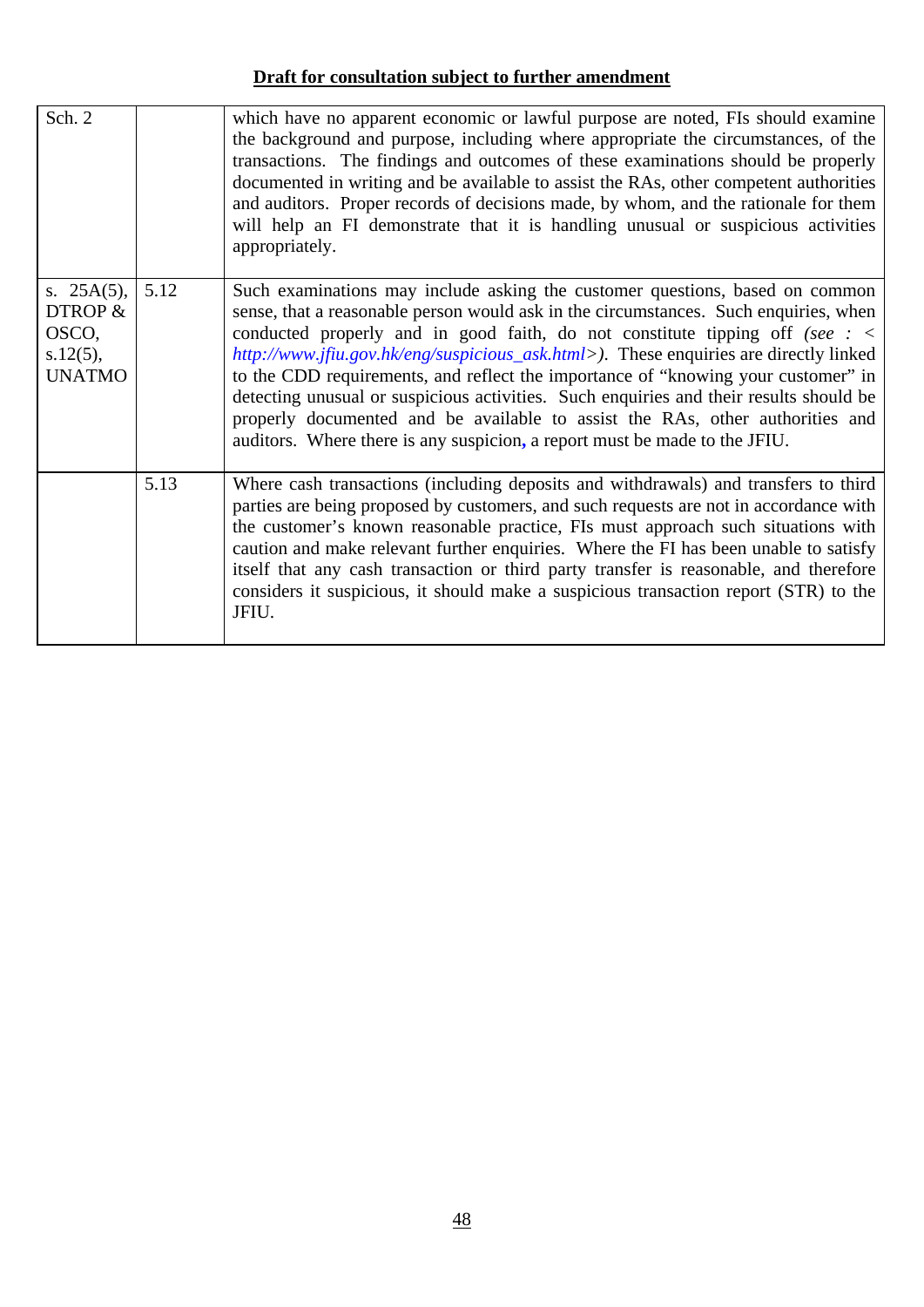**Draft for consultation subject to further amendment**

| | | |
|---|---|---|
| Sch. 2 | | which have no apparent economic or lawful purpose are noted, FIs should examine the background and purpose, including where appropriate the circumstances, of the transactions. The findings and outcomes of these examinations should be properly documented in writing and be available to assist the RAs, other competent authorities and auditors. Proper records of decisions made, by whom, and the rationale for them will help an FI demonstrate that it is handling unusual or suspicious activities appropriately. |
| s. 25A(5), DTROP & OSCO, s.12(5), UNATMO | 5.12 | Such examinations may include asking the customer questions, based on common sense, that a reasonable person would ask in the circumstances. Such enquiries, when conducted properly and in good faith, do not constitute tipping off *(see : < http://www.jfiu.gov.hk/eng/suspicious_ask.html>)*. These enquiries are directly linked to the CDD requirements, and reflect the importance of "knowing your customer" in detecting unusual or suspicious activities. Such enquiries and their results should be properly documented and be available to assist the RAs, other authorities and auditors. Where there is any suspicion**,** a report must be made to the JFIU. |
| | 5.13 | Where cash transactions (including deposits and withdrawals) and transfers to third parties are being proposed by customers, and such requests are not in accordance with the customer's known reasonable practice, FIs must approach such situations with caution and make relevant further enquiries. Where the FI has been unable to satisfy itself that any cash transaction or third party transfer is reasonable, and therefore considers it suspicious, it should make a suspicious transaction report (STR) to the JFIU. |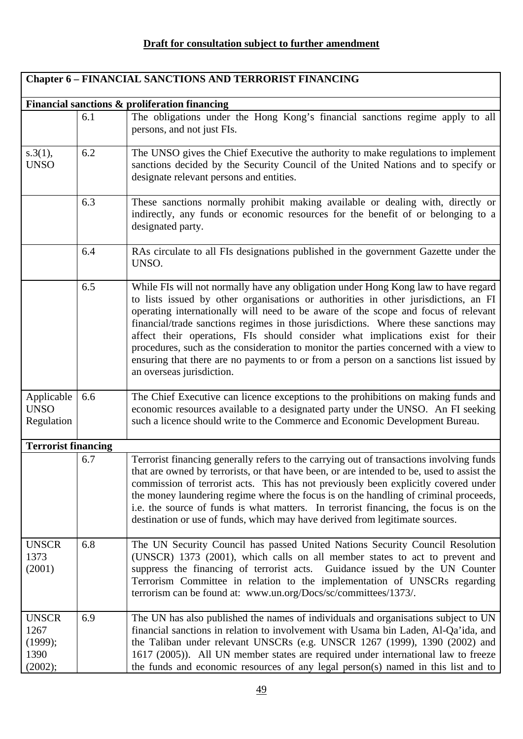**Draft for consultation subject to further amendment**

| **Chapter 6 – FINANCIAL SANCTIONS AND TERRORIST FINANCING** | | |
|---|---|---|
| **Financial sanctions & proliferation financing** | | |
| | 6.1 | The obligations under the Hong Kong's financial sanctions regime apply to all persons, and not just FIs. |
| s.3(1), UNSO | 6.2 | The UNSO gives the Chief Executive the authority to make regulations to implement sanctions decided by the Security Council of the United Nations and to specify or designate relevant persons and entities. |
| | 6.3 | These sanctions normally prohibit making available or dealing with, directly or indirectly, any funds or economic resources for the benefit of or belonging to a designated party. |
| | 6.4 | RAs circulate to all FIs designations published in the government Gazette under the UNSO. |
| | 6.5 | While FIs will not normally have any obligation under Hong Kong law to have regard to lists issued by other organisations or authorities in other jurisdictions, an FI operating internationally will need to be aware of the scope and focus of relevant financial/trade sanctions regimes in those jurisdictions. Where these sanctions may affect their operations, FIs should consider what implications exist for their procedures, such as the consideration to monitor the parties concerned with a view to ensuring that there are no payments to or from a person on a sanctions list issued by an overseas jurisdiction. |
| Applicable UNSO Regulation | 6.6 | The Chief Executive can licence exceptions to the prohibitions on making funds and economic resources available to a designated party under the UNSO. An FI seeking such a licence should write to the Commerce and Economic Development Bureau. |
| **Terrorist financing** | | |
| | 6.7 | Terrorist financing generally refers to the carrying out of transactions involving funds that are owned by terrorists, or that have been, or are intended to be, used to assist the commission of terrorist acts. This has not previously been explicitly covered under the money laundering regime where the focus is on the handling of criminal proceeds, i.e. the source of funds is what matters. In terrorist financing, the focus is on the destination or use of funds, which may have derived from legitimate sources. |
| UNSCR 1373 (2001) | 6.8 | The UN Security Council has passed United Nations Security Council Resolution (UNSCR) 1373 (2001), which calls on all member states to act to prevent and suppress the financing of terrorist acts. Guidance issued by the UN Counter Terrorism Committee in relation to the implementation of UNSCRs regarding terrorism can be found at: www.un.org/Docs/sc/committees/1373/. |
| UNSCR 1267 (1999); 1390 (2002); | 6.9 | The UN has also published the names of individuals and organisations subject to UN financial sanctions in relation to involvement with Usama bin Laden, Al-Qa'ida, and the Taliban under relevant UNSCRs (e.g. UNSCR 1267 (1999), 1390 (2002) and 1617 (2005)). All UN member states are required under international law to freeze the funds and economic resources of any legal person(s) named in this list and to |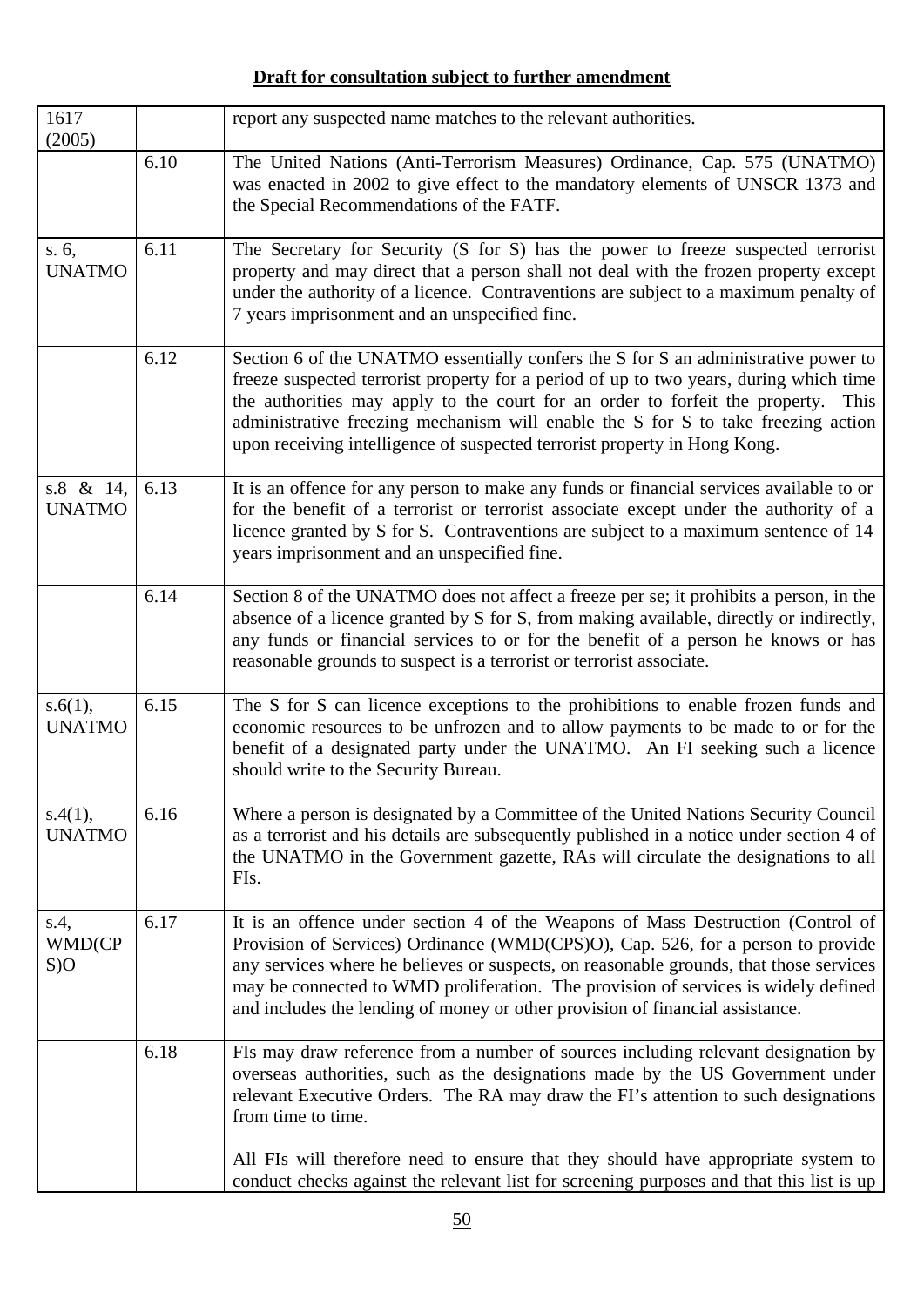**Draft for consultation subject to further amendment**

| | | |
|---|---|---|
| 1617 (2005) | | report any suspected name matches to the relevant authorities. |
| | 6.10 | The United Nations (Anti-Terrorism Measures) Ordinance, Cap. 575 (UNATMO) was enacted in 2002 to give effect to the mandatory elements of UNSCR 1373 and the Special Recommendations of the FATF. |
| s. 6, UNATMO | 6.11 | The Secretary for Security (S for S) has the power to freeze suspected terrorist property and may direct that a person shall not deal with the frozen property except under the authority of a licence. Contraventions are subject to a maximum penalty of 7 years imprisonment and an unspecified fine. |
| | 6.12 | Section 6 of the UNATMO essentially confers the S for S an administrative power to freeze suspected terrorist property for a period of up to two years, during which time the authorities may apply to the court for an order to forfeit the property. This administrative freezing mechanism will enable the S for S to take freezing action upon receiving intelligence of suspected terrorist property in Hong Kong. |
| s.8 & 14, UNATMO | 6.13 | It is an offence for any person to make any funds or financial services available to or for the benefit of a terrorist or terrorist associate except under the authority of a licence granted by S for S. Contraventions are subject to a maximum sentence of 14 years imprisonment and an unspecified fine. |
| | 6.14 | Section 8 of the UNATMO does not affect a freeze per se; it prohibits a person, in the absence of a licence granted by S for S, from making available, directly or indirectly, any funds or financial services to or for the benefit of a person he knows or has reasonable grounds to suspect is a terrorist or terrorist associate. |
| s.6(1), UNATMO | 6.15 | The S for S can licence exceptions to the prohibitions to enable frozen funds and economic resources to be unfrozen and to allow payments to be made to or for the benefit of a designated party under the UNATMO. An FI seeking such a licence should write to the Security Bureau. |
| s.4(1), UNATMO | 6.16 | Where a person is designated by a Committee of the United Nations Security Council as a terrorist and his details are subsequently published in a notice under section 4 of the UNATMO in the Government gazette, RAs will circulate the designations to all FIs. |
| s.4, WMD(CPS)O | 6.17 | It is an offence under section 4 of the Weapons of Mass Destruction (Control of Provision of Services) Ordinance (WMD(CPS)O), Cap. 526, for a person to provide any services where he believes or suspects, on reasonable grounds, that those services may be connected to WMD proliferation. The provision of services is widely defined and includes the lending of money or other provision of financial assistance. |
| | 6.18 | FIs may draw reference from a number of sources including relevant designation by overseas authorities, such as the designations made by the US Government under relevant Executive Orders. The RA may draw the FI's attention to such designations from time to time.<br><br>All FIs will therefore need to ensure that they should have appropriate system to conduct checks against the relevant list for screening purposes and that this list is up |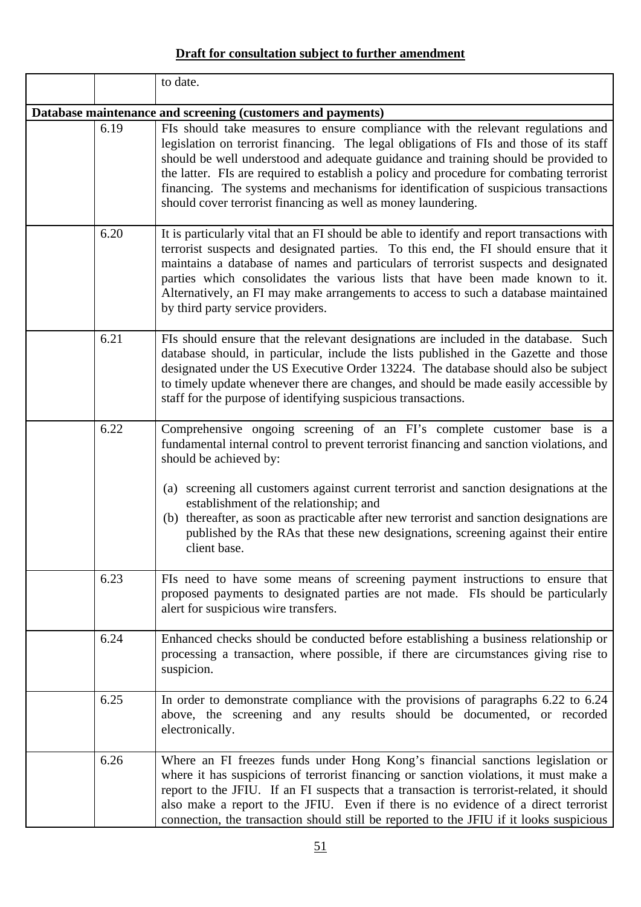**Draft for consultation subject to further amendment**

| | | |
|---|---|---|
| | | to date. |
| **Database maintenance and screening (customers and payments)** | | |
| | 6.19 | FIs should take measures to ensure compliance with the relevant regulations and legislation on terrorist financing. The legal obligations of FIs and those of its staff should be well understood and adequate guidance and training should be provided to the latter. FIs are required to establish a policy and procedure for combating terrorist financing. The systems and mechanisms for identification of suspicious transactions should cover terrorist financing as well as money laundering. |
| | 6.20 | It is particularly vital that an FI should be able to identify and report transactions with terrorist suspects and designated parties. To this end, the FI should ensure that it maintains a database of names and particulars of terrorist suspects and designated parties which consolidates the various lists that have been made known to it. Alternatively, an FI may make arrangements to access to such a database maintained by third party service providers. |
| | 6.21 | FIs should ensure that the relevant designations are included in the database. Such database should, in particular, include the lists published in the Gazette and those designated under the US Executive Order 13224. The database should also be subject to timely update whenever there are changes, and should be made easily accessible by staff for the purpose of identifying suspicious transactions. |
| | 6.22 | Comprehensive ongoing screening of an FI's complete customer base is a fundamental internal control to prevent terrorist financing and sanction violations, and should be achieved by:<br><br>(a) screening all customers against current terrorist and sanction designations at the establishment of the relationship; and<br>(b) thereafter, as soon as practicable after new terrorist and sanction designations are published by the RAs that these new designations, screening against their entire client base. |
| | 6.23 | FIs need to have some means of screening payment instructions to ensure that proposed payments to designated parties are not made. FIs should be particularly alert for suspicious wire transfers. |
| | 6.24 | Enhanced checks should be conducted before establishing a business relationship or processing a transaction, where possible, if there are circumstances giving rise to suspicion. |
| | 6.25 | In order to demonstrate compliance with the provisions of paragraphs 6.22 to 6.24 above, the screening and any results should be documented, or recorded electronically. |
| | 6.26 | Where an FI freezes funds under Hong Kong's financial sanctions legislation or where it has suspicions of terrorist financing or sanction violations, it must make a report to the JFIU. If an FI suspects that a transaction is terrorist-related, it should also make a report to the JFIU. Even if there is no evidence of a direct terrorist connection, the transaction should still be reported to the JFIU if it looks suspicious |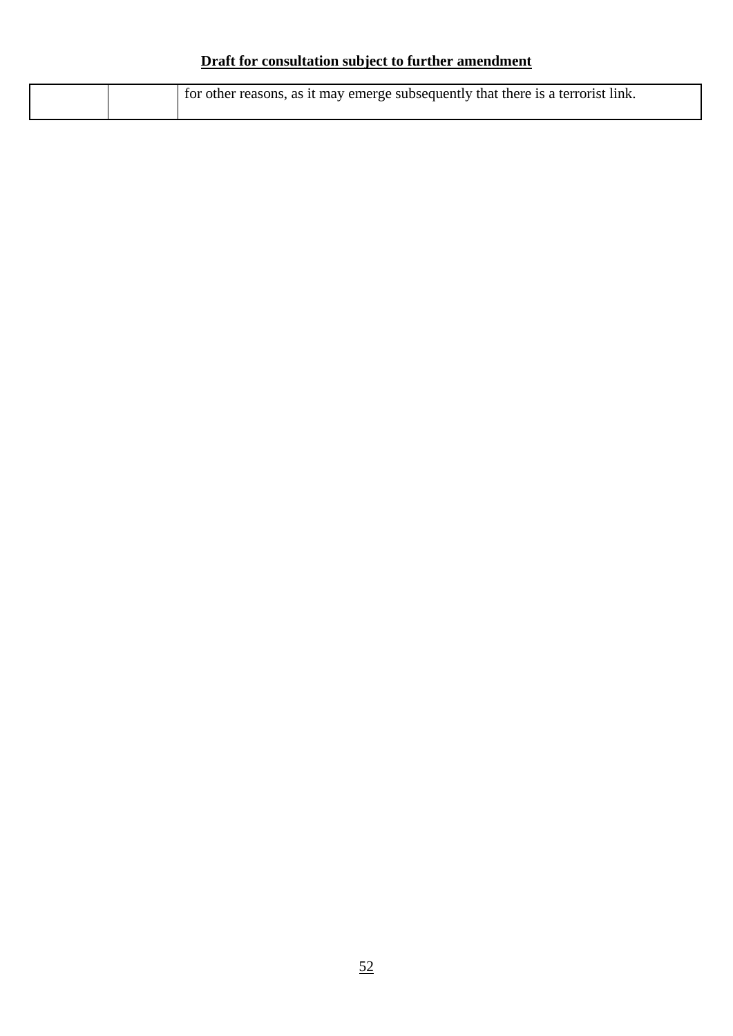| | | |
|---|---|---|
| | | for other reasons, as it may emerge subsequently that there is a terrorist link. |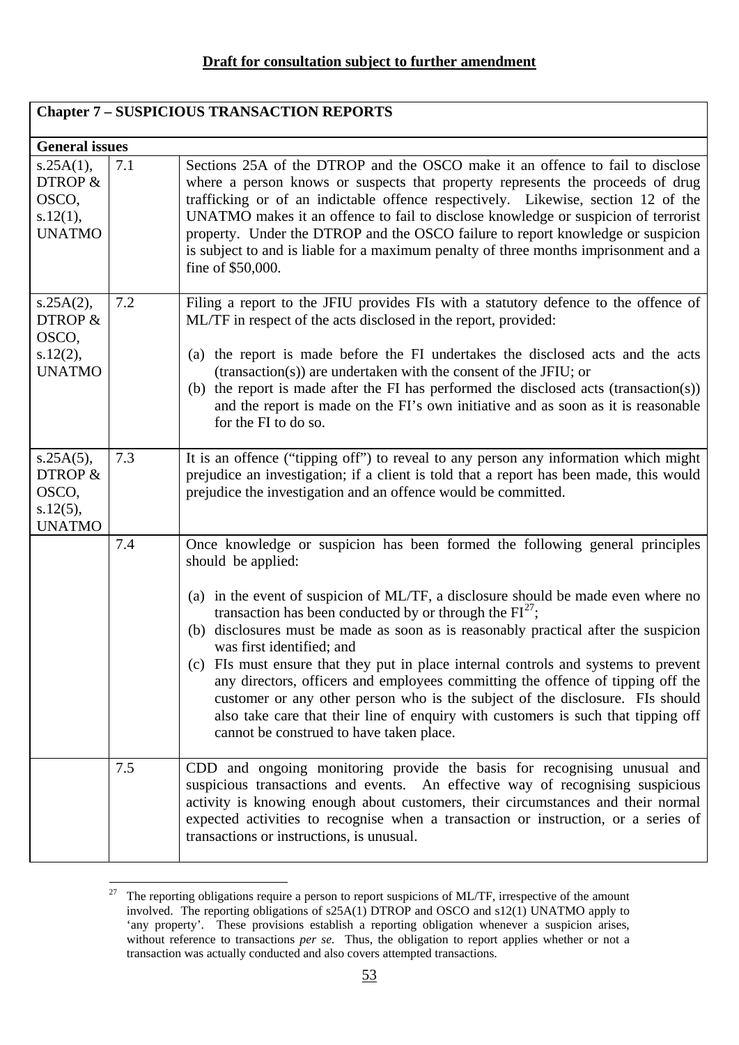**Draft for consultation subject to further amendment**

| **Chapter 7 – SUSPICIOUS TRANSACTION REPORTS** | | |
|---|---|---|
| **General issues** | | |
| s.25A(1), DTROP & OSCO, s.12(1), UNATMO | 7.1 | Sections 25A of the DTROP and the OSCO make it an offence to fail to disclose where a person knows or suspects that property represents the proceeds of drug trafficking or of an indictable offence respectively. Likewise, section 12 of the UNATMO makes it an offence to fail to disclose knowledge or suspicion of terrorist property. Under the DTROP and the OSCO failure to report knowledge or suspicion is subject to and is liable for a maximum penalty of three months imprisonment and a fine of $50,000. |
| s.25A(2), DTROP & OSCO, s.12(2), UNATMO | 7.2 | Filing a report to the JFIU provides FIs with a statutory defence to the offence of ML/TF in respect of the acts disclosed in the report, provided:<br><br>(a) the report is made before the FI undertakes the disclosed acts and the acts (transaction(s)) are undertaken with the consent of the JFIU; or<br>(b) the report is made after the FI has performed the disclosed acts (transaction(s)) and the report is made on the FI's own initiative and as soon as it is reasonable for the FI to do so. |
| s.25A(5), DTROP & OSCO, s.12(5), UNATMO | 7.3 | It is an offence ("tipping off") to reveal to any person any information which might prejudice an investigation; if a client is told that a report has been made, this would prejudice the investigation and an offence would be committed. |
| | 7.4 | Once knowledge or suspicion has been formed the following general principles should be applied:<br><br>(a) in the event of suspicion of ML/TF, a disclosure should be made even where no transaction has been conducted by or through the FI[27];<br>(b) disclosures must be made as soon as is reasonably practical after the suspicion was first identified; and<br>(c) FIs must ensure that they put in place internal controls and systems to prevent any directors, officers and employees committing the offence of tipping off the customer or any other person who is the subject of the disclosure. FIs should also take care that their line of enquiry with customers is such that tipping off cannot be construed to have taken place. |
| | 7.5 | CDD and ongoing monitoring provide the basis for recognising unusual and suspicious transactions and events. An effective way of recognising suspicious activity is knowing enough about customers, their circumstances and their normal expected activities to recognise when a transaction or instruction, or a series of transactions or instructions, is unusual. |

[27] The reporting obligations require a person to report suspicions of ML/TF, irrespective of the amount involved. The reporting obligations of s25A(1) DTROP and OSCO and s12(1) UNATMO apply to 'any property'. These provisions establish a reporting obligation whenever a suspicion arises, without reference to transactions *per se*. Thus, the obligation to report applies whether or not a transaction was actually conducted and also covers attempted transactions.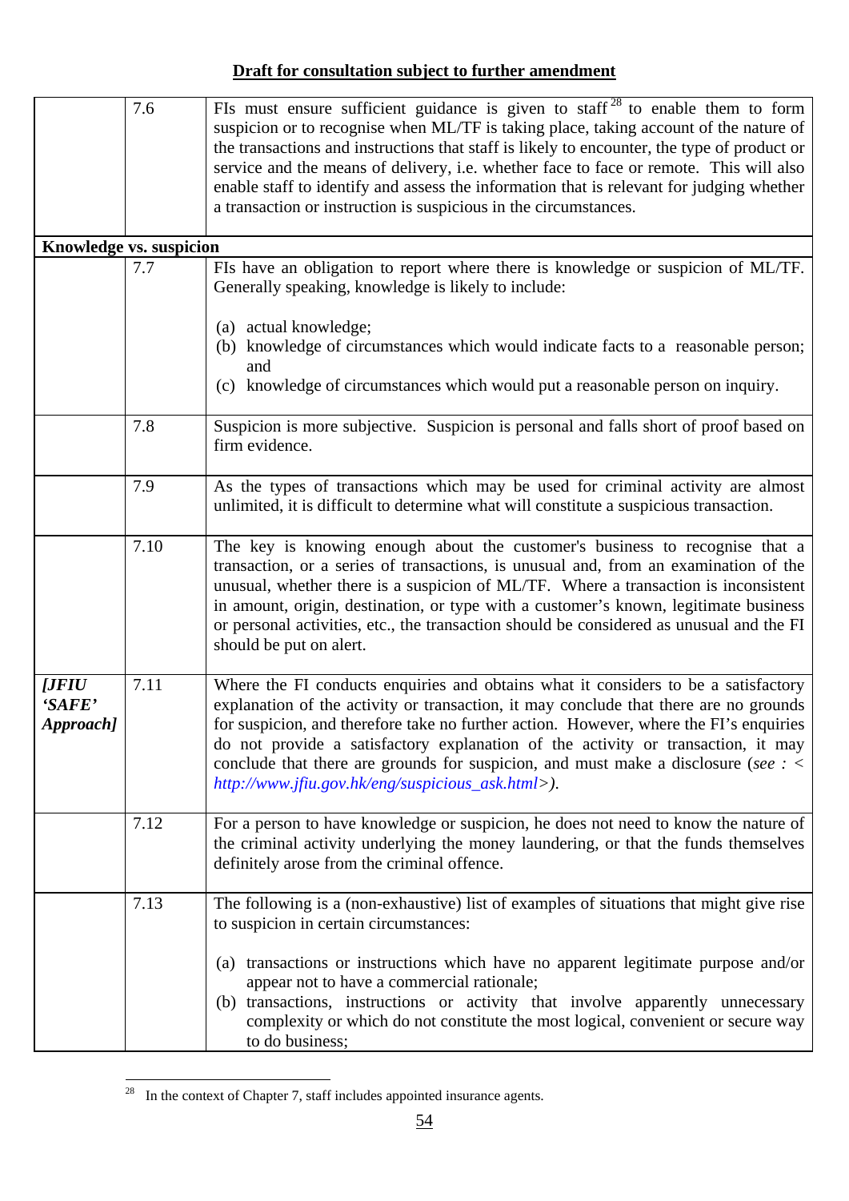**Draft for consultation subject to further amendment**

| | | |
|---|---|---|
| | 7.6 | FIs must ensure sufficient guidance is given to staff[28] to enable them to form suspicion or to recognise when ML/TF is taking place, taking account of the nature of the transactions and instructions that staff is likely to encounter, the type of product or service and the means of delivery, i.e. whether face to face or remote. This will also enable staff to identify and assess the information that is relevant for judging whether a transaction or instruction is suspicious in the circumstances. |
| **Knowledge vs. suspicion** | | |
| | 7.7 | FIs have an obligation to report where there is knowledge or suspicion of ML/TF. Generally speaking, knowledge is likely to include:<br><br>(a) actual knowledge;<br>(b) knowledge of circumstances which would indicate facts to a reasonable person; and<br>(c) knowledge of circumstances which would put a reasonable person on inquiry. |
| | 7.8 | Suspicion is more subjective. Suspicion is personal and falls short of proof based on firm evidence. |
| | 7.9 | As the types of transactions which may be used for criminal activity are almost unlimited, it is difficult to determine what will constitute a suspicious transaction. |
| | 7.10 | The key is knowing enough about the customer's business to recognise that a transaction, or a series of transactions, is unusual and, from an examination of the unusual, whether there is a suspicion of ML/TF. Where a transaction is inconsistent in amount, origin, destination, or type with a customer's known, legitimate business or personal activities, etc., the transaction should be considered as unusual and the FI should be put on alert. |
| ***[JFIU 'SAFE' Approach]*** | 7.11 | Where the FI conducts enquiries and obtains what it considers to be a satisfactory explanation of the activity or transaction, it may conclude that there are no grounds for suspicion, and therefore take no further action. However, where the FI's enquiries do not provide a satisfactory explanation of the activity or transaction, it may conclude that there are grounds for suspicion, and must make a disclosure (*see : < http://www.jfiu.gov.hk/eng/suspicious_ask.html>).* |
| | 7.12 | For a person to have knowledge or suspicion, he does not need to know the nature of the criminal activity underlying the money laundering, or that the funds themselves definitely arose from the criminal offence. |
| | 7.13 | The following is a (non-exhaustive) list of examples of situations that might give rise to suspicion in certain circumstances:<br><br>(a) transactions or instructions which have no apparent legitimate purpose and/or appear not to have a commercial rationale;<br>(b) transactions, instructions or activity that involve apparently unnecessary complexity or which do not constitute the most logical, convenient or secure way to do business; |

[28] In the context of Chapter 7, staff includes appointed insurance agents.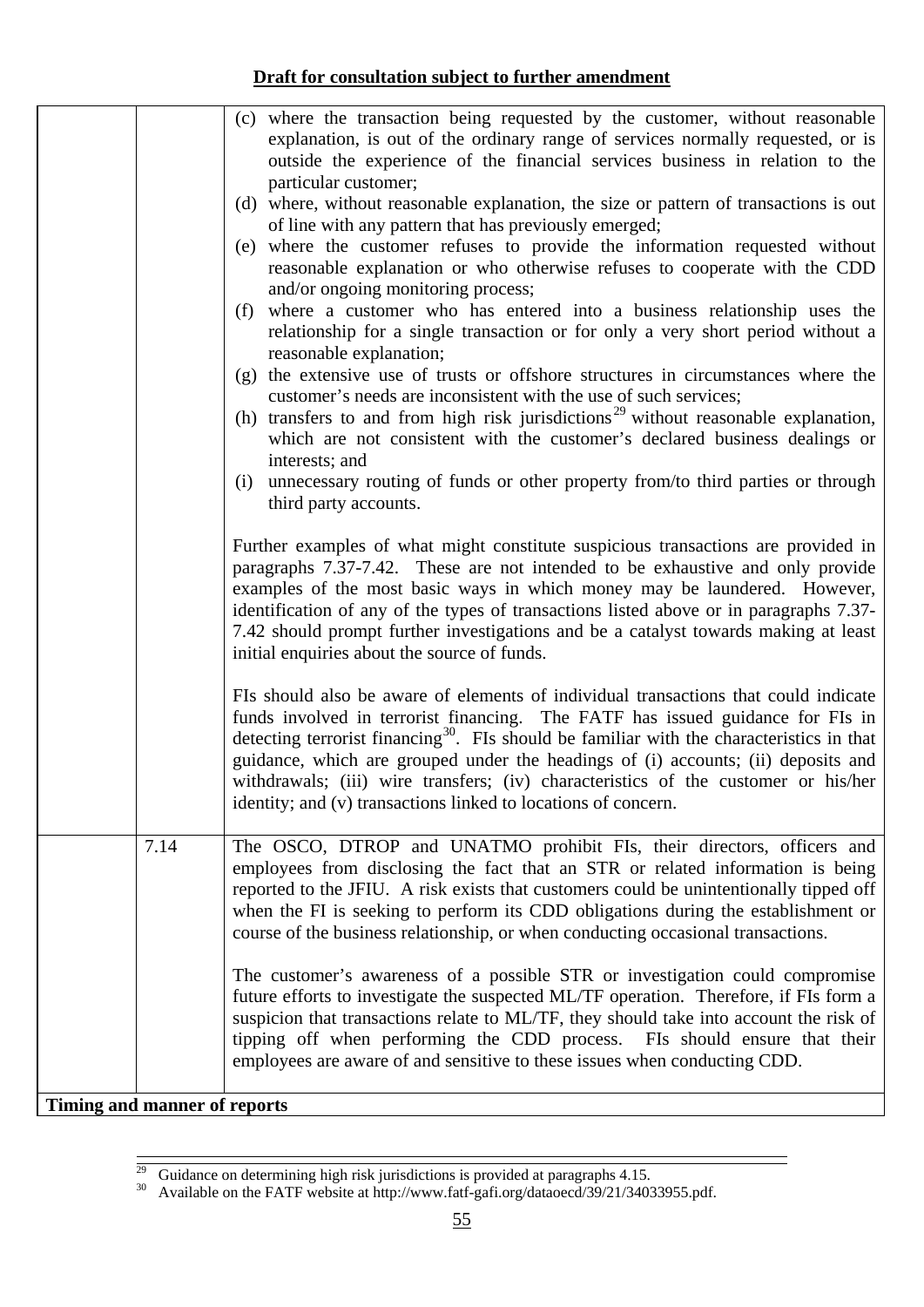**Draft for consultation subject to further amendment**

| | | |
|---|---|---|
| | | (c) where the transaction being requested by the customer, without reasonable explanation, is out of the ordinary range of services normally requested, or is outside the experience of the financial services business in relation to the particular customer;<br>(d) where, without reasonable explanation, the size or pattern of transactions is out of line with any pattern that has previously emerged;<br>(e) where the customer refuses to provide the information requested without reasonable explanation or who otherwise refuses to cooperate with the CDD and/or ongoing monitoring process;<br>(f) where a customer who has entered into a business relationship uses the relationship for a single transaction or for only a very short period without a reasonable explanation;<br>(g) the extensive use of trusts or offshore structures in circumstances where the customer's needs are inconsistent with the use of such services;<br>(h) transfers to and from high risk jurisdictions[29] without reasonable explanation, which are not consistent with the customer's declared business dealings or interests; and<br>(i) unnecessary routing of funds or other property from/to third parties or through third party accounts.<br><br>Further examples of what might constitute suspicious transactions are provided in paragraphs 7.37-7.42. These are not intended to be exhaustive and only provide examples of the most basic ways in which money may be laundered. However, identification of any of the types of transactions listed above or in paragraphs 7.37-7.42 should prompt further investigations and be a catalyst towards making at least initial enquiries about the source of funds.<br><br>FIs should also be aware of elements of individual transactions that could indicate funds involved in terrorist financing. The FATF has issued guidance for FIs in detecting terrorist financing[30]. FIs should be familiar with the characteristics in that guidance, which are grouped under the headings of (i) accounts; (ii) deposits and withdrawals; (iii) wire transfers; (iv) characteristics of the customer or his/her identity; and (v) transactions linked to locations of concern. |
| | 7.14 | The OSCO, DTROP and UNATMO prohibit FIs, their directors, officers and employees from disclosing the fact that an STR or related information is being reported to the JFIU. A risk exists that customers could be unintentionally tipped off when the FI is seeking to perform its CDD obligations during the establishment or course of the business relationship, or when conducting occasional transactions.<br><br>The customer's awareness of a possible STR or investigation could compromise future efforts to investigate the suspected ML/TF operation. Therefore, if FIs form a suspicion that transactions relate to ML/TF, they should take into account the risk of tipping off when performing the CDD process. FIs should ensure that their employees are aware of and sensitive to these issues when conducting CDD. |
| **Timing and manner of reports** | | |

[29] Guidance on determining high risk jurisdictions is provided at paragraphs 4.15.

[30] Available on the FATF website at http://www.fatf-gafi.org/dataoecd/39/21/34033955.pdf.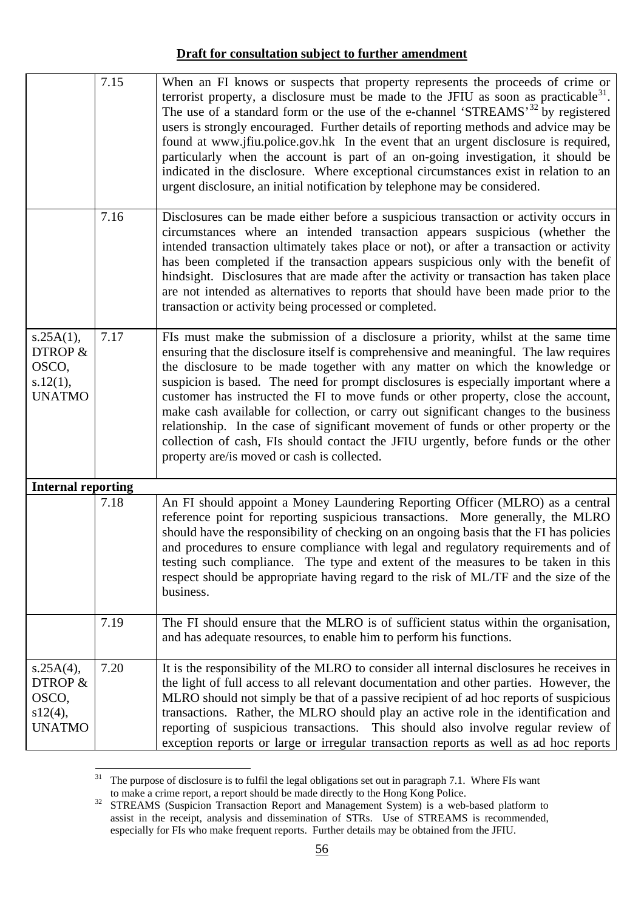**Draft for consultation subject to further amendment**

| | | |
|---|---|---|
| | 7.15 | When an FI knows or suspects that property represents the proceeds of crime or terrorist property, a disclosure must be made to the JFIU as soon as practicable[31]. The use of a standard form or the use of the e-channel 'STREAMS'[32] by registered users is strongly encouraged. Further details of reporting methods and advice may be found at www.jfiu.police.gov.hk In the event that an urgent disclosure is required, particularly when the account is part of an on-going investigation, it should be indicated in the disclosure. Where exceptional circumstances exist in relation to an urgent disclosure, an initial notification by telephone may be considered. |
| | 7.16 | Disclosures can be made either before a suspicious transaction or activity occurs in circumstances where an intended transaction appears suspicious (whether the intended transaction ultimately takes place or not), or after a transaction or activity has been completed if the transaction appears suspicious only with the benefit of hindsight. Disclosures that are made after the activity or transaction has taken place are not intended as alternatives to reports that should have been made prior to the transaction or activity being processed or completed. |
| s.25A(1), DTROP & OSCO, s.12(1), UNATMO | 7.17 | FIs must make the submission of a disclosure a priority, whilst at the same time ensuring that the disclosure itself is comprehensive and meaningful. The law requires the disclosure to be made together with any matter on which the knowledge or suspicion is based. The need for prompt disclosures is especially important where a customer has instructed the FI to move funds or other property, close the account, make cash available for collection, or carry out significant changes to the business relationship. In the case of significant movement of funds or other property or the collection of cash, FIs should contact the JFIU urgently, before funds or the other property are/is moved or cash is collected. |
| **Internal reporting** | | |
| | 7.18 | An FI should appoint a Money Laundering Reporting Officer (MLRO) as a central reference point for reporting suspicious transactions. More generally, the MLRO should have the responsibility of checking on an ongoing basis that the FI has policies and procedures to ensure compliance with legal and regulatory requirements and of testing such compliance. The type and extent of the measures to be taken in this respect should be appropriate having regard to the risk of ML/TF and the size of the business. |
| | 7.19 | The FI should ensure that the MLRO is of sufficient status within the organisation, and has adequate resources, to enable him to perform his functions. |
| s.25A(4), DTROP & OSCO, s12(4), UNATMO | 7.20 | It is the responsibility of the MLRO to consider all internal disclosures he receives in the light of full access to all relevant documentation and other parties. However, the MLRO should not simply be that of a passive recipient of ad hoc reports of suspicious transactions. Rather, the MLRO should play an active role in the identification and reporting of suspicious transactions. This should also involve regular review of exception reports or large or irregular transaction reports as well as ad hoc reports |

[31] The purpose of disclosure is to fulfil the legal obligations set out in paragraph 7.1. Where FIs want to make a crime report, a report should be made directly to the Hong Kong Police.

[32] STREAMS (Suspicion Transaction Report and Management System) is a web-based platform to assist in the receipt, analysis and dissemination of STRs. Use of STREAMS is recommended, especially for FIs who make frequent reports. Further details may be obtained from the JFIU.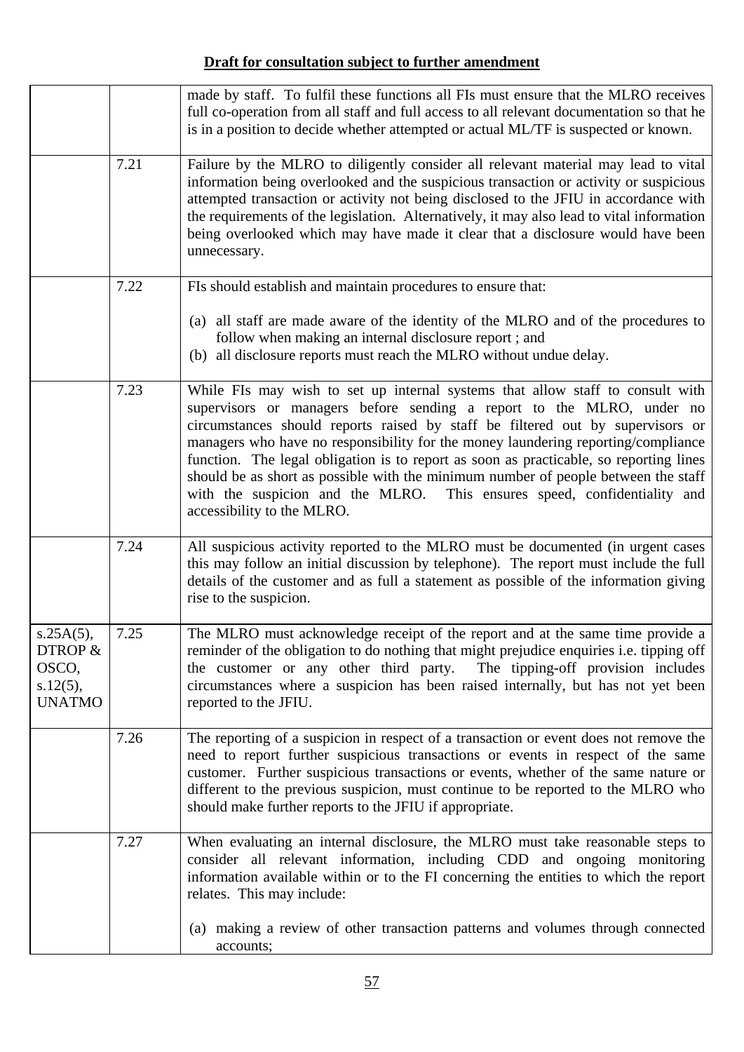**Draft for consultation subject to further amendment**

| | | |
|---|---|---|
| | | made by staff. To fulfil these functions all FIs must ensure that the MLRO receives full co-operation from all staff and full access to all relevant documentation so that he is in a position to decide whether attempted or actual ML/TF is suspected or known. |
| | 7.21 | Failure by the MLRO to diligently consider all relevant material may lead to vital information being overlooked and the suspicious transaction or activity or suspicious attempted transaction or activity not being disclosed to the JFIU in accordance with the requirements of the legislation. Alternatively, it may also lead to vital information being overlooked which may have made it clear that a disclosure would have been unnecessary. |
| | 7.22 | FIs should establish and maintain procedures to ensure that:<br><br>(a) all staff are made aware of the identity of the MLRO and of the procedures to follow when making an internal disclosure report ; and<br>(b) all disclosure reports must reach the MLRO without undue delay. |
| | 7.23 | While FIs may wish to set up internal systems that allow staff to consult with supervisors or managers before sending a report to the MLRO, under no circumstances should reports raised by staff be filtered out by supervisors or managers who have no responsibility for the money laundering reporting/compliance function. The legal obligation is to report as soon as practicable, so reporting lines should be as short as possible with the minimum number of people between the staff with the suspicion and the MLRO. This ensures speed, confidentiality and accessibility to the MLRO. |
| | 7.24 | All suspicious activity reported to the MLRO must be documented (in urgent cases this may follow an initial discussion by telephone). The report must include the full details of the customer and as full a statement as possible of the information giving rise to the suspicion. |
| s.25A(5), DTROP & OSCO, s.12(5), UNATMO | 7.25 | The MLRO must acknowledge receipt of the report and at the same time provide a reminder of the obligation to do nothing that might prejudice enquiries i.e. tipping off the customer or any other third party. The tipping-off provision includes circumstances where a suspicion has been raised internally, but has not yet been reported to the JFIU. |
| | 7.26 | The reporting of a suspicion in respect of a transaction or event does not remove the need to report further suspicious transactions or events in respect of the same customer. Further suspicious transactions or events, whether of the same nature or different to the previous suspicion, must continue to be reported to the MLRO who should make further reports to the JFIU if appropriate. |
| | 7.27 | When evaluating an internal disclosure, the MLRO must take reasonable steps to consider all relevant information, including CDD and ongoing monitoring information available within or to the FI concerning the entities to which the report relates. This may include:<br><br>(a) making a review of other transaction patterns and volumes through connected accounts; |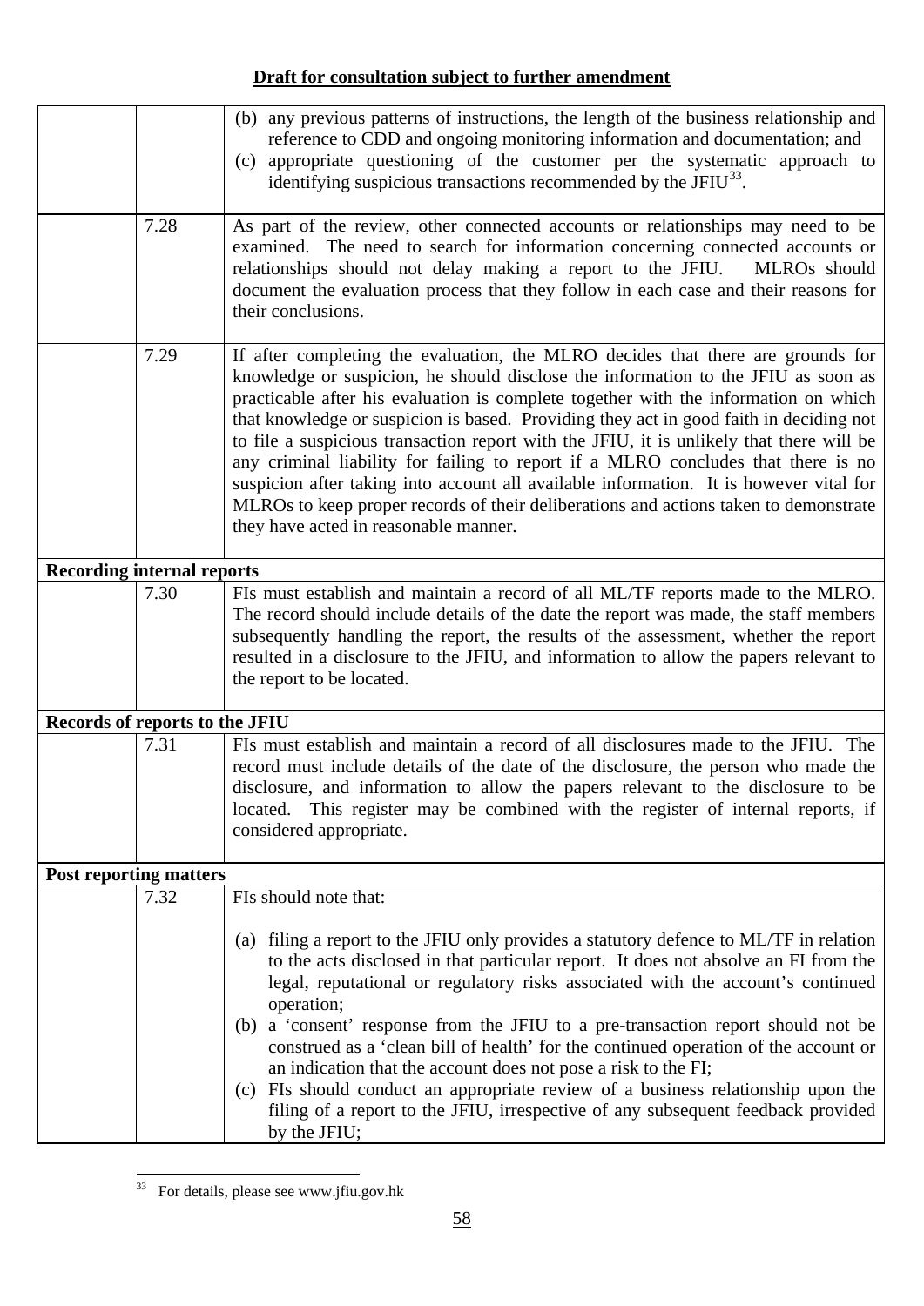**Draft for consultation subject to further amendment**

| | | |
|---|---|---|
| | | (b) any previous patterns of instructions, the length of the business relationship and reference to CDD and ongoing monitoring information and documentation; and<br>(c) appropriate questioning of the customer per the systematic approach to identifying suspicious transactions recommended by the JFIU[33]. |
| | 7.28 | As part of the review, other connected accounts or relationships may need to be examined. The need to search for information concerning connected accounts or relationships should not delay making a report to the JFIU. MLROs should document the evaluation process that they follow in each case and their reasons for their conclusions. |
| | 7.29 | If after completing the evaluation, the MLRO decides that there are grounds for knowledge or suspicion, he should disclose the information to the JFIU as soon as practicable after his evaluation is complete together with the information on which that knowledge or suspicion is based. Providing they act in good faith in deciding not to file a suspicious transaction report with the JFIU, it is unlikely that there will be any criminal liability for failing to report if a MLRO concludes that there is no suspicion after taking into account all available information. It is however vital for MLROs to keep proper records of their deliberations and actions taken to demonstrate they have acted in reasonable manner. |
| **Recording internal reports** | | |
| | 7.30 | FIs must establish and maintain a record of all ML/TF reports made to the MLRO. The record should include details of the date the report was made, the staff members subsequently handling the report, the results of the assessment, whether the report resulted in a disclosure to the JFIU, and information to allow the papers relevant to the report to be located. |
| **Records of reports to the JFIU** | | |
| | 7.31 | FIs must establish and maintain a record of all disclosures made to the JFIU. The record must include details of the date of the disclosure, the person who made the disclosure, and information to allow the papers relevant to the disclosure to be located. This register may be combined with the register of internal reports, if considered appropriate. |
| **Post reporting matters** | | |
| | 7.32 | FIs should note that:<br><br>(a) filing a report to the JFIU only provides a statutory defence to ML/TF in relation to the acts disclosed in that particular report. It does not absolve an FI from the legal, reputational or regulatory risks associated with the account's continued operation;<br>(b) a 'consent' response from the JFIU to a pre-transaction report should not be construed as a 'clean bill of health' for the continued operation of the account or an indication that the account does not pose a risk to the FI;<br>(c) FIs should conduct an appropriate review of a business relationship upon the filing of a report to the JFIU, irrespective of any subsequent feedback provided by the JFIU; |

[33] For details, please see www.jfiu.gov.hk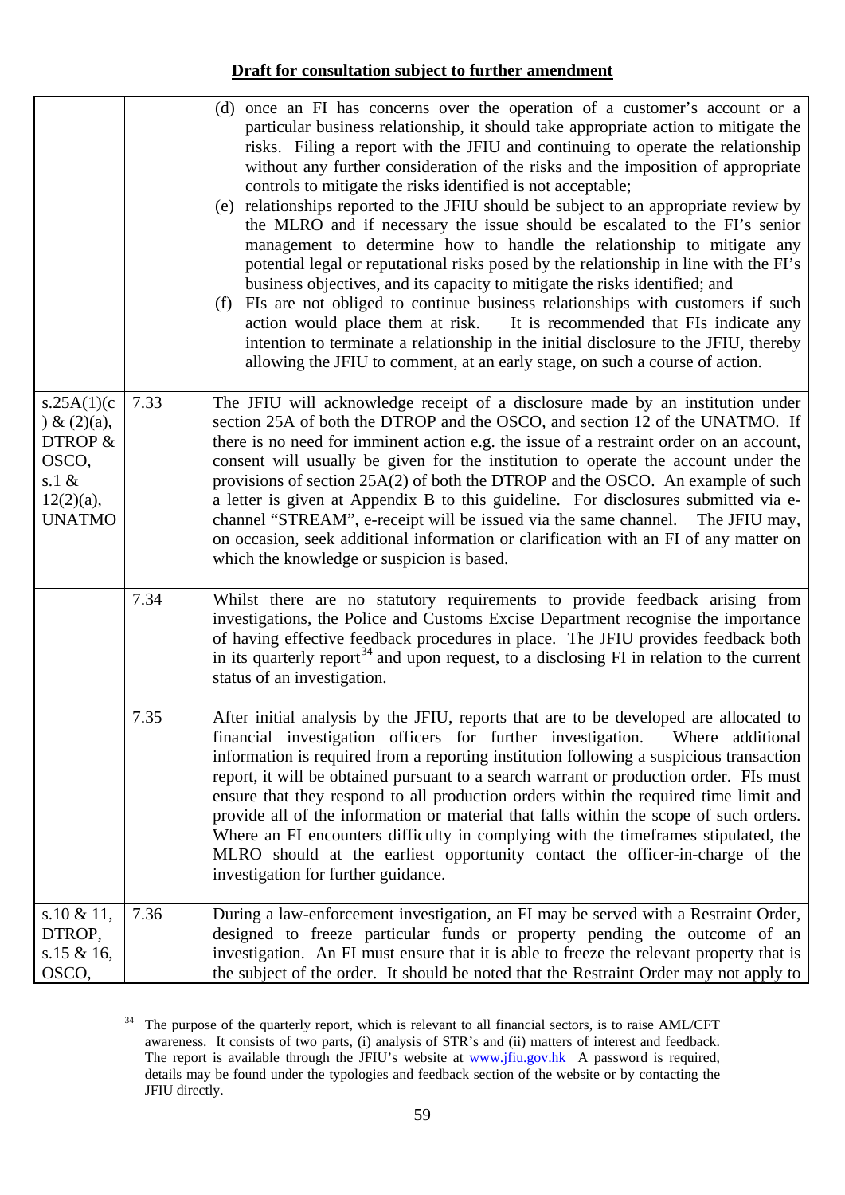**Draft for consultation subject to further amendment**

| | | |
|---|---|---|
| | | (d) once an FI has concerns over the operation of a customer's account or a particular business relationship, it should take appropriate action to mitigate the risks. Filing a report with the JFIU and continuing to operate the relationship without any further consideration of the risks and the imposition of appropriate controls to mitigate the risks identified is not acceptable;<br>(e) relationships reported to the JFIU should be subject to an appropriate review by the MLRO and if necessary the issue should be escalated to the FI's senior management to determine how to handle the relationship to mitigate any potential legal or reputational risks posed by the relationship in line with the FI's business objectives, and its capacity to mitigate the risks identified; and<br>(f) FIs are not obliged to continue business relationships with customers if such action would place them at risk. It is recommended that FIs indicate any intention to terminate a relationship in the initial disclosure to the JFIU, thereby allowing the JFIU to comment, at an early stage, on such a course of action. |
| s.25A(1)(c) & (2)(a), DTROP & OSCO, s.1 & 12(2)(a), UNATMO | 7.33 | The JFIU will acknowledge receipt of a disclosure made by an institution under section 25A of both the DTROP and the OSCO, and section 12 of the UNATMO. If there is no need for imminent action e.g. the issue of a restraint order on an account, consent will usually be given for the institution to operate the account under the provisions of section 25A(2) of both the DTROP and the OSCO. An example of such a letter is given at Appendix B to this guideline. For disclosures submitted via e-channel "STREAM", e-receipt will be issued via the same channel. The JFIU may, on occasion, seek additional information or clarification with an FI of any matter on which the knowledge or suspicion is based. |
| | 7.34 | Whilst there are no statutory requirements to provide feedback arising from investigations, the Police and Customs Excise Department recognise the importance of having effective feedback procedures in place. The JFIU provides feedback both in its quarterly report[34] and upon request, to a disclosing FI in relation to the current status of an investigation. |
| | 7.35 | After initial analysis by the JFIU, reports that are to be developed are allocated to financial investigation officers for further investigation. Where additional information is required from a reporting institution following a suspicious transaction report, it will be obtained pursuant to a search warrant or production order. FIs must ensure that they respond to all production orders within the required time limit and provide all of the information or material that falls within the scope of such orders. Where an FI encounters difficulty in complying with the timeframes stipulated, the MLRO should at the earliest opportunity contact the officer-in-charge of the investigation for further guidance. |
| s.10 & 11, DTROP, s.15 & 16, OSCO, | 7.36 | During a law-enforcement investigation, an FI may be served with a Restraint Order, designed to freeze particular funds or property pending the outcome of an investigation. An FI must ensure that it is able to freeze the relevant property that is the subject of the order. It should be noted that the Restraint Order may not apply to |

[34] The purpose of the quarterly report, which is relevant to all financial sectors, is to raise AML/CFT awareness. It consists of two parts, (i) analysis of STR's and (ii) matters of interest and feedback. The report is available through the JFIU's website at www.jfiu.gov.hk A password is required, details may be found under the typologies and feedback section of the website or by contacting the JFIU directly.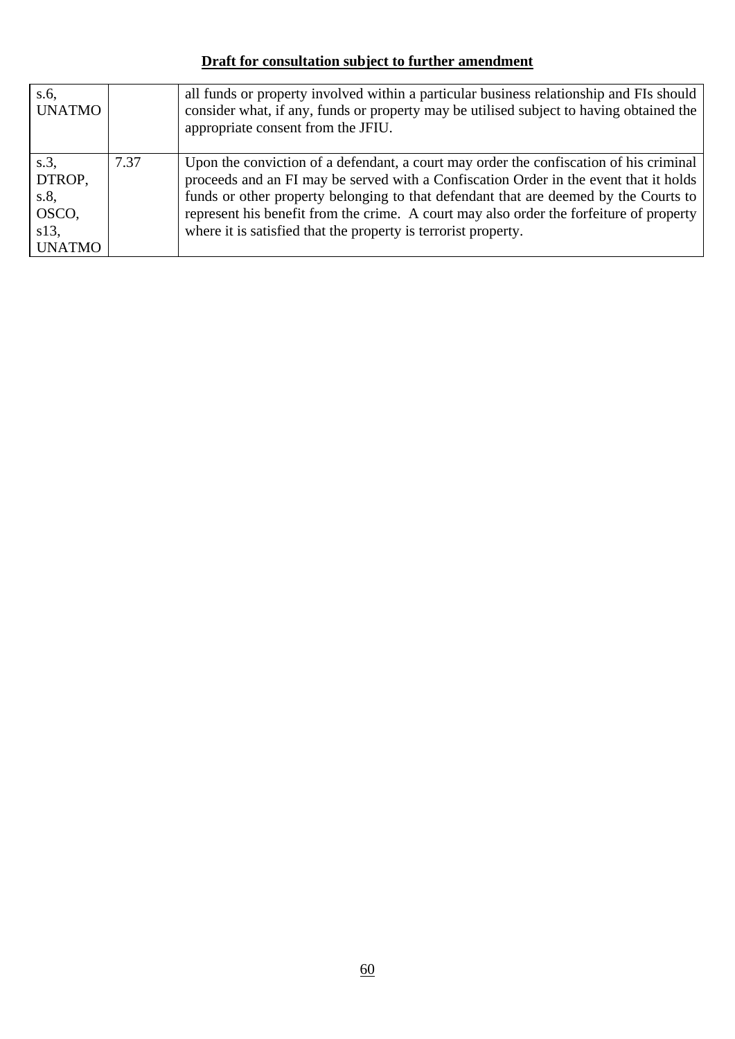**Draft for consultation subject to further amendment**

| | | |
|---|---|---|
| s.6, UNATMO | | all funds or property involved within a particular business relationship and FIs should consider what, if any, funds or property may be utilised subject to having obtained the appropriate consent from the JFIU. |
| s.3, DTROP, s.8, OSCO, s13, UNATMO | 7.37 | Upon the conviction of a defendant, a court may order the confiscation of his criminal proceeds and an FI may be served with a Confiscation Order in the event that it holds funds or other property belonging to that defendant that are deemed by the Courts to represent his benefit from the crime. A court may also order the forfeiture of property where it is satisfied that the property is terrorist property. |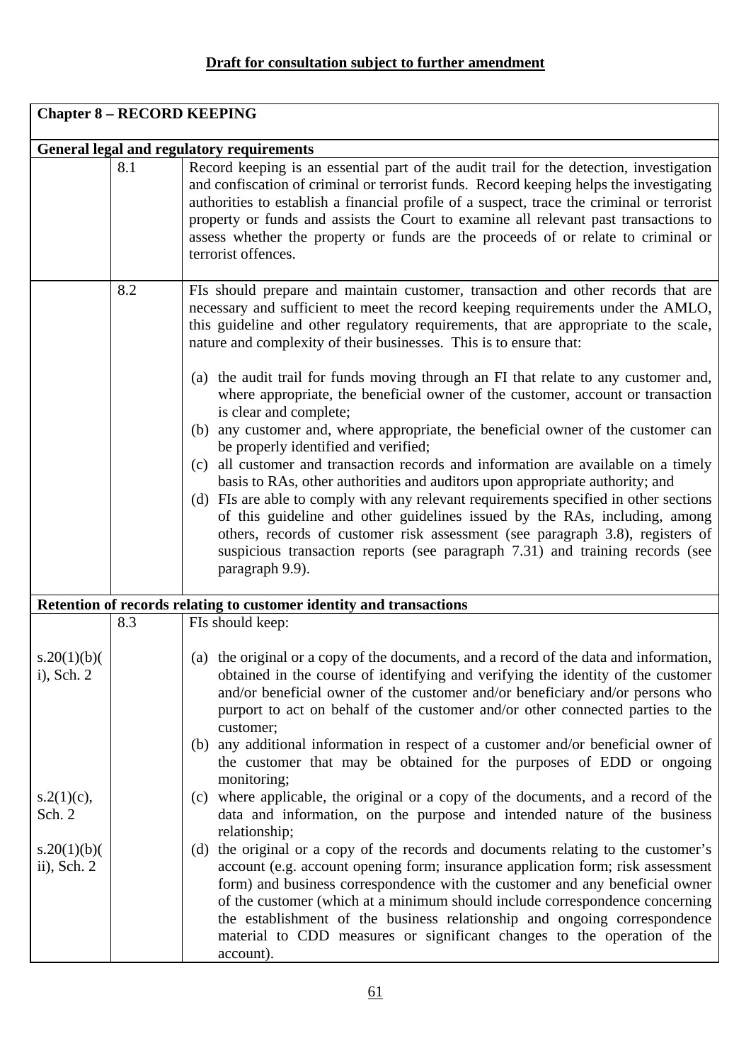**Draft for consultation subject to further amendment**

## Chapter 8 – RECORD KEEPING

### General legal and regulatory requirements

| | | |
|---|---|---|
| | 8.1 | Record keeping is an essential part of the audit trail for the detection, investigation and confiscation of criminal or terrorist funds. Record keeping helps the investigating authorities to establish a financial profile of a suspect, trace the criminal or terrorist property or funds and assists the Court to examine all relevant past transactions to assess whether the property or funds are the proceeds of or relate to criminal or terrorist offences. |
| | 8.2 | FIs should prepare and maintain customer, transaction and other records that are necessary and sufficient to meet the record keeping requirements under the AMLO, this guideline and other regulatory requirements, that are appropriate to the scale, nature and complexity of their businesses. This is to ensure that:<br><br>(a) the audit trail for funds moving through an FI that relate to any customer and, where appropriate, the beneficial owner of the customer, account or transaction is clear and complete;<br>(b) any customer and, where appropriate, the beneficial owner of the customer can be properly identified and verified;<br>(c) all customer and transaction records and information are available on a timely basis to RAs, other authorities and auditors upon appropriate authority; and<br>(d) FIs are able to comply with any relevant requirements specified in other sections of this guideline and other guidelines issued by the RAs, including, among others, records of customer risk assessment (see paragraph 3.8), registers of suspicious transaction reports (see paragraph 7.31) and training records (see paragraph 9.9). |

### Retention of records relating to customer identity and transactions

| | | |
|---|---|---|
| | 8.3 | FIs should keep: |
| s.20(1)(b)(i), Sch. 2 | | (a) the original or a copy of the documents, and a record of the data and information, obtained in the course of identifying and verifying the identity of the customer and/or beneficial owner of the customer and/or beneficiary and/or persons who purport to act on behalf of the customer and/or other connected parties to the customer;<br>(b) any additional information in respect of a customer and/or beneficial owner of the customer that may be obtained for the purposes of EDD or ongoing monitoring; |
| s.2(1)(c), Sch. 2 | | (c) where applicable, the original or a copy of the documents, and a record of the data and information, on the purpose and intended nature of the business relationship; |
| s.20(1)(b)(ii), Sch. 2 | | (d) the original or a copy of the records and documents relating to the customer's account (e.g. account opening form; insurance application form; risk assessment form) and business correspondence with the customer and any beneficial owner of the customer (which at a minimum should include correspondence concerning the establishment of the business relationship and ongoing correspondence material to CDD measures or significant changes to the operation of the account). |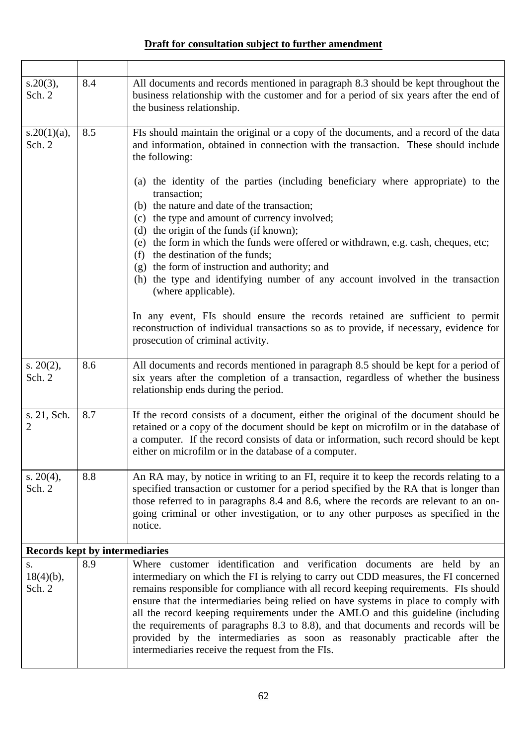**Draft for consultation subject to further amendment**

| | | |
|---|---|---|
| s.20(3), Sch. 2 | 8.4 | All documents and records mentioned in paragraph 8.3 should be kept throughout the business relationship with the customer and for a period of six years after the end of the business relationship. |
| s.20(1)(a), Sch. 2 | 8.5 | FIs should maintain the original or a copy of the documents, and a record of the data and information, obtained in connection with the transaction. These should include the following:<br><br>(a) the identity of the parties (including beneficiary where appropriate) to the transaction;<br>(b) the nature and date of the transaction;<br>(c) the type and amount of currency involved;<br>(d) the origin of the funds (if known);<br>(e) the form in which the funds were offered or withdrawn, e.g. cash, cheques, etc;<br>(f) the destination of the funds;<br>(g) the form of instruction and authority; and<br>(h) the type and identifying number of any account involved in the transaction (where applicable).<br><br>In any event, FIs should ensure the records retained are sufficient to permit reconstruction of individual transactions so as to provide, if necessary, evidence for prosecution of criminal activity. |
| s. 20(2), Sch. 2 | 8.6 | All documents and records mentioned in paragraph 8.5 should be kept for a period of six years after the completion of a transaction, regardless of whether the business relationship ends during the period. |
| s. 21, Sch. 2 | 8.7 | If the record consists of a document, either the original of the document should be retained or a copy of the document should be kept on microfilm or in the database of a computer. If the record consists of data or information, such record should be kept either on microfilm or in the database of a computer. |
| s. 20(4), Sch. 2 | 8.8 | An RA may, by notice in writing to an FI, require it to keep the records relating to a specified transaction or customer for a period specified by the RA that is longer than those referred to in paragraphs 8.4 and 8.6, where the records are relevant to an on-going criminal or other investigation, or to any other purposes as specified in the notice. |
| **Records kept by intermediaries** | | |
| s. 18(4)(b), Sch. 2 | 8.9 | Where customer identification and verification documents are held by an intermediary on which the FI is relying to carry out CDD measures, the FI concerned remains responsible for compliance with all record keeping requirements. FIs should ensure that the intermediaries being relied on have systems in place to comply with all the record keeping requirements under the AMLO and this guideline (including the requirements of paragraphs 8.3 to 8.8), and that documents and records will be provided by the intermediaries as soon as reasonably practicable after the intermediaries receive the request from the FIs. |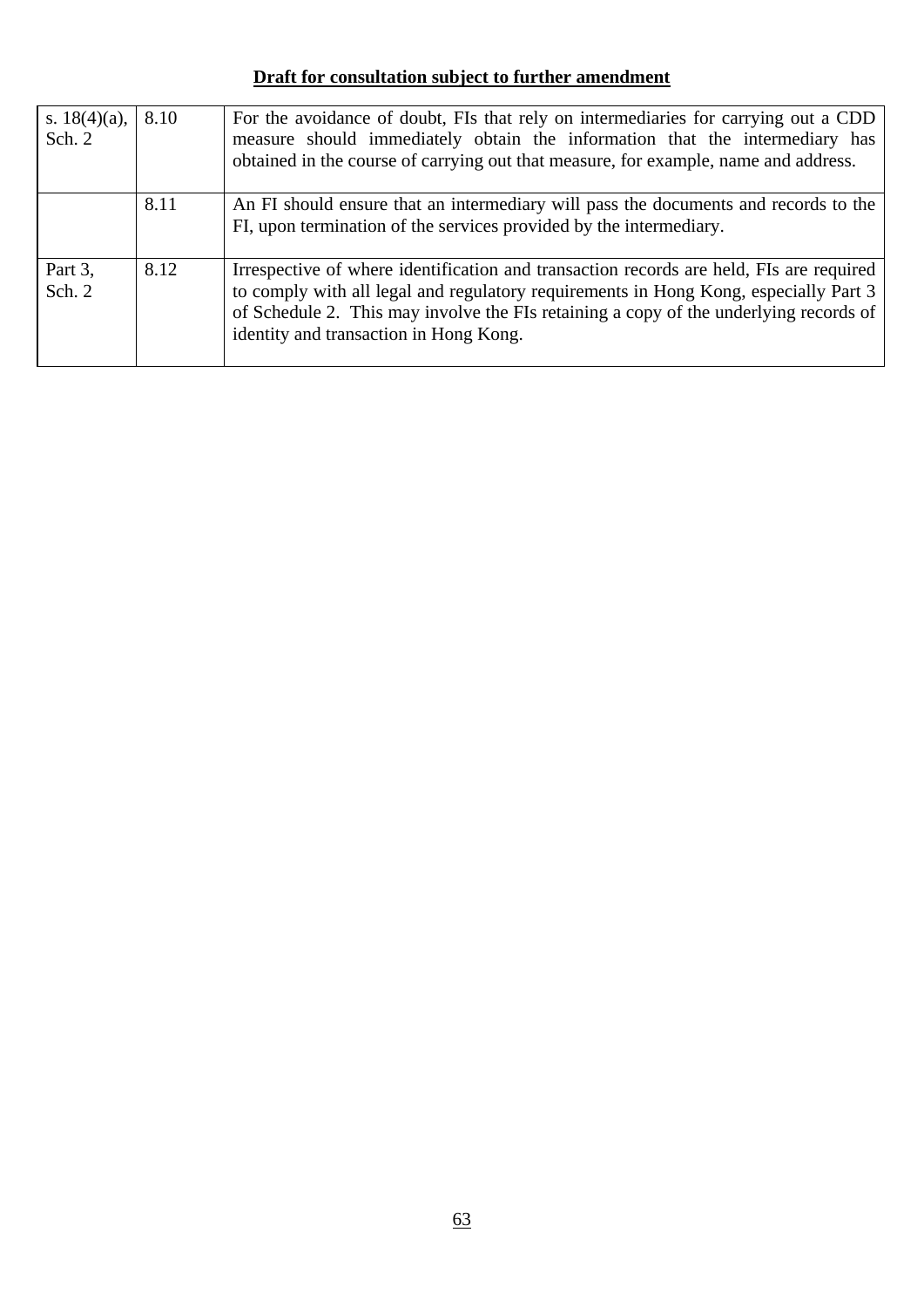**Draft for consultation subject to further amendment**

| | | |
|---|---|---|
| s. 18(4)(a), Sch. 2 | 8.10 | For the avoidance of doubt, FIs that rely on intermediaries for carrying out a CDD measure should immediately obtain the information that the intermediary has obtained in the course of carrying out that measure, for example, name and address. |
| | 8.11 | An FI should ensure that an intermediary will pass the documents and records to the FI, upon termination of the services provided by the intermediary. |
| Part 3, Sch. 2 | 8.12 | Irrespective of where identification and transaction records are held, FIs are required to comply with all legal and regulatory requirements in Hong Kong, especially Part 3 of Schedule 2. This may involve the FIs retaining a copy of the underlying records of identity and transaction in Hong Kong. |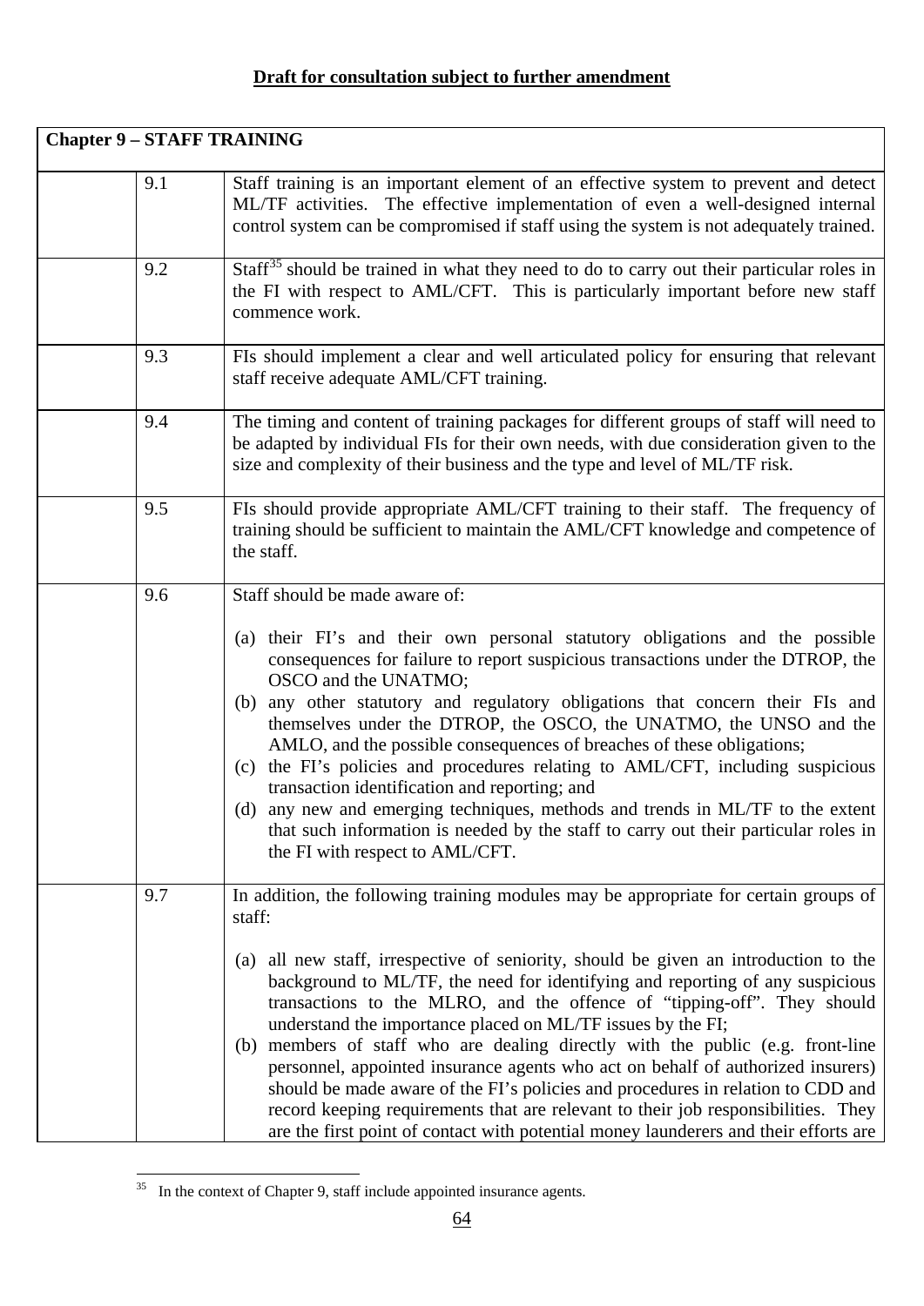**Draft for consultation subject to further amendment**

| **Chapter 9 – STAFF TRAINING** | | |
|---|---|---|
| | 9.1 | Staff training is an important element of an effective system to prevent and detect ML/TF activities. The effective implementation of even a well-designed internal control system can be compromised if staff using the system is not adequately trained. |
| | 9.2 | Staff[35] should be trained in what they need to do to carry out their particular roles in the FI with respect to AML/CFT. This is particularly important before new staff commence work. |
| | 9.3 | FIs should implement a clear and well articulated policy for ensuring that relevant staff receive adequate AML/CFT training. |
| | 9.4 | The timing and content of training packages for different groups of staff will need to be adapted by individual FIs for their own needs, with due consideration given to the size and complexity of their business and the type and level of ML/TF risk. |
| | 9.5 | FIs should provide appropriate AML/CFT training to their staff. The frequency of training should be sufficient to maintain the AML/CFT knowledge and competence of the staff. |
| | 9.6 | Staff should be made aware of:<br><br>(a) their FI's and their own personal statutory obligations and the possible consequences for failure to report suspicious transactions under the DTROP, the OSCO and the UNATMO;<br>(b) any other statutory and regulatory obligations that concern their FIs and themselves under the DTROP, the OSCO, the UNATMO, the UNSO and the AMLO, and the possible consequences of breaches of these obligations;<br>(c) the FI's policies and procedures relating to AML/CFT, including suspicious transaction identification and reporting; and<br>(d) any new and emerging techniques, methods and trends in ML/TF to the extent that such information is needed by the staff to carry out their particular roles in the FI with respect to AML/CFT. |
| | 9.7 | In addition, the following training modules may be appropriate for certain groups of staff:<br><br>(a) all new staff, irrespective of seniority, should be given an introduction to the background to ML/TF, the need for identifying and reporting of any suspicious transactions to the MLRO, and the offence of "tipping-off". They should understand the importance placed on ML/TF issues by the FI;<br>(b) members of staff who are dealing directly with the public (e.g. front-line personnel, appointed insurance agents who act on behalf of authorized insurers) should be made aware of the FI's policies and procedures in relation to CDD and record keeping requirements that are relevant to their job responsibilities. They are the first point of contact with potential money launderers and their efforts are |

[35] In the context of Chapter 9, staff include appointed insurance agents.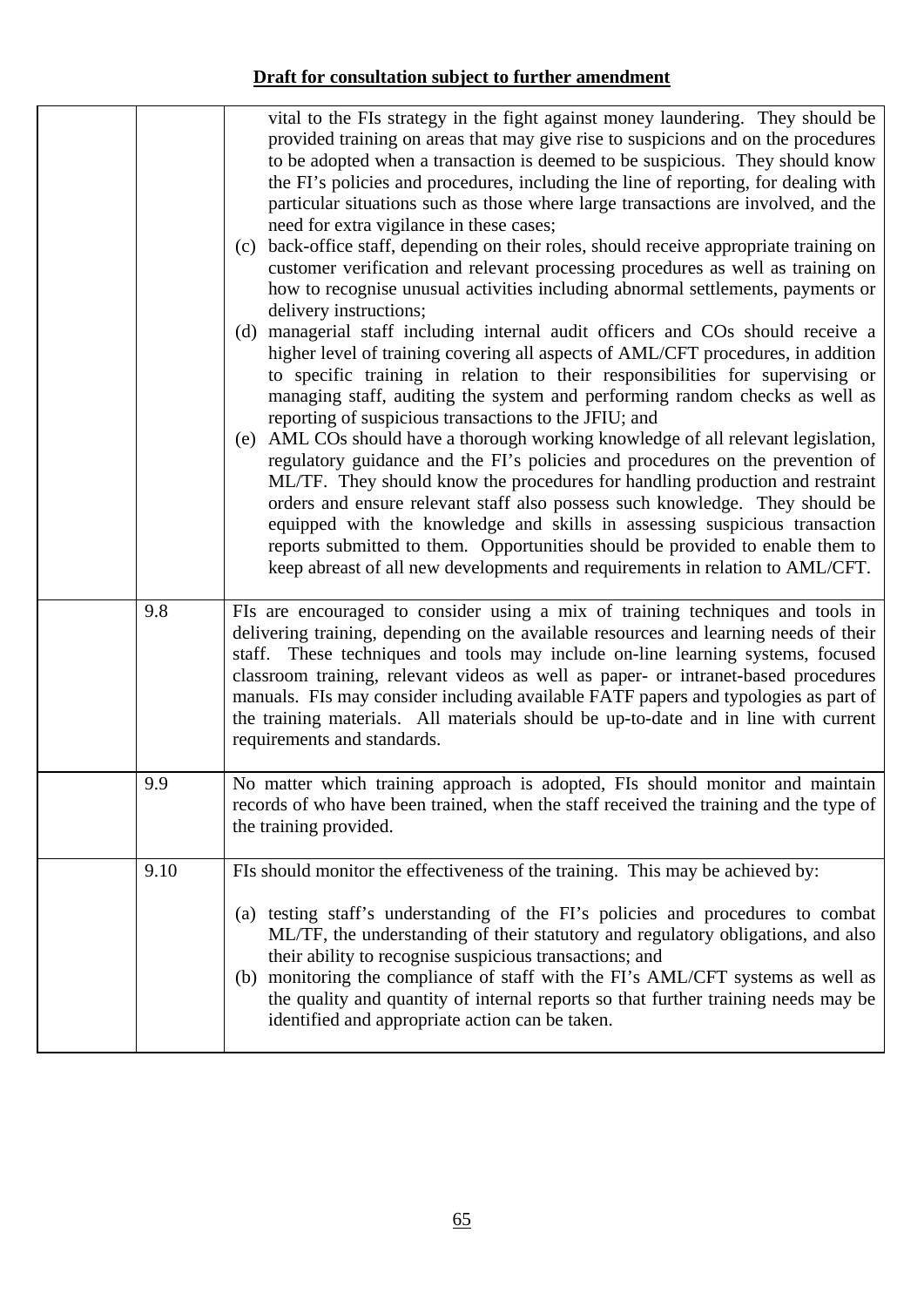**Draft for consultation subject to further amendment**

| | | |
|---|---|---|
| | | vital to the FIs strategy in the fight against money laundering. They should be provided training on areas that may give rise to suspicions and on the procedures to be adopted when a transaction is deemed to be suspicious. They should know the FI's policies and procedures, including the line of reporting, for dealing with particular situations such as those where large transactions are involved, and the need for extra vigilance in these cases;<br>(c) back-office staff, depending on their roles, should receive appropriate training on customer verification and relevant processing procedures as well as training on how to recognise unusual activities including abnormal settlements, payments or delivery instructions;<br>(d) managerial staff including internal audit officers and COs should receive a higher level of training covering all aspects of AML/CFT procedures, in addition to specific training in relation to their responsibilities for supervising or managing staff, auditing the system and performing random checks as well as reporting of suspicious transactions to the JFIU; and<br>(e) AML COs should have a thorough working knowledge of all relevant legislation, regulatory guidance and the FI's policies and procedures on the prevention of ML/TF. They should know the procedures for handling production and restraint orders and ensure relevant staff also possess such knowledge. They should be equipped with the knowledge and skills in assessing suspicious transaction reports submitted to them. Opportunities should be provided to enable them to keep abreast of all new developments and requirements in relation to AML/CFT. |
| | 9.8 | FIs are encouraged to consider using a mix of training techniques and tools in delivering training, depending on the available resources and learning needs of their staff. These techniques and tools may include on-line learning systems, focused classroom training, relevant videos as well as paper- or intranet-based procedures manuals. FIs may consider including available FATF papers and typologies as part of the training materials. All materials should be up-to-date and in line with current requirements and standards. |
| | 9.9 | No matter which training approach is adopted, FIs should monitor and maintain records of who have been trained, when the staff received the training and the type of the training provided. |
| | 9.10 | FIs should monitor the effectiveness of the training. This may be achieved by:<br>(a) testing staff's understanding of the FI's policies and procedures to combat ML/TF, the understanding of their statutory and regulatory obligations, and also their ability to recognise suspicious transactions; and<br>(b) monitoring the compliance of staff with the FI's AML/CFT systems as well as the quality and quantity of internal reports so that further training needs may be identified and appropriate action can be taken. |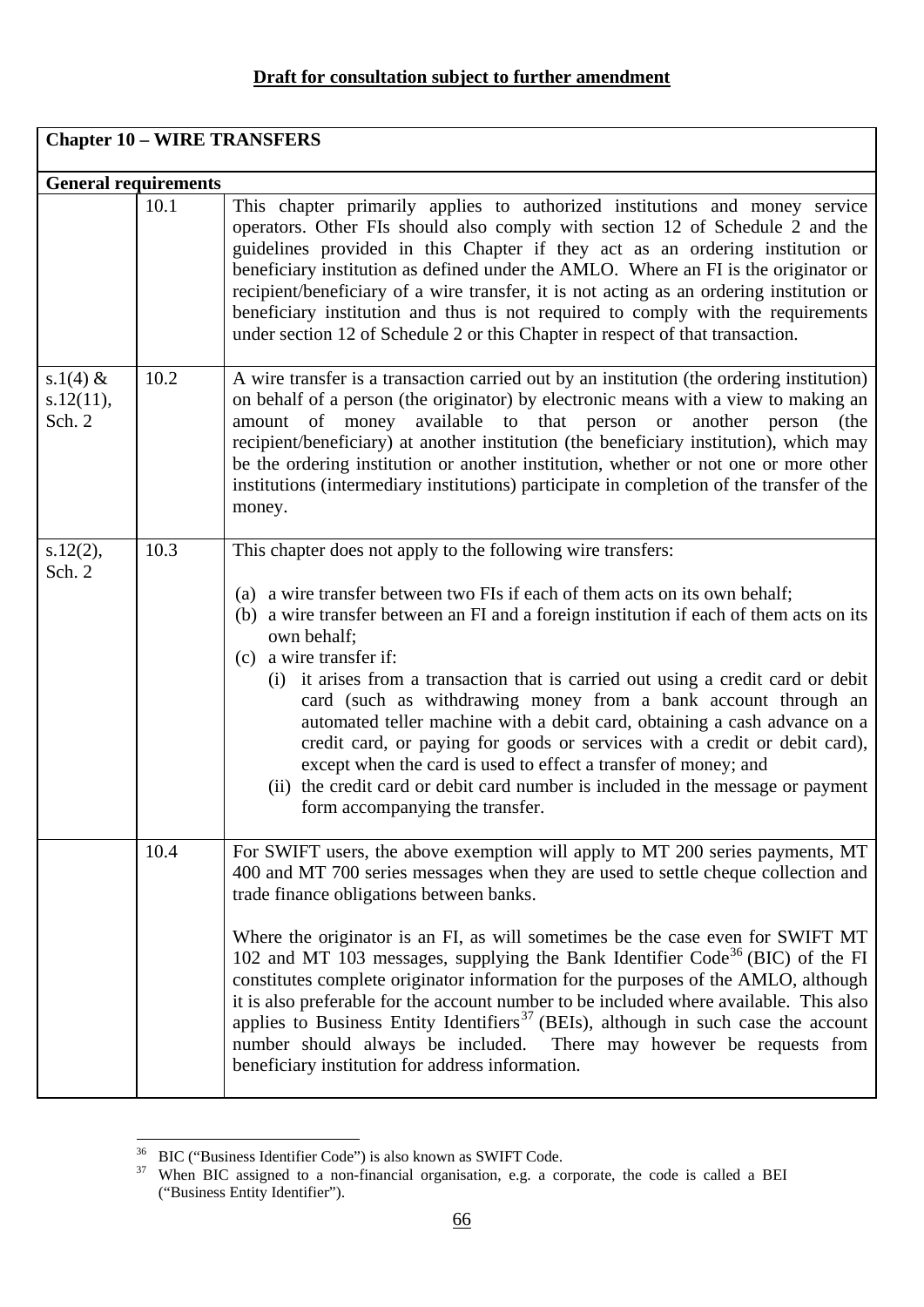**Draft for consultation subject to further amendment**

| **Chapter 10 – WIRE TRANSFERS** | | |
|---|---|---|
| **General requirements** | | |
| | 10.1 | This chapter primarily applies to authorized institutions and money service operators. Other FIs should also comply with section 12 of Schedule 2 and the guidelines provided in this Chapter if they act as an ordering institution or beneficiary institution as defined under the AMLO. Where an FI is the originator or recipient/beneficiary of a wire transfer, it is not acting as an ordering institution or beneficiary institution and thus is not required to comply with the requirements under section 12 of Schedule 2 or this Chapter in respect of that transaction. |
| s.1(4) & s.12(11), Sch. 2 | 10.2 | A wire transfer is a transaction carried out by an institution (the ordering institution) on behalf of a person (the originator) by electronic means with a view to making an amount of money available to that person or another person (the recipient/beneficiary) at another institution (the beneficiary institution), which may be the ordering institution or another institution, whether or not one or more other institutions (intermediary institutions) participate in completion of the transfer of the money. |
| s.12(2), Sch. 2 | 10.3 | This chapter does not apply to the following wire transfers:<br><br>(a) a wire transfer between two FIs if each of them acts on its own behalf;<br>(b) a wire transfer between an FI and a foreign institution if each of them acts on its own behalf;<br>(c) a wire transfer if:<br>(i) it arises from a transaction that is carried out using a credit card or debit card (such as withdrawing money from a bank account through an automated teller machine with a debit card, obtaining a cash advance on a credit card, or paying for goods or services with a credit or debit card), except when the card is used to effect a transfer of money; and<br>(ii) the credit card or debit card number is included in the message or payment form accompanying the transfer. |
| | 10.4 | For SWIFT users, the above exemption will apply to MT 200 series payments, MT 400 and MT 700 series messages when they are used to settle cheque collection and trade finance obligations between banks.<br><br>Where the originator is an FI, as will sometimes be the case even for SWIFT MT 102 and MT 103 messages, supplying the Bank Identifier Code[36] (BIC) of the FI constitutes complete originator information for the purposes of the AMLO, although it is also preferable for the account number to be included where available. This also applies to Business Entity Identifiers[37] (BEIs), although in such case the account number should always be included. There may however be requests from beneficiary institution for address information. |

[36] BIC ("Business Identifier Code") is also known as SWIFT Code.

[37] When BIC assigned to a non-financial organisation, e.g. a corporate, the code is called a BEI ("Business Entity Identifier").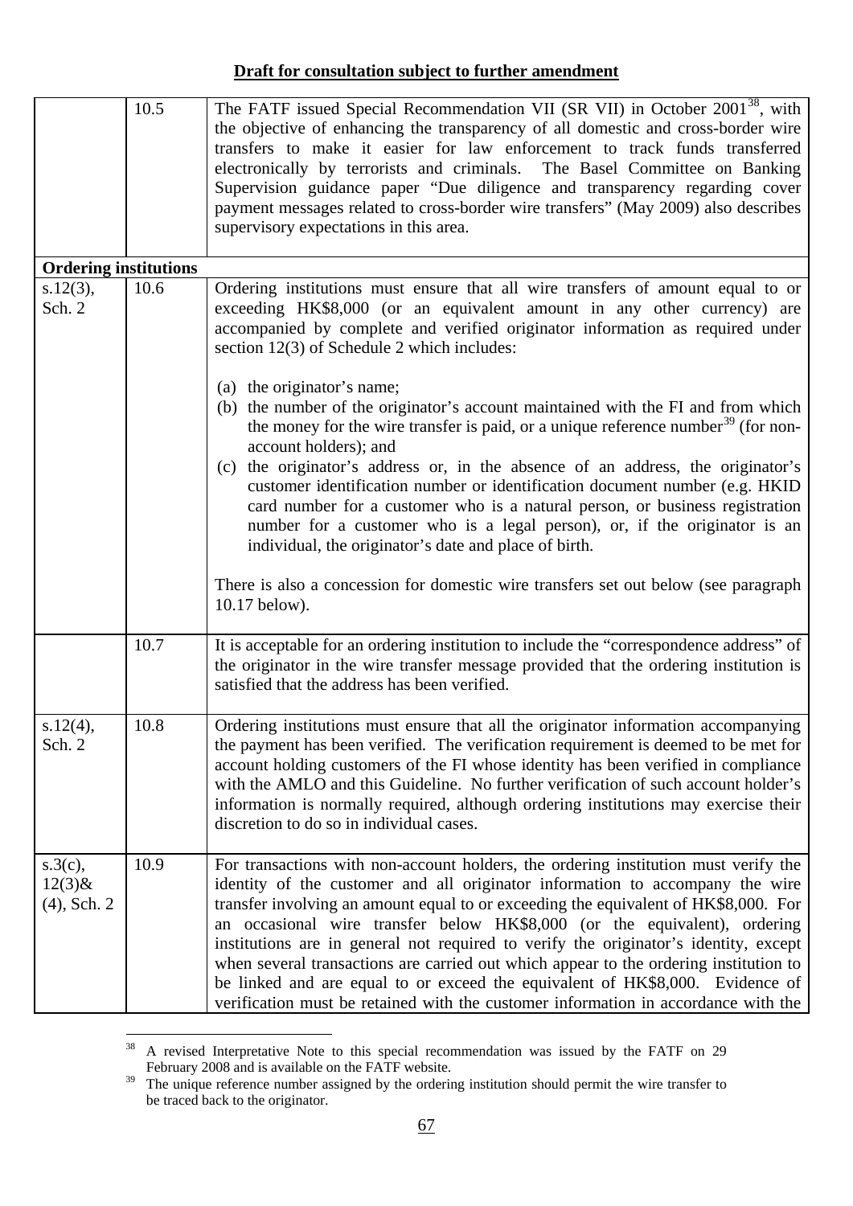**Draft for consultation subject to further amendment**

| | | |
|---|---|---|
| | 10.5 | The FATF issued Special Recommendation VII (SR VII) in October 2001[38], with the objective of enhancing the transparency of all domestic and cross-border wire transfers to make it easier for law enforcement to track funds transferred electronically by terrorists and criminals. The Basel Committee on Banking Supervision guidance paper "Due diligence and transparency regarding cover payment messages related to cross-border wire transfers" (May 2009) also describes supervisory expectations in this area. |
| **Ordering institutions** | | |
| s.12(3), Sch. 2 | 10.6 | Ordering institutions must ensure that all wire transfers of amount equal to or exceeding HK$8,000 (or an equivalent amount in any other currency) are accompanied by complete and verified originator information as required under section 12(3) of Schedule 2 which includes:<br><br>(a) the originator's name;<br>(b) the number of the originator's account maintained with the FI and from which the money for the wire transfer is paid, or a unique reference number[39] (for non-account holders); and<br>(c) the originator's address or, in the absence of an address, the originator's customer identification number or identification document number (e.g. HKID card number for a customer who is a natural person, or business registration number for a customer who is a legal person), or, if the originator is an individual, the originator's date and place of birth.<br><br>There is also a concession for domestic wire transfers set out below (see paragraph 10.17 below). |
| | 10.7 | It is acceptable for an ordering institution to include the "correspondence address" of the originator in the wire transfer message provided that the ordering institution is satisfied that the address has been verified. |
| s.12(4), Sch. 2 | 10.8 | Ordering institutions must ensure that all the originator information accompanying the payment has been verified. The verification requirement is deemed to be met for account holding customers of the FI whose identity has been verified in compliance with the AMLO and this Guideline. No further verification of such account holder's information is normally required, although ordering institutions may exercise their discretion to do so in individual cases. |
| s.3(c), 12(3)& (4), Sch. 2 | 10.9 | For transactions with non-account holders, the ordering institution must verify the identity of the customer and all originator information to accompany the wire transfer involving an amount equal to or exceeding the equivalent of HK$8,000. For an occasional wire transfer below HK$8,000 (or the equivalent), ordering institutions are in general not required to verify the originator's identity, except when several transactions are carried out which appear to the ordering institution to be linked and are equal to or exceed the equivalent of HK$8,000. Evidence of verification must be retained with the customer information in accordance with the |

[38] A revised Interpretative Note to this special recommendation was issued by the FATF on 29 February 2008 and is available on the FATF website.

[39] The unique reference number assigned by the ordering institution should permit the wire transfer to be traced back to the originator.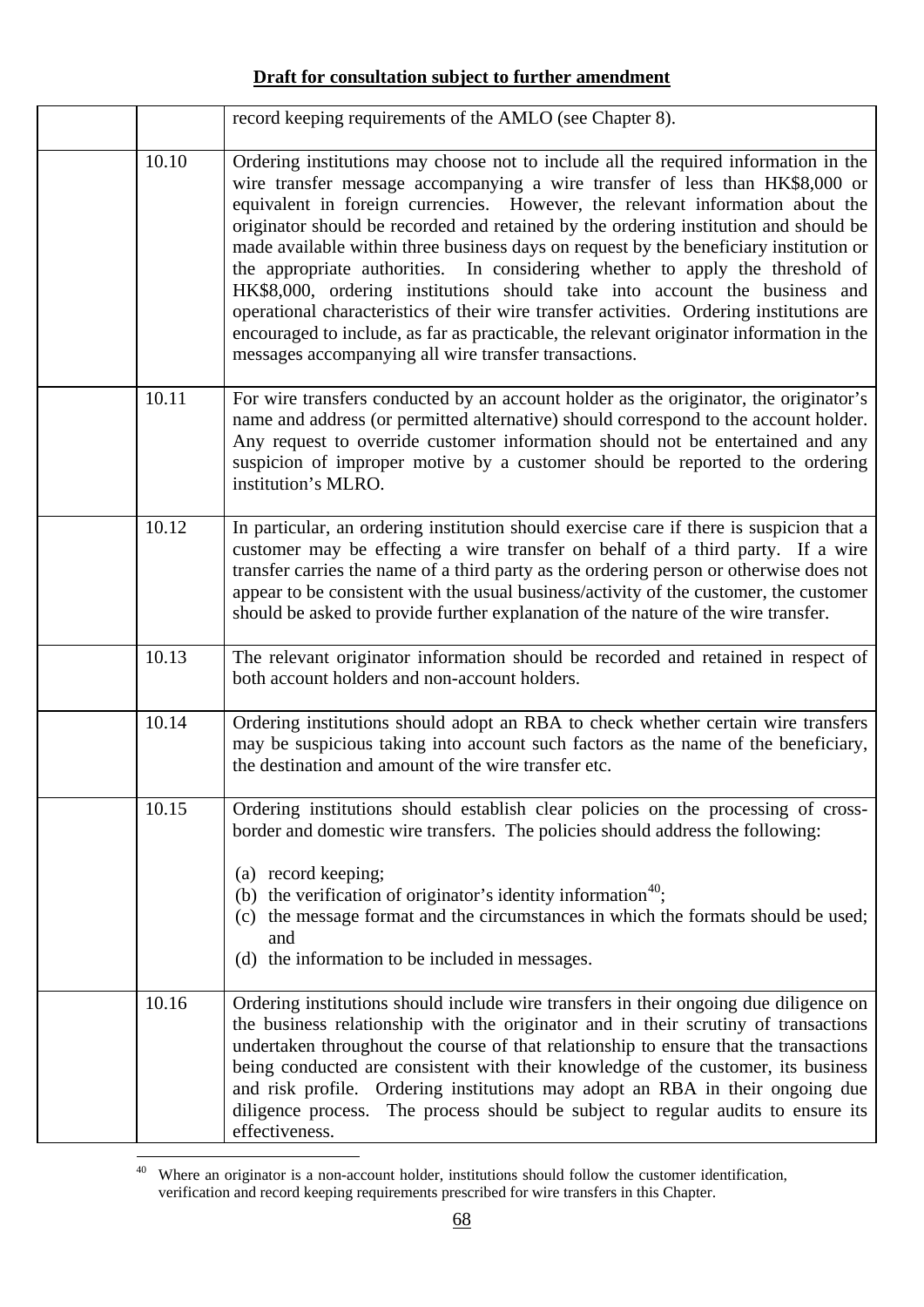**Draft for consultation subject to further amendment**

| | | |
|---|---|---|
| | | record keeping requirements of the AMLO (see Chapter 8). |
| | 10.10 | Ordering institutions may choose not to include all the required information in the wire transfer message accompanying a wire transfer of less than HK$8,000 or equivalent in foreign currencies. However, the relevant information about the originator should be recorded and retained by the ordering institution and should be made available within three business days on request by the beneficiary institution or the appropriate authorities. In considering whether to apply the threshold of HK$8,000, ordering institutions should take into account the business and operational characteristics of their wire transfer activities. Ordering institutions are encouraged to include, as far as practicable, the relevant originator information in the messages accompanying all wire transfer transactions. |
| | 10.11 | For wire transfers conducted by an account holder as the originator, the originator's name and address (or permitted alternative) should correspond to the account holder. Any request to override customer information should not be entertained and any suspicion of improper motive by a customer should be reported to the ordering institution's MLRO. |
| | 10.12 | In particular, an ordering institution should exercise care if there is suspicion that a customer may be effecting a wire transfer on behalf of a third party. If a wire transfer carries the name of a third party as the ordering person or otherwise does not appear to be consistent with the usual business/activity of the customer, the customer should be asked to provide further explanation of the nature of the wire transfer. |
| | 10.13 | The relevant originator information should be recorded and retained in respect of both account holders and non-account holders. |
| | 10.14 | Ordering institutions should adopt an RBA to check whether certain wire transfers may be suspicious taking into account such factors as the name of the beneficiary, the destination and amount of the wire transfer etc. |
| | 10.15 | Ordering institutions should establish clear policies on the processing of cross-border and domestic wire transfers. The policies should address the following:<br><br>(a) record keeping;<br>(b) the verification of originator's identity information[40];<br>(c) the message format and the circumstances in which the formats should be used; and<br>(d) the information to be included in messages. |
| | 10.16 | Ordering institutions should include wire transfers in their ongoing due diligence on the business relationship with the originator and in their scrutiny of transactions undertaken throughout the course of that relationship to ensure that the transactions being conducted are consistent with their knowledge of the customer, its business and risk profile. Ordering institutions may adopt an RBA in their ongoing due diligence process. The process should be subject to regular audits to ensure its effectiveness. |

[40] Where an originator is a non-account holder, institutions should follow the customer identification, verification and record keeping requirements prescribed for wire transfers in this Chapter.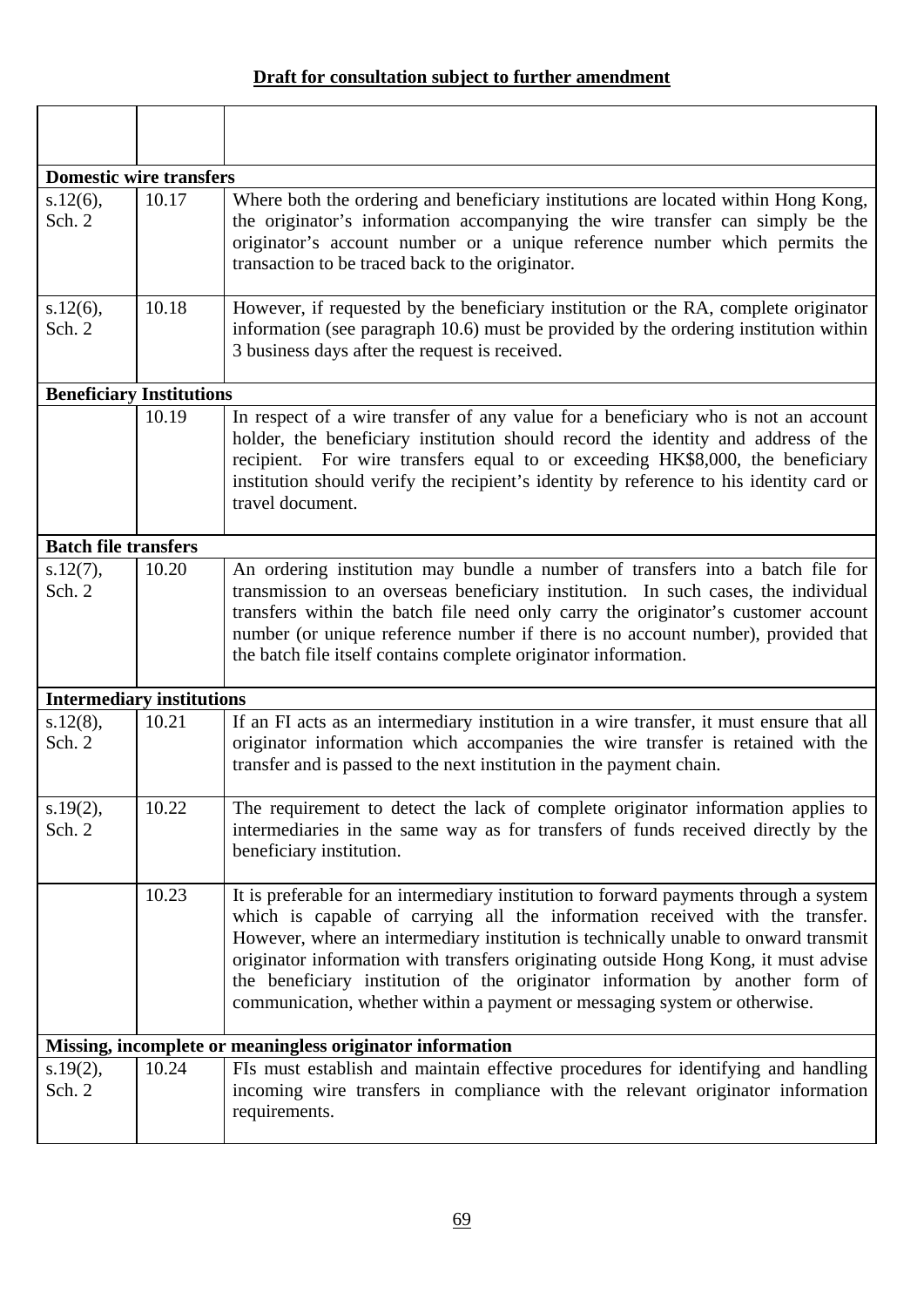**Draft for consultation subject to further amendment**

| | | |
|---|---|---|
| | | |
| **Domestic wire transfers** | | |
| s.12(6), Sch. 2 | 10.17 | Where both the ordering and beneficiary institutions are located within Hong Kong, the originator's information accompanying the wire transfer can simply be the originator's account number or a unique reference number which permits the transaction to be traced back to the originator. |
| s.12(6), Sch. 2 | 10.18 | However, if requested by the beneficiary institution or the RA, complete originator information (see paragraph 10.6) must be provided by the ordering institution within 3 business days after the request is received. |
| **Beneficiary Institutions** | | |
| | 10.19 | In respect of a wire transfer of any value for a beneficiary who is not an account holder, the beneficiary institution should record the identity and address of the recipient. For wire transfers equal to or exceeding HK$8,000, the beneficiary institution should verify the recipient's identity by reference to his identity card or travel document. |
| **Batch file transfers** | | |
| s.12(7), Sch. 2 | 10.20 | An ordering institution may bundle a number of transfers into a batch file for transmission to an overseas beneficiary institution. In such cases, the individual transfers within the batch file need only carry the originator's customer account number (or unique reference number if there is no account number), provided that the batch file itself contains complete originator information. |
| **Intermediary institutions** | | |
| s.12(8), Sch. 2 | 10.21 | If an FI acts as an intermediary institution in a wire transfer, it must ensure that all originator information which accompanies the wire transfer is retained with the transfer and is passed to the next institution in the payment chain. |
| s.19(2), Sch. 2 | 10.22 | The requirement to detect the lack of complete originator information applies to intermediaries in the same way as for transfers of funds received directly by the beneficiary institution. |
| | 10.23 | It is preferable for an intermediary institution to forward payments through a system which is capable of carrying all the information received with the transfer. However, where an intermediary institution is technically unable to onward transmit originator information with transfers originating outside Hong Kong, it must advise the beneficiary institution of the originator information by another form of communication, whether within a payment or messaging system or otherwise. |
| **Missing, incomplete or meaningless originator information** | | |
| s.19(2), Sch. 2 | 10.24 | FIs must establish and maintain effective procedures for identifying and handling incoming wire transfers in compliance with the relevant originator information requirements. |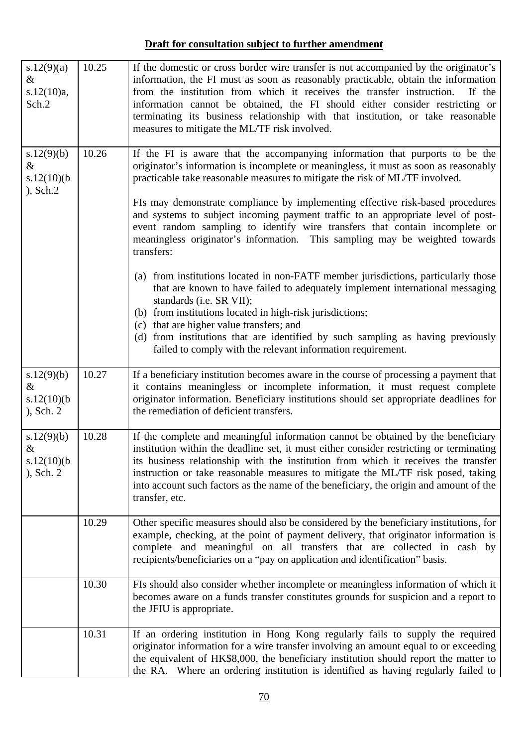**Draft for consultation subject to further amendment**

| | | |
|---|---|---|
| s.12(9)(a) & s.12(10)a, Sch.2 | 10.25 | If the domestic or cross border wire transfer is not accompanied by the originator's information, the FI must as soon as reasonably practicable, obtain the information from the institution from which it receives the transfer instruction. If the information cannot be obtained, the FI should either consider restricting or terminating its business relationship with that institution, or take reasonable measures to mitigate the ML/TF risk involved. |
| s.12(9)(b) & s.12(10)(b), Sch.2 | 10.26 | If the FI is aware that the accompanying information that purports to be the originator's information is incomplete or meaningless, it must as soon as reasonably practicable take reasonable measures to mitigate the risk of ML/TF involved.<br><br>FIs may demonstrate compliance by implementing effective risk-based procedures and systems to subject incoming payment traffic to an appropriate level of post-event random sampling to identify wire transfers that contain incomplete or meaningless originator's information. This sampling may be weighted towards transfers:<br><br>(a) from institutions located in non-FATF member jurisdictions, particularly those that are known to have failed to adequately implement international messaging standards (i.e. SR VII);<br>(b) from institutions located in high-risk jurisdictions;<br>(c) that are higher value transfers; and<br>(d) from institutions that are identified by such sampling as having previously failed to comply with the relevant information requirement. |
| s.12(9)(b) & s.12(10)(b), Sch. 2 | 10.27 | If a beneficiary institution becomes aware in the course of processing a payment that it contains meaningless or incomplete information, it must request complete originator information. Beneficiary institutions should set appropriate deadlines for the remediation of deficient transfers. |
| s.12(9)(b) & s.12(10)(b), Sch. 2 | 10.28 | If the complete and meaningful information cannot be obtained by the beneficiary institution within the deadline set, it must either consider restricting or terminating its business relationship with the institution from which it receives the transfer instruction or take reasonable measures to mitigate the ML/TF risk posed, taking into account such factors as the name of the beneficiary, the origin and amount of the transfer, etc. |
| | 10.29 | Other specific measures should also be considered by the beneficiary institutions, for example, checking, at the point of payment delivery, that originator information is complete and meaningful on all transfers that are collected in cash by recipients/beneficiaries on a "pay on application and identification" basis. |
| | 10.30 | FIs should also consider whether incomplete or meaningless information of which it becomes aware on a funds transfer constitutes grounds for suspicion and a report to the JFIU is appropriate. |
| | 10.31 | If an ordering institution in Hong Kong regularly fails to supply the required originator information for a wire transfer involving an amount equal to or exceeding the equivalent of HK$8,000, the beneficiary institution should report the matter to the RA. Where an ordering institution is identified as having regularly failed to |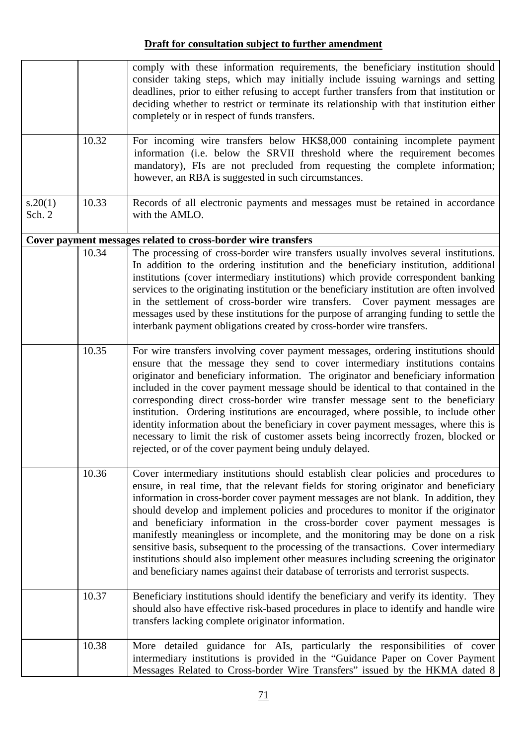**Draft for consultation subject to further amendment**

| | | |
|---|---|---|
| | | comply with these information requirements, the beneficiary institution should consider taking steps, which may initially include issuing warnings and setting deadlines, prior to either refusing to accept further transfers from that institution or deciding whether to restrict or terminate its relationship with that institution either completely or in respect of funds transfers. |
| | 10.32 | For incoming wire transfers below HK$8,000 containing incomplete payment information (i.e. below the SRVII threshold where the requirement becomes mandatory), FIs are not precluded from requesting the complete information; however, an RBA is suggested in such circumstances. |
| s.20(1) Sch. 2 | 10.33 | Records of all electronic payments and messages must be retained in accordance with the AMLO. |
| **Cover payment messages related to cross-border wire transfers** | | |
| | 10.34 | The processing of cross-border wire transfers usually involves several institutions. In addition to the ordering institution and the beneficiary institution, additional institutions (cover intermediary institutions) which provide correspondent banking services to the originating institution or the beneficiary institution are often involved in the settlement of cross-border wire transfers. Cover payment messages are messages used by these institutions for the purpose of arranging funding to settle the interbank payment obligations created by cross-border wire transfers. |
| | 10.35 | For wire transfers involving cover payment messages, ordering institutions should ensure that the message they send to cover intermediary institutions contains originator and beneficiary information. The originator and beneficiary information included in the cover payment message should be identical to that contained in the corresponding direct cross-border wire transfer message sent to the beneficiary institution. Ordering institutions are encouraged, where possible, to include other identity information about the beneficiary in cover payment messages, where this is necessary to limit the risk of customer assets being incorrectly frozen, blocked or rejected, or of the cover payment being unduly delayed. |
| | 10.36 | Cover intermediary institutions should establish clear policies and procedures to ensure, in real time, that the relevant fields for storing originator and beneficiary information in cross-border cover payment messages are not blank. In addition, they should develop and implement policies and procedures to monitor if the originator and beneficiary information in the cross-border cover payment messages is manifestly meaningless or incomplete, and the monitoring may be done on a risk sensitive basis, subsequent to the processing of the transactions. Cover intermediary institutions should also implement other measures including screening the originator and beneficiary names against their database of terrorists and terrorist suspects. |
| | 10.37 | Beneficiary institutions should identify the beneficiary and verify its identity. They should also have effective risk-based procedures in place to identify and handle wire transfers lacking complete originator information. |
| | 10.38 | More detailed guidance for AIs, particularly the responsibilities of cover intermediary institutions is provided in the "Guidance Paper on Cover Payment Messages Related to Cross-border Wire Transfers" issued by the HKMA dated 8 |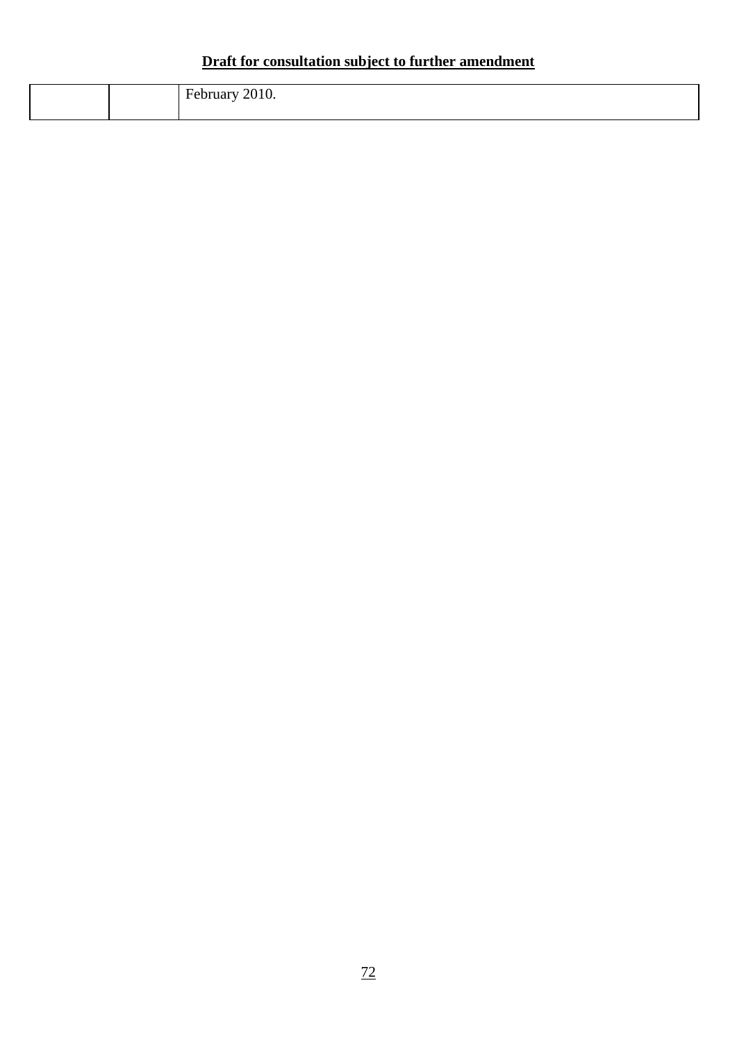| | | February 2010. |
|---|---|---|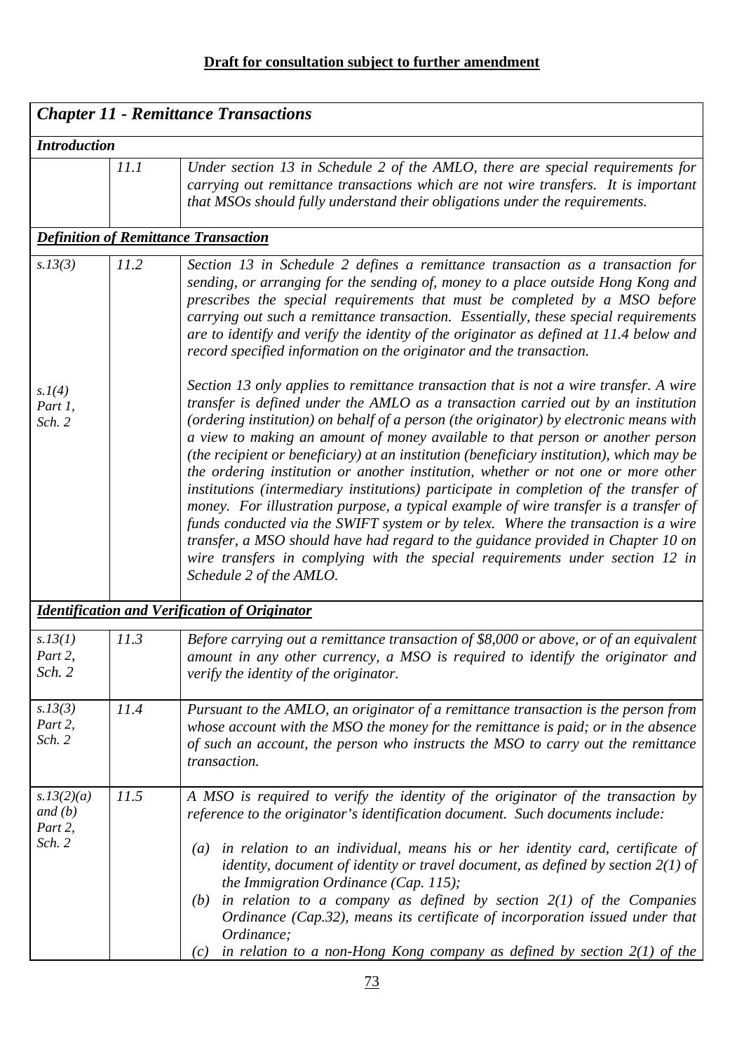**Draft for consultation subject to further amendment**

| *Chapter 11 - Remittance Transactions* | | |
|---|---|---|
| ***Introduction*** | | |
| | *11.1* | *Under section 13 in Schedule 2 of the AMLO, there are special requirements for carrying out remittance transactions which are not wire transfers. It is important that MSOs should fully understand their obligations under the requirements.* |
| ***Definition of Remittance Transaction*** | | |
| *s.13(3)*<br><br><br><br><br><br>*s.1(4) Part 1, Sch. 2* | *11.2* | *Section 13 in Schedule 2 defines a remittance transaction as a transaction for sending, or arranging for the sending of, money to a place outside Hong Kong and prescribes the special requirements that must be completed by a MSO before carrying out such a remittance transaction. Essentially, these special requirements are to identify and verify the identity of the originator as defined at 11.4 below and record specified information on the originator and the transaction.*<br><br>*Section 13 only applies to remittance transaction that is not a wire transfer. A wire transfer is defined under the AMLO as a transaction carried out by an institution (ordering institution) on behalf of a person (the originator) by electronic means with a view to making an amount of money available to that person or another person (the recipient or beneficiary) at an institution (beneficiary institution), which may be the ordering institution or another institution, whether or not one or more other institutions (intermediary institutions) participate in completion of the transfer of money. For illustration purpose, a typical example of wire transfer is a transfer of funds conducted via the SWIFT system or by telex. Where the transaction is a wire transfer, a MSO should have had regard to the guidance provided in Chapter 10 on wire transfers in complying with the special requirements under section 12 in Schedule 2 of the AMLO.* |
| ***Identification and Verification of Originator*** | | |
| *s.13(1) Part 2, Sch. 2* | *11.3* | *Before carrying out a remittance transaction of $8,000 or above, or of an equivalent amount in any other currency, a MSO is required to identify the originator and verify the identity of the originator.* |
| *s.13(3) Part 2, Sch. 2* | *11.4* | *Pursuant to the AMLO, an originator of a remittance transaction is the person from whose account with the MSO the money for the remittance is paid; or in the absence of such an account, the person who instructs the MSO to carry out the remittance transaction.* |
| *s.13(2)(a) and (b) Part 2, Sch. 2* | *11.5* | *A MSO is required to verify the identity of the originator of the transaction by reference to the originator's identification document. Such documents include:*<br><br>*(a) in relation to an individual, means his or her identity card, certificate of identity, document of identity or travel document, as defined by section 2(1) of the Immigration Ordinance (Cap. 115);*<br>*(b) in relation to a company as defined by section 2(1) of the Companies Ordinance (Cap.32), means its certificate of incorporation issued under that Ordinance;*<br>*(c) in relation to a non-Hong Kong company as defined by section 2(1) of the* |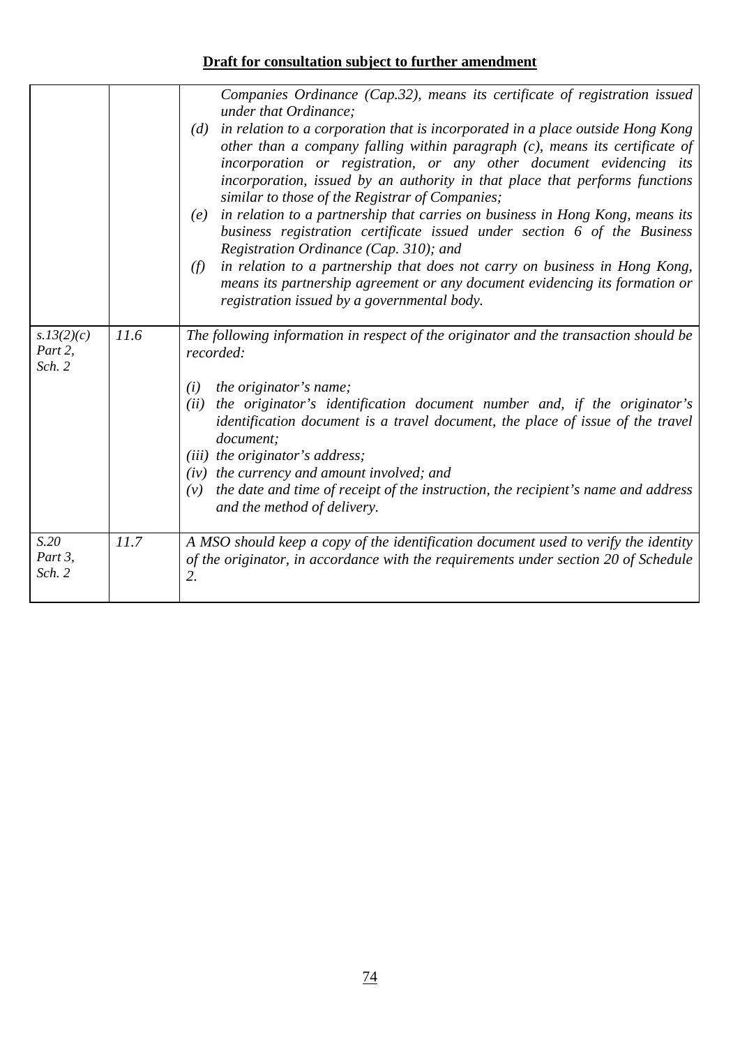**Draft for consultation subject to further amendment**

| | | |
|---|---|---|
| | | *Companies Ordinance (Cap.32), means its certificate of registration issued under that Ordinance;*<br>*(d) in relation to a corporation that is incorporated in a place outside Hong Kong other than a company falling within paragraph (c), means its certificate of incorporation or registration, or any other document evidencing its incorporation, issued by an authority in that place that performs functions similar to those of the Registrar of Companies;*<br>*(e) in relation to a partnership that carries on business in Hong Kong, means its business registration certificate issued under section 6 of the Business Registration Ordinance (Cap. 310); and*<br>*(f) in relation to a partnership that does not carry on business in Hong Kong, means its partnership agreement or any document evidencing its formation or registration issued by a governmental body.* |
| *s.13(2)(c) Part 2, Sch. 2* | *11.6* | *The following information in respect of the originator and the transaction should be recorded:*<br><br>*(i) the originator's name;*<br>*(ii) the originator's identification document number and, if the originator's identification document is a travel document, the place of issue of the travel document;*<br>*(iii) the originator's address;*<br>*(iv) the currency and amount involved; and*<br>*(v) the date and time of receipt of the instruction, the recipient's name and address and the method of delivery.* |
| *S.20 Part 3, Sch. 2* | *11.7* | *A MSO should keep a copy of the identification document used to verify the identity of the originator, in accordance with the requirements under section 20 of Schedule 2.* |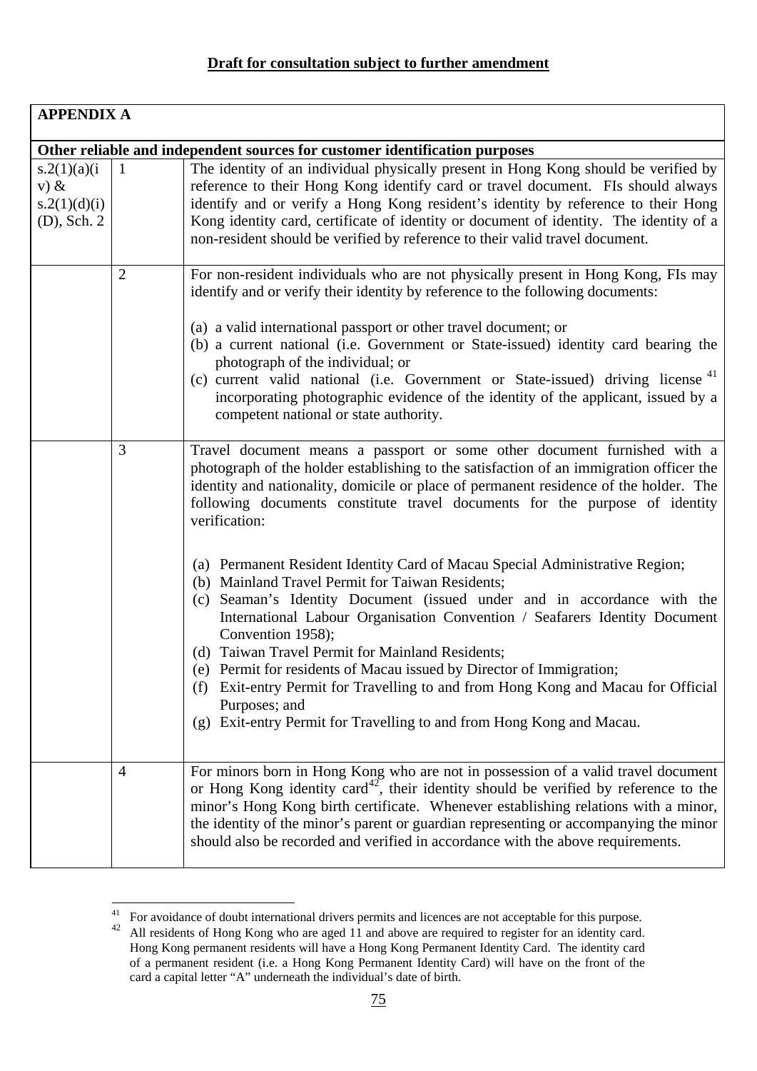**Draft for consultation subject to further amendment**

| **APPENDIX A** | | |
|---|---|---|
| **Other reliable and independent sources for customer identification purposes** | | |
| s.2(1)(a)(iv) & s.2(1)(d)(i)(D), Sch. 2 | 1 | The identity of an individual physically present in Hong Kong should be verified by reference to their Hong Kong identify card or travel document. FIs should always identify and or verify a Hong Kong resident's identity by reference to their Hong Kong identity card, certificate of identity or document of identity. The identity of a non-resident should be verified by reference to their valid travel document. |
| | 2 | For non-resident individuals who are not physically present in Hong Kong, FIs may identify and or verify their identity by reference to the following documents:<br><br>(a) a valid international passport or other travel document; or<br>(b) a current national (i.e. Government or State-issued) identity card bearing the photograph of the individual; or<br>(c) current valid national (i.e. Government or State-issued) driving license [41] incorporating photographic evidence of the identity of the applicant, issued by a competent national or state authority. |
| | 3 | Travel document means a passport or some other document furnished with a photograph of the holder establishing to the satisfaction of an immigration officer the identity and nationality, domicile or place of permanent residence of the holder. The following documents constitute travel documents for the purpose of identity verification:<br><br>(a) Permanent Resident Identity Card of Macau Special Administrative Region;<br>(b) Mainland Travel Permit for Taiwan Residents;<br>(c) Seaman's Identity Document (issued under and in accordance with the International Labour Organisation Convention / Seafarers Identity Document Convention 1958);<br>(d) Taiwan Travel Permit for Mainland Residents;<br>(e) Permit for residents of Macau issued by Director of Immigration;<br>(f) Exit-entry Permit for Travelling to and from Hong Kong and Macau for Official Purposes; and<br>(g) Exit-entry Permit for Travelling to and from Hong Kong and Macau. |
| | 4 | For minors born in Hong Kong who are not in possession of a valid travel document or Hong Kong identity card[42], their identity should be verified by reference to the minor's Hong Kong birth certificate. Whenever establishing relations with a minor, the identity of the minor's parent or guardian representing or accompanying the minor should also be recorded and verified in accordance with the above requirements. |

[41] For avoidance of doubt international drivers permits and licences are not acceptable for this purpose.

[42] All residents of Hong Kong who are aged 11 and above are required to register for an identity card. Hong Kong permanent residents will have a Hong Kong Permanent Identity Card. The identity card of a permanent resident (i.e. a Hong Kong Permanent Identity Card) will have on the front of the card a capital letter "A" underneath the individual's date of birth.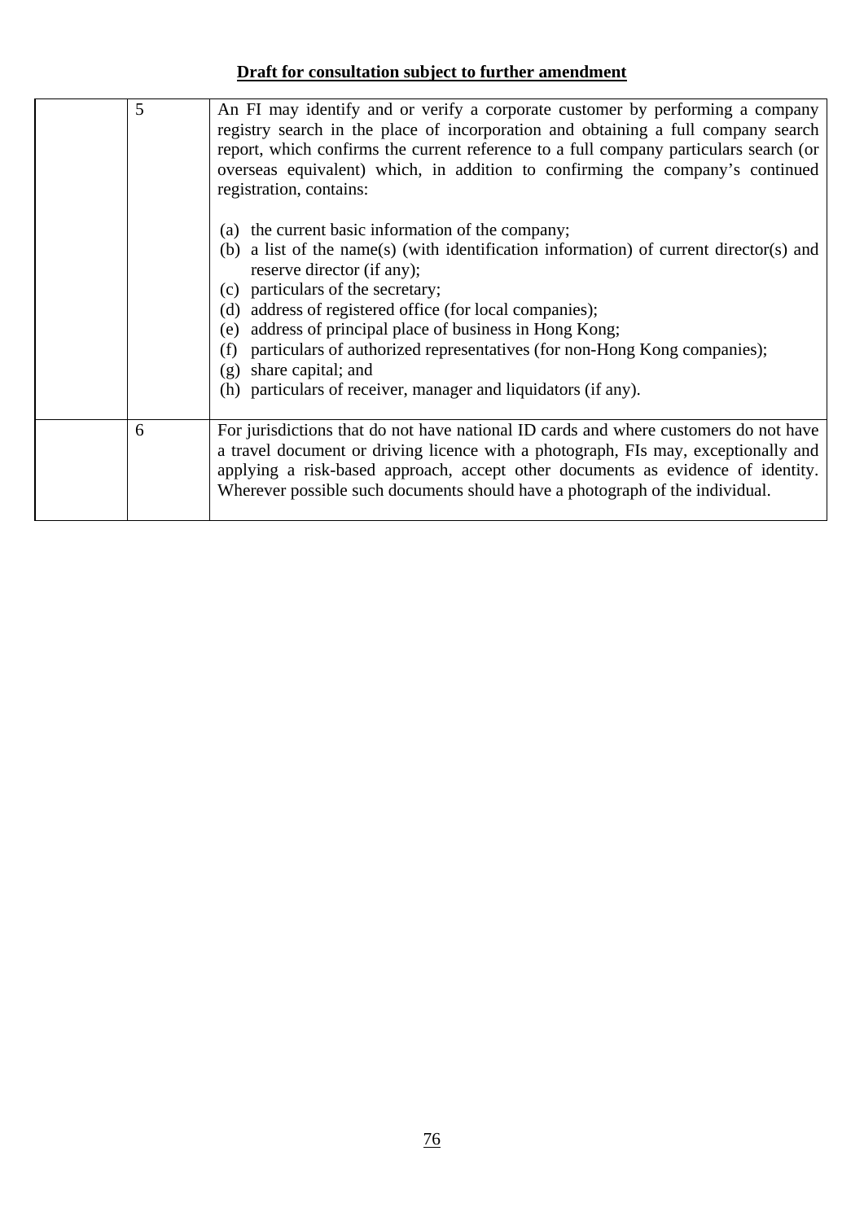**Draft for consultation subject to further amendment**

| | | |
|---|---|---|
| | 5 | An FI may identify and or verify a corporate customer by performing a company registry search in the place of incorporation and obtaining a full company search report, which confirms the current reference to a full company particulars search (or overseas equivalent) which, in addition to confirming the company's continued registration, contains:<br><br>(a) the current basic information of the company;<br>(b) a list of the name(s) (with identification information) of current director(s) and reserve director (if any);<br>(c) particulars of the secretary;<br>(d) address of registered office (for local companies);<br>(e) address of principal place of business in Hong Kong;<br>(f) particulars of authorized representatives (for non-Hong Kong companies);<br>(g) share capital; and<br>(h) particulars of receiver, manager and liquidators (if any). |
| | 6 | For jurisdictions that do not have national ID cards and where customers do not have a travel document or driving licence with a photograph, FIs may, exceptionally and applying a risk-based approach, accept other documents as evidence of identity. Wherever possible such documents should have a photograph of the individual. |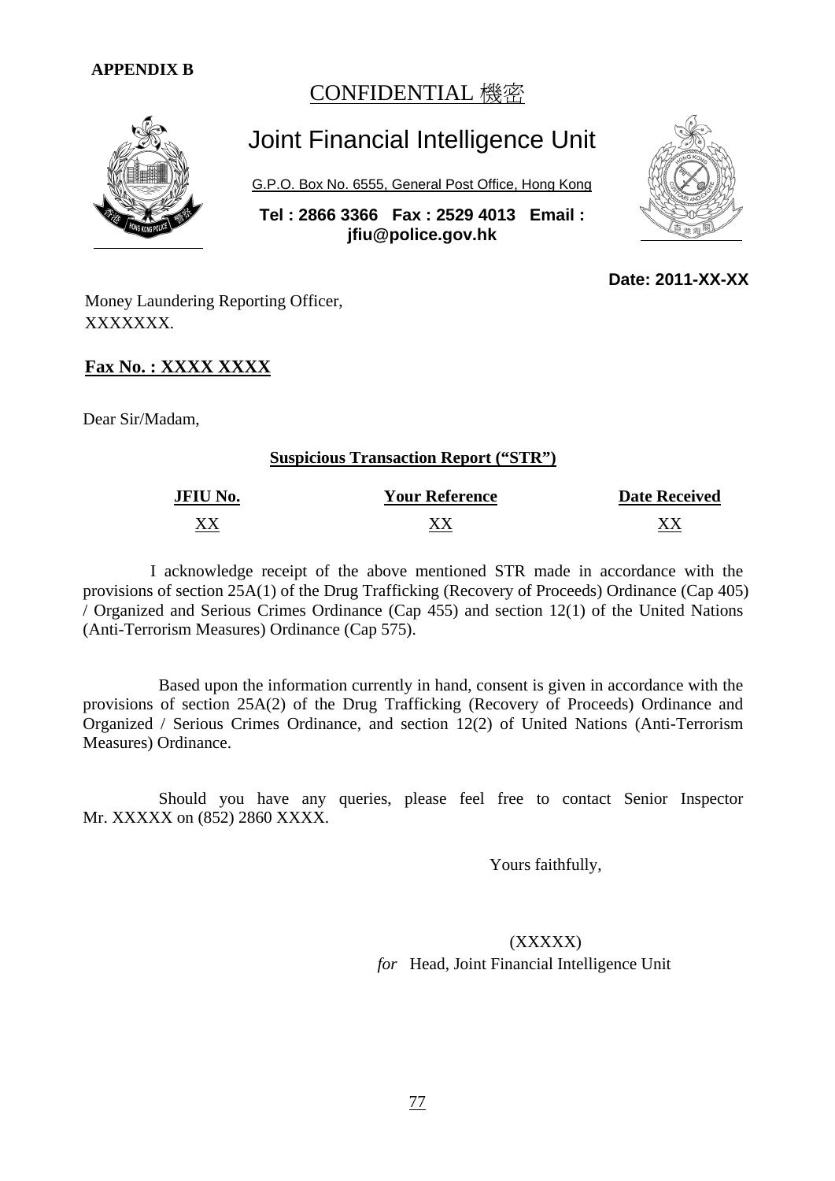**APPENDIX B**

CONFIDENTIAL 機密

# Joint Financial Intelligence Unit

G.P.O. Box No. 6555, General Post Office, Hong Kong

**Tel : 2866 3366 Fax : 2529 4013 Email : jfiu@police.gov.hk**

**Date: 2011-XX-XX**

Money Laundering Reporting Officer,
XXXXXXX.

**Fax No. : XXXX XXXX**

Dear Sir/Madam,

**Suspicious Transaction Report ("STR")**

| JFIU No. | Your Reference | Date Received |
|---|---|---|
| XX | XX | XX |

I acknowledge receipt of the above mentioned STR made in accordance with the provisions of section 25A(1) of the Drug Trafficking (Recovery of Proceeds) Ordinance (Cap 405) / Organized and Serious Crimes Ordinance (Cap 455) and section 12(1) of the United Nations (Anti-Terrorism Measures) Ordinance (Cap 575).

Based upon the information currently in hand, consent is given in accordance with the provisions of section 25A(2) of the Drug Trafficking (Recovery of Proceeds) Ordinance and Organized / Serious Crimes Ordinance, and section 12(2) of United Nations (Anti-Terrorism Measures) Ordinance.

Should you have any queries, please feel free to contact Senior Inspector Mr. XXXXX on (852) 2860 XXXX.

Yours faithfully,

(XXXXX)
*for* Head, Joint Financial Intelligence Unit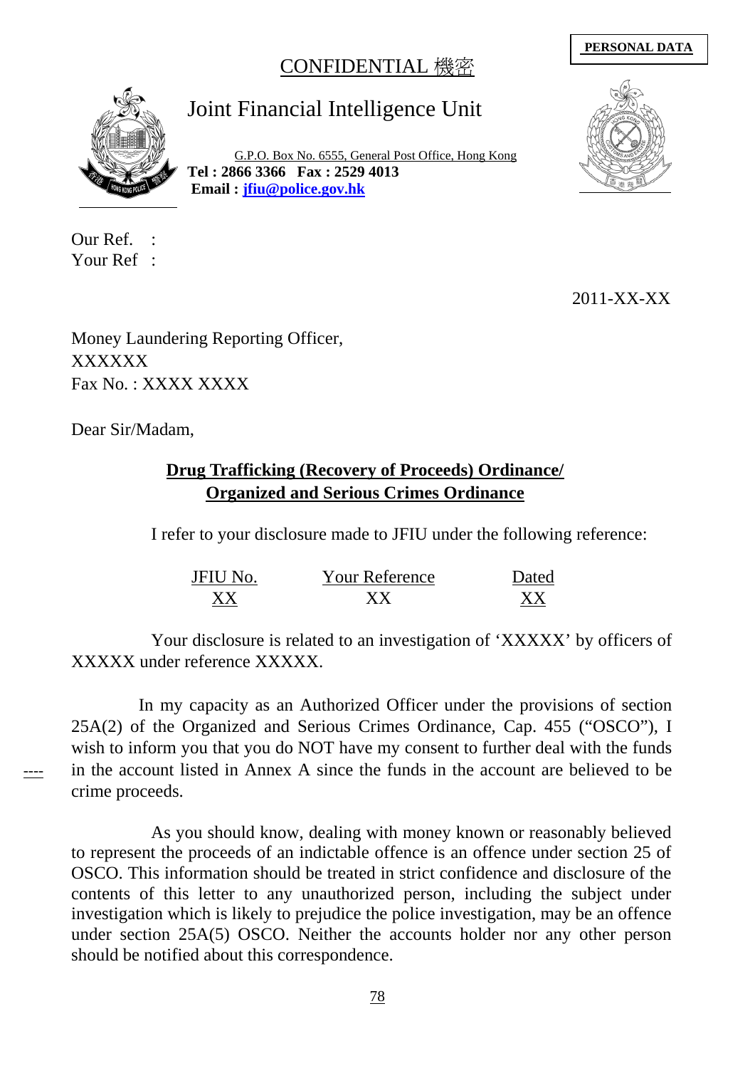**PERSONAL DATA**

CONFIDENTIAL 機密

# Joint Financial Intelligence Unit

G.P.O. Box No. 6555, General Post Office, Hong Kong
**Tel : 2866 3366 Fax : 2529 4013**
**Email : jfiu@police.gov.hk**

Our Ref. :
Your Ref :

2011-XX-XX

Money Laundering Reporting Officer,
XXXXXX
Fax No. : XXXX XXXX

Dear Sir/Madam,

**Drug Trafficking (Recovery of Proceeds) Ordinance/**
**Organized and Serious Crimes Ordinance**

I refer to your disclosure made to JFIU under the following reference:

| JFIU No. | Your Reference | Dated |
|---|---|---|
| XX | XX | XX |

Your disclosure is related to an investigation of 'XXXXX' by officers of XXXXX under reference XXXXX.

In my capacity as an Authorized Officer under the provisions of section 25A(2) of the Organized and Serious Crimes Ordinance, Cap. 455 ("OSCO"), I wish to inform you that you do NOT have my consent to further deal with the funds in the account listed in Annex A since the funds in the account are believed to be crime proceeds.

As you should know, dealing with money known or reasonably believed to represent the proceeds of an indictable offence is an offence under section 25 of OSCO. This information should be treated in strict confidence and disclosure of the contents of this letter to any unauthorized person, including the subject under investigation which is likely to prejudice the police investigation, may be an offence under section 25A(5) OSCO. Neither the accounts holder nor any other person should be notified about this correspondence.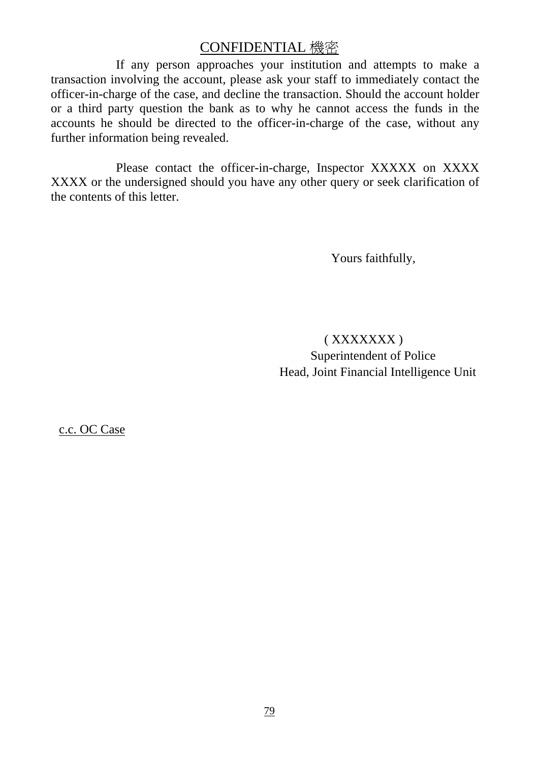CONFIDENTIAL 機密

If any person approaches your institution and attempts to make a transaction involving the account, please ask your staff to immediately contact the officer-in-charge of the case, and decline the transaction. Should the account holder or a third party question the bank as to why he cannot access the funds in the accounts he should be directed to the officer-in-charge of the case, without any further information being revealed.

Please contact the officer-in-charge, Inspector XXXXX on XXXX XXXX or the undersigned should you have any other query or seek clarification of the contents of this letter.

Yours faithfully,

( XXXXXXX )
Superintendent of Police
Head, Joint Financial Intelligence Unit

c.c. OC Case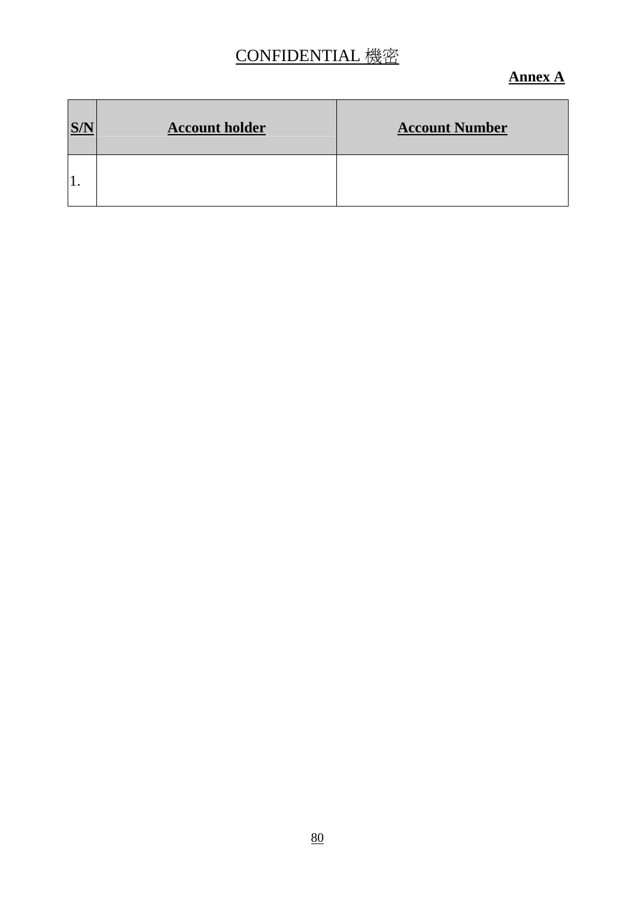CONFIDENTIAL 機密

**Annex A**

| **S/N** | **Account holder** | **Account Number** |
|---|---|---|
| 1. | | |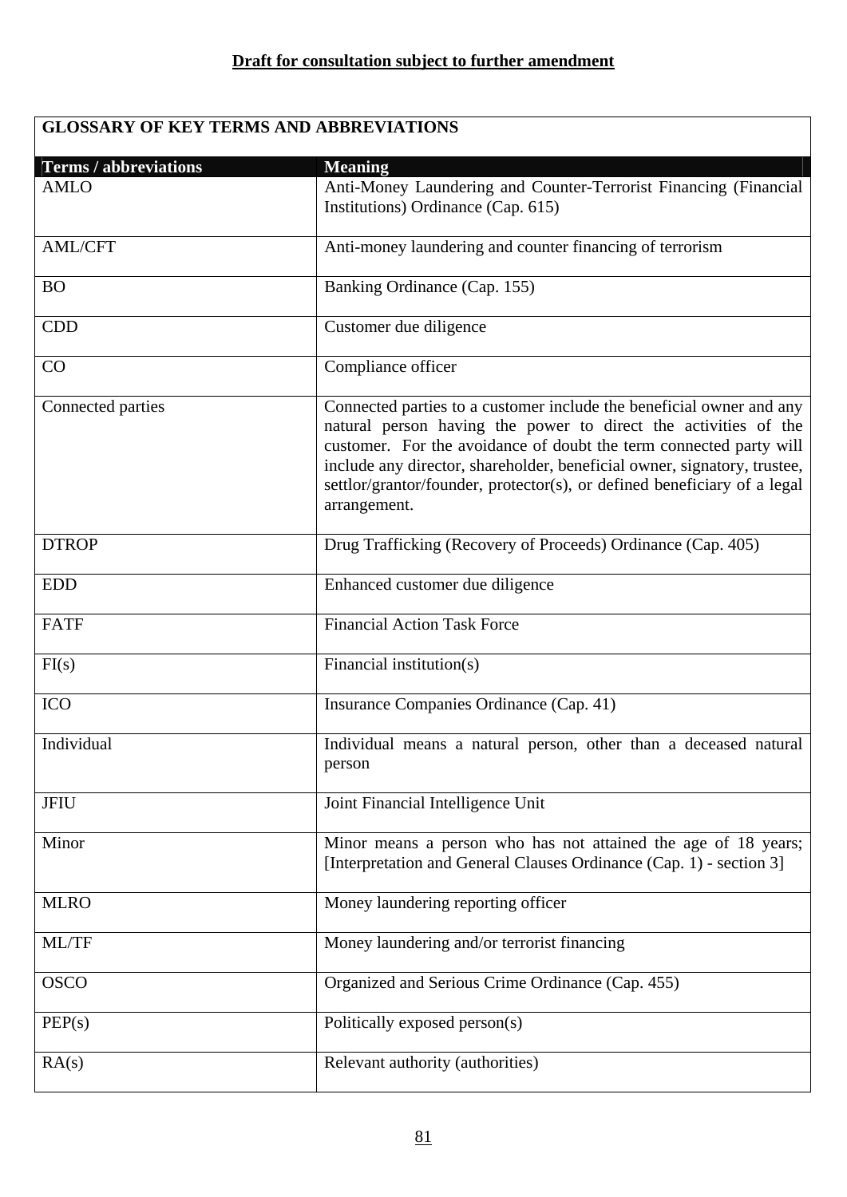**Draft for consultation subject to further amendment**

| GLOSSARY OF KEY TERMS AND ABBREVIATIONS | |
|---|---|
| **Terms / abbreviations** | **Meaning** |
| AMLO | Anti-Money Laundering and Counter-Terrorist Financing (Financial Institutions) Ordinance (Cap. 615) |
| AML/CFT | Anti-money laundering and counter financing of terrorism |
| BO | Banking Ordinance (Cap. 155) |
| CDD | Customer due diligence |
| CO | Compliance officer |
| Connected parties | Connected parties to a customer include the beneficial owner and any natural person having the power to direct the activities of the customer. For the avoidance of doubt the term connected party will include any director, shareholder, beneficial owner, signatory, trustee, settlor/grantor/founder, protector(s), or defined beneficiary of a legal arrangement. |
| DTROP | Drug Trafficking (Recovery of Proceeds) Ordinance (Cap. 405) |
| EDD | Enhanced customer due diligence |
| FATF | Financial Action Task Force |
| FI(s) | Financial institution(s) |
| ICO | Insurance Companies Ordinance (Cap. 41) |
| Individual | Individual means a natural person, other than a deceased natural person |
| JFIU | Joint Financial Intelligence Unit |
| Minor | Minor means a person who has not attained the age of 18 years; [Interpretation and General Clauses Ordinance (Cap. 1) - section 3] |
| MLRO | Money laundering reporting officer |
| ML/TF | Money laundering and/or terrorist financing |
| OSCO | Organized and Serious Crime Ordinance (Cap. 455) |
| PEP(s) | Politically exposed person(s) |
| RA(s) | Relevant authority (authorities) |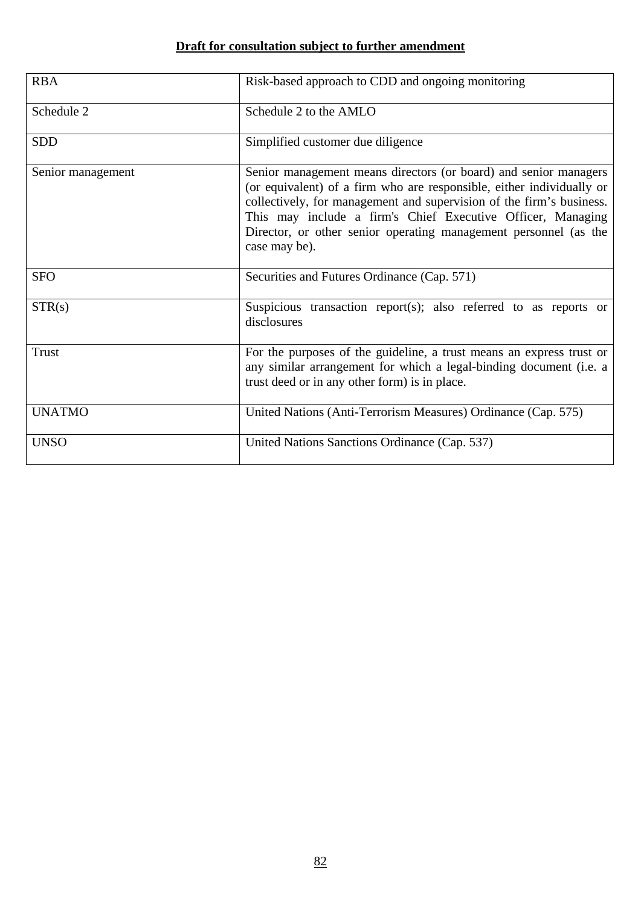**Draft for consultation subject to further amendment**

| | |
|---|---|
| RBA | Risk-based approach to CDD and ongoing monitoring |
| Schedule 2 | Schedule 2 to the AMLO |
| SDD | Simplified customer due diligence |
| Senior management | Senior management means directors (or board) and senior managers (or equivalent) of a firm who are responsible, either individually or collectively, for management and supervision of the firm's business. This may include a firm's Chief Executive Officer, Managing Director, or other senior operating management personnel (as the case may be). |
| SFO | Securities and Futures Ordinance (Cap. 571) |
| STR(s) | Suspicious transaction report(s); also referred to as reports or disclosures |
| Trust | For the purposes of the guideline, a trust means an express trust or any similar arrangement for which a legal-binding document (i.e. a trust deed or in any other form) is in place. |
| UNATMO | United Nations (Anti-Terrorism Measures) Ordinance (Cap. 575) |
| UNSO | United Nations Sanctions Ordinance (Cap. 537) |